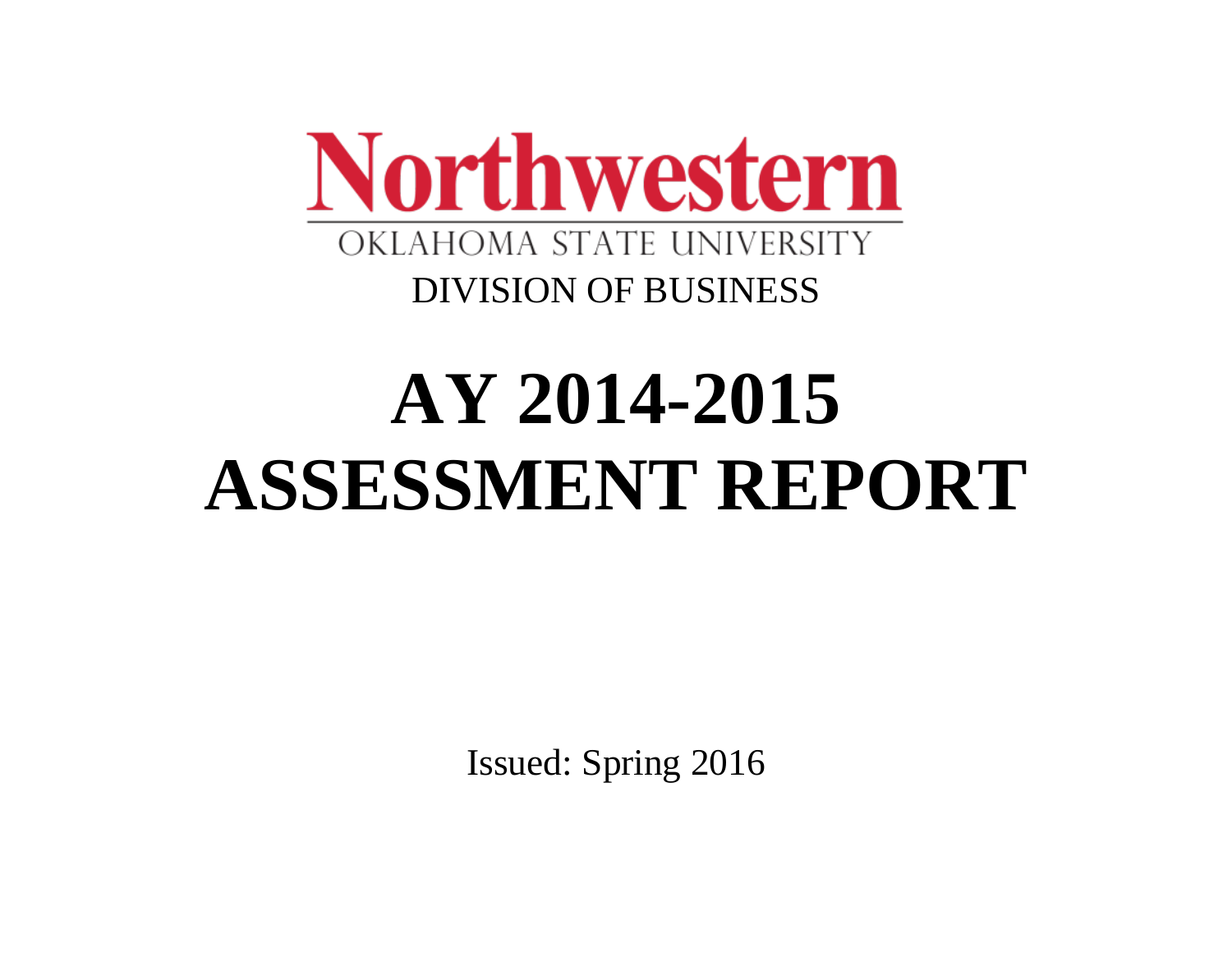# Northwestern

OKLAHOMA STATE UNIVERSITY

DIVISION OF BUSINESS

# AY 2014-2015 ASSESSMENT REPORT

Issued: Spring 2016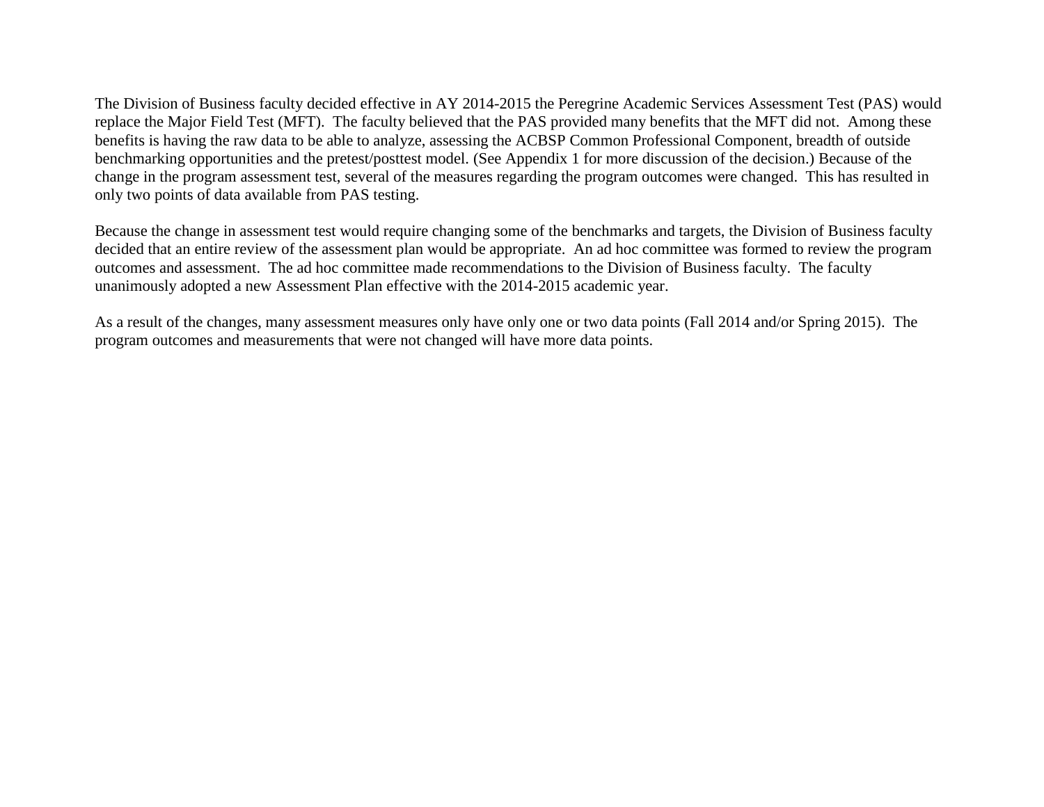The Division of Business faculty decided effective in AY 2014-2015 the Peregrine Academic Services Assessment Test (PAS) would replace the Major Field Test (MFT). The faculty believed that the PAS provided many benefits that the MFT did not. Among these benefits is having the raw data to be able to analyze, assessing the ACBSP Common Professional Component, breadth of outside benchmarking opportunities and the pretest/posttest model. (See Appendix 1 for more discussion of the decision.) Because of the change in the program assessment test, several of the measures regarding the program outcomes were changed. This has resulted in only two points of data available from PAS testing.

Because the change in assessment test would require changing some of the benchmarks and targets, the Division of Business faculty decided that an entire review of the assessment plan would be appropriate. An ad hoc committee was formed to review the program outcomes and assessment. The ad hoc committee made recommendations to the Division of Business faculty. The faculty unanimously adopted a new Assessment Plan effective with the 2014-2015 academic year.

As a result of the changes, many assessment measures only have only one or two data points (Fall 2014 and/or Spring 2015). The program outcomes and measurements that were not changed will have more data points.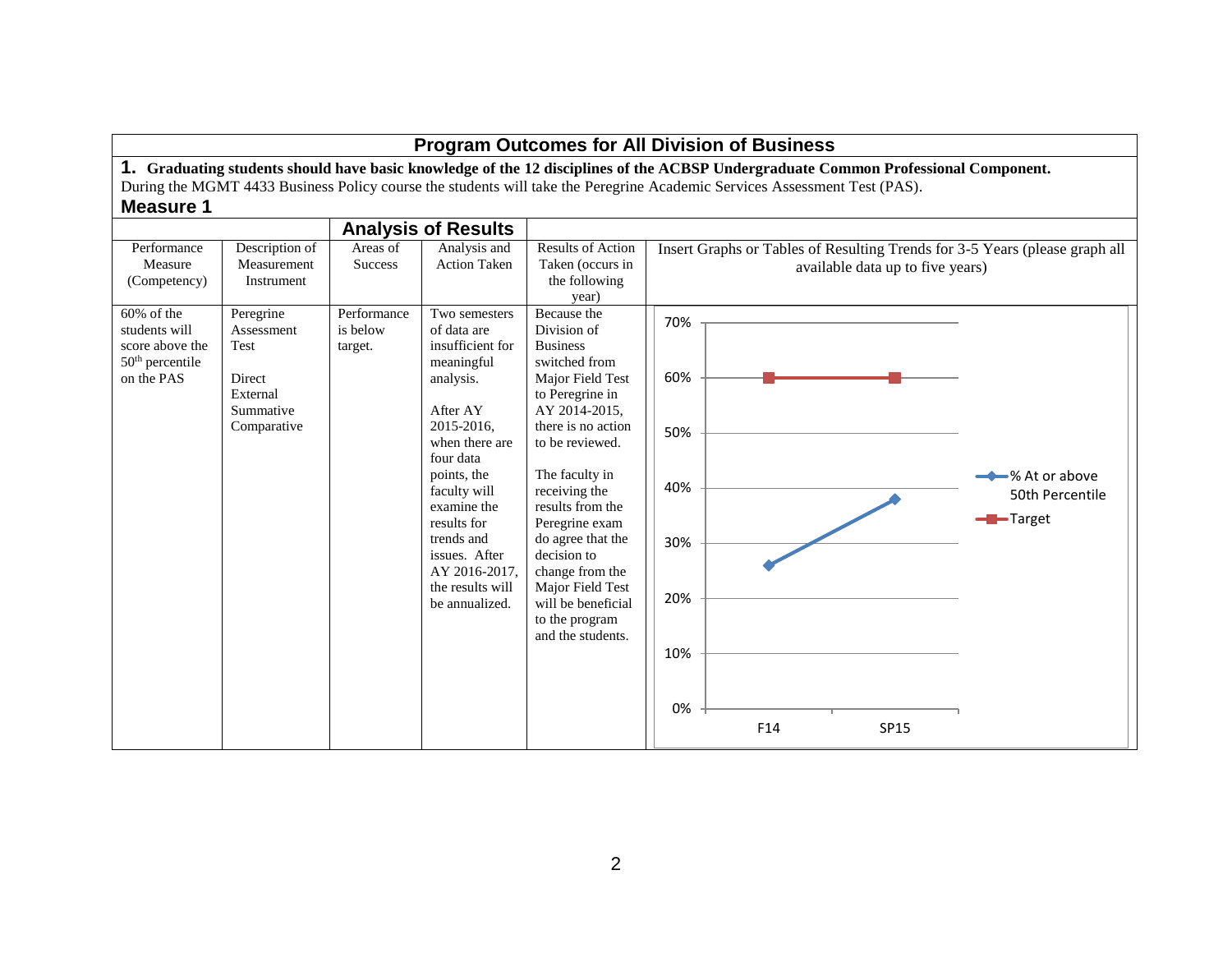# Program Outcomes for All Division of Business

**1. Graduating students should have basic knowledge of the 12 disciplines of the ACBSP Undergraduate Common Professional Component.**

During the MGMT 4433 Business Policy course the students will take the Peregrine Academic Services Assessment Test (PAS).

## Measure 1

| Performance Measure (Competency) | Description of Measurement Instrument | Areas of Success | Analysis and Action Taken | Results of Action Taken (occurs in the following year) | Insert Graphs or Tables of Resulting Trends for 3-5 Years (please graph all available data up to five years) |
|---|---|---|---|---|---|
| | | **Analysis of Results** | | | |
| 60% of the students will score above the 50th percentile on the PAS | Peregrine Assessment Test<br><br>Direct External Summative Comparative | Performance is below target. | Two semesters of data are insufficient for meaningful analysis.<br><br>After AY 2015-2016, when there are four data points, the faculty will examine the results for trends and issues. After AY 2016-2017, the results will be annualized. | Because the Division of Business switched from Major Field Test to Peregrine in AY 2014-2015, there is no action to be reviewed.<br><br>The faculty in receiving the results from the Peregrine exam do agree that the decision to change from the Major Field Test will be beneficial to the program and the students. | Chart data: % At or above 50th Percentile — F14: 26%, SP15: 38%; Target — F14: 60%, SP15: 60% |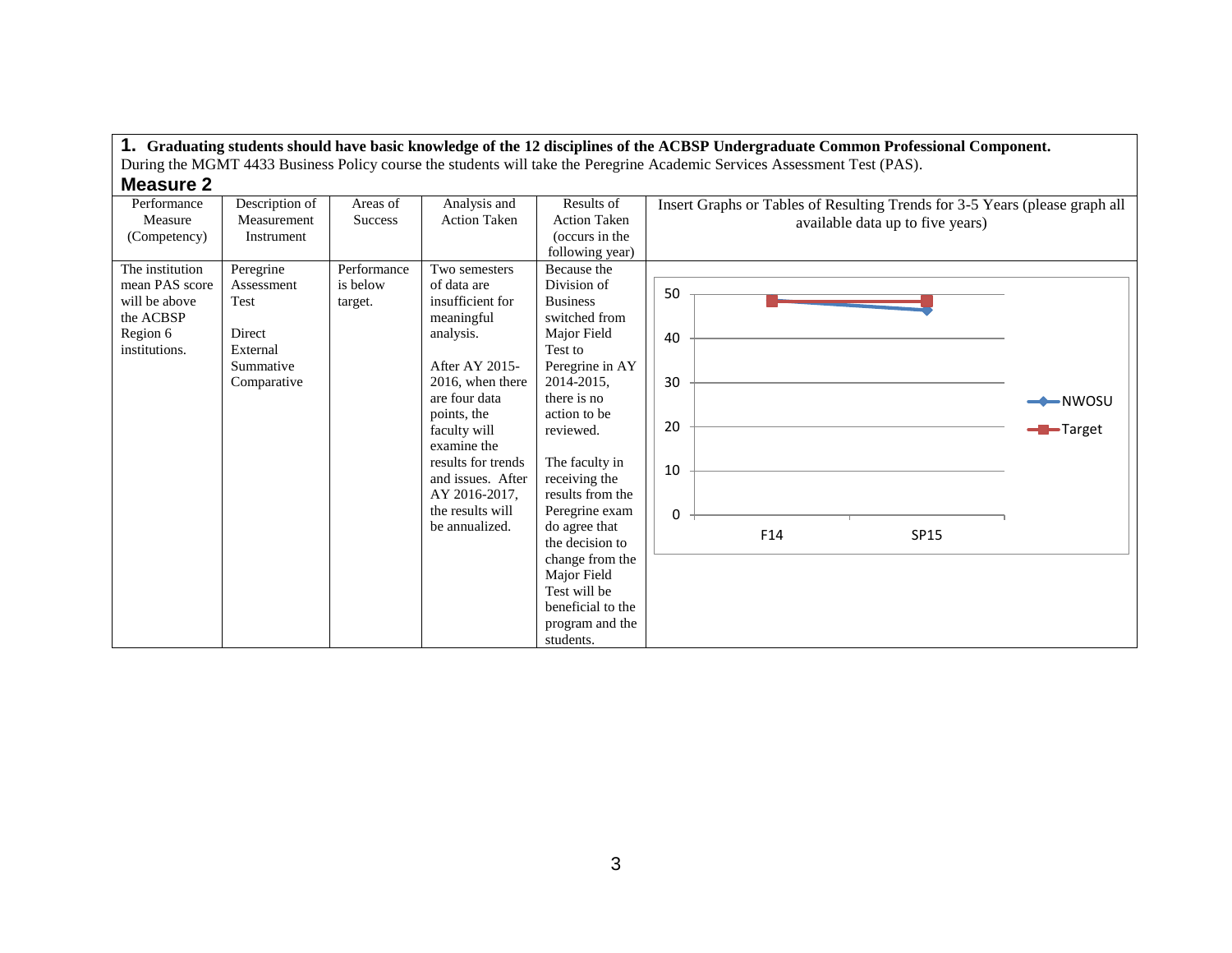**1. Graduating students should have basic knowledge of the 12 disciplines of the ACBSP Undergraduate Common Professional Component.**
During the MGMT 4433 Business Policy course the students will take the Peregrine Academic Services Assessment Test (PAS).

## Measure 2

| Performance Measure (Competency) | Description of Measurement Instrument | Areas of Success | Analysis and Action Taken | Results of Action Taken (occurs in the following year) | Insert Graphs or Tables of Resulting Trends for 3-5 Years (please graph all available data up to five years) |
|---|---|---|---|---|---|
| The institution mean PAS score will be above the ACBSP Region 6 institutions. | Peregrine Assessment Test<br><br>Direct External Summative Comparative | Performance is below target. | Two semesters of data are insufficient for meaningful analysis.<br><br>After AY 2015-2016, when there are four data points, the faculty will examine the results for trends and issues. After AY 2016-2017, the results will be annualized. | Because the Division of Business switched from Major Field Test to Peregrine in AY 2014-2015, there is no action to be reviewed.<br><br>The faculty in receiving the results from the Peregrine exam do agree that the decision to change from the Major Field Test will be beneficial to the program and the students. | Chart (y-axis 0–50; x-axis F14, SP15; series: NWOSU, Target) |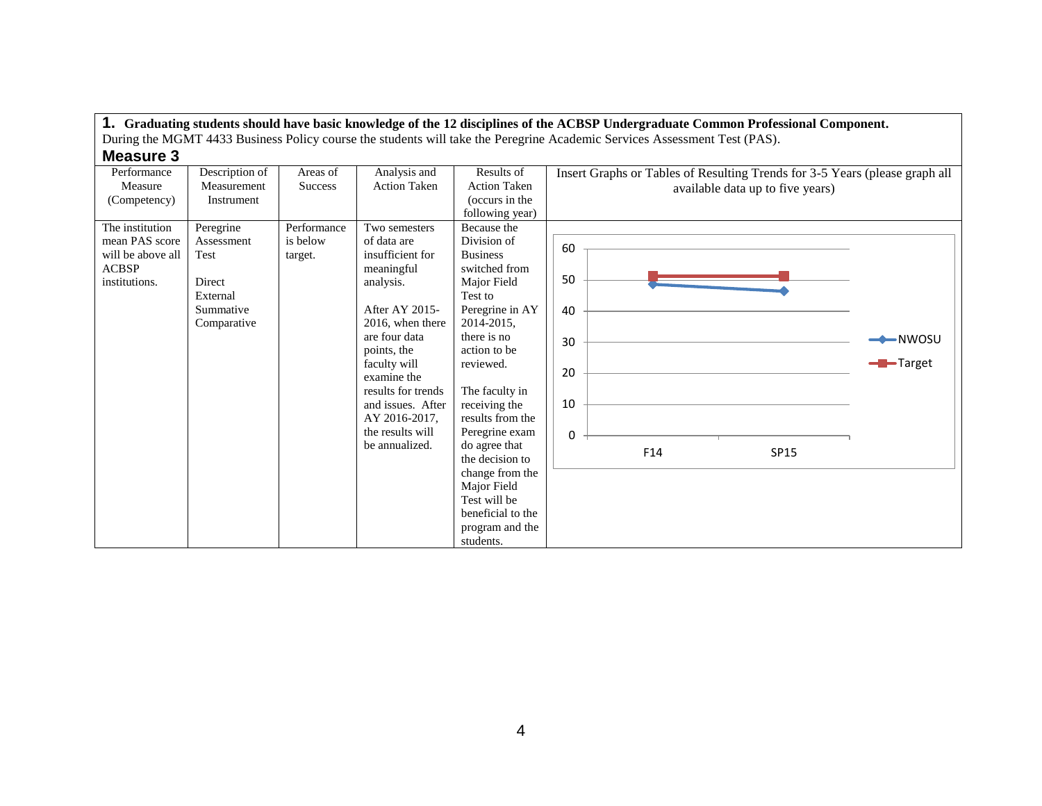**1. Graduating students should have basic knowledge of the 12 disciplines of the ACBSP Undergraduate Common Professional Component.**
During the MGMT 4433 Business Policy course the students will take the Peregrine Academic Services Assessment Test (PAS).

**Measure 3**

| Performance Measure (Competency) | Description of Measurement Instrument | Areas of Success | Analysis and Action Taken | Results of Action Taken (occurs in the following year) | Insert Graphs or Tables of Resulting Trends for 3-5 Years (please graph all available data up to five years) |
|---|---|---|---|---|---|
| The institution mean PAS score will be above all ACBSP institutions. | Peregrine Assessment Test<br><br>Direct External Summative Comparative | Performance is below target. | Two semesters of data are insufficient for meaningful analysis.<br><br>After AY 2015-2016, when there are four data points, the faculty will examine the results for trends and issues. After AY 2016-2017, the results will be annualized. | Because the Division of Business switched from Major Field Test to Peregrine in AY 2014-2015, there is no action to be reviewed.<br><br>The faculty in receiving the results from the Peregrine exam do agree that the decision to change from the Major Field Test will be beneficial to the program and the students. | Line chart (y-axis 0–60; x-axis F14, SP15). Series: NWOSU, Target. |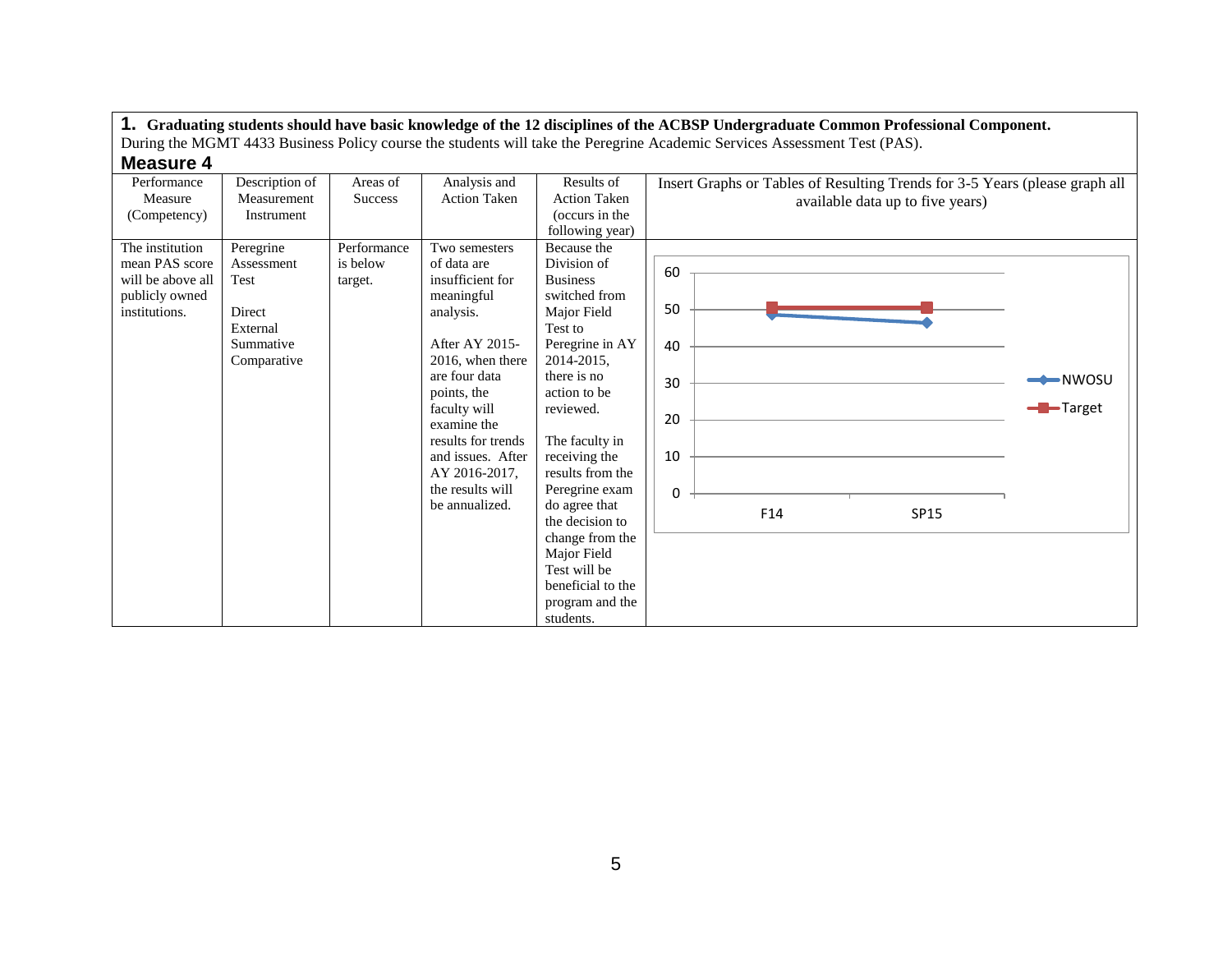**1. Graduating students should have basic knowledge of the 12 disciplines of the ACBSP Undergraduate Common Professional Component.**
During the MGMT 4433 Business Policy course the students will take the Peregrine Academic Services Assessment Test (PAS).

## Measure 4

| Performance Measure (Competency) | Description of Measurement Instrument | Areas of Success | Analysis and Action Taken | Results of Action Taken (occurs in the following year) | Insert Graphs or Tables of Resulting Trends for 3-5 Years (please graph all available data up to five years) |
|---|---|---|---|---|---|
| The institution mean PAS score will be above all publicly owned institutions. | Peregrine Assessment Test<br><br>Direct External Summative Comparative | Performance is below target. | Two semesters of data are insufficient for meaningful analysis.<br><br>After AY 2015-2016, when there are four data points, the faculty will examine the results for trends and issues. After AY 2016-2017, the results will be annualized. | Because the Division of Business switched from Major Field Test to Peregrine in AY 2014-2015, there is no action to be reviewed.<br><br>The faculty in receiving the results from the Peregrine exam do agree that the decision to change from the Major Field Test will be beneficial to the program and the students. | Line chart (y-axis 0–60): NWOSU — F14 ≈ 49, SP15 ≈ 47; Target — F14 ≈ 51, SP15 ≈ 51 |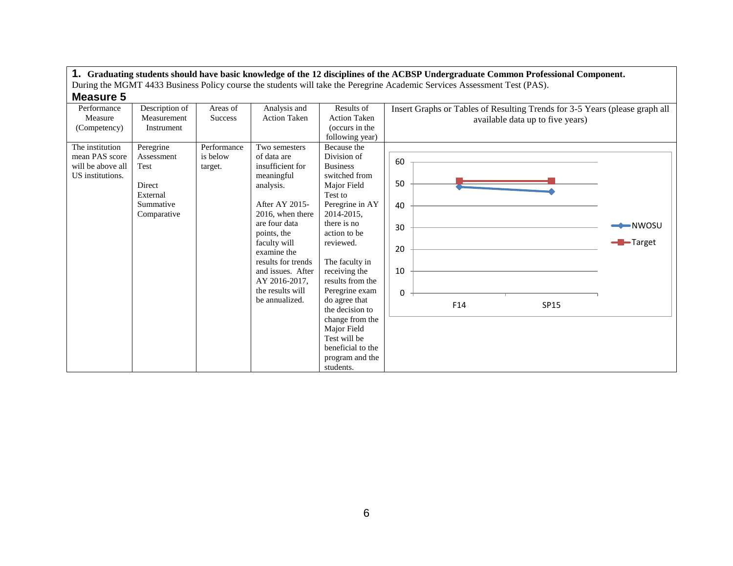**1. Graduating students should have basic knowledge of the 12 disciplines of the ACBSP Undergraduate Common Professional Component.**

During the MGMT 4433 Business Policy course the students will take the Peregrine Academic Services Assessment Test (PAS).

## Measure 5

| Performance Measure (Competency) | Description of Measurement Instrument | Areas of Success | Analysis and Action Taken | Results of Action Taken (occurs in the following year) | Insert Graphs or Tables of Resulting Trends for 3-5 Years (please graph all available data up to five years) |
|---|---|---|---|---|---|
| The institution mean PAS score will be above all US institutions. | Peregrine Assessment Test<br><br>Direct External Summative Comparative | Performance is below target. | Two semesters of data are insufficient for meaningful analysis.<br><br>After AY 2015-2016, when there are four data points, the faculty will examine the results for trends and issues. After AY 2016-2017, the results will be annualized. | Because the Division of Business switched from Major Field Test to Peregrine in AY 2014-2015, there is no action to be reviewed.<br><br>The faculty in receiving the results from the Peregrine exam do agree that the decision to change from the Major Field Test will be beneficial to the program and the students. | Line chart (y-axis 0–60; x-axis F14, SP15); series: NWOSU, Target |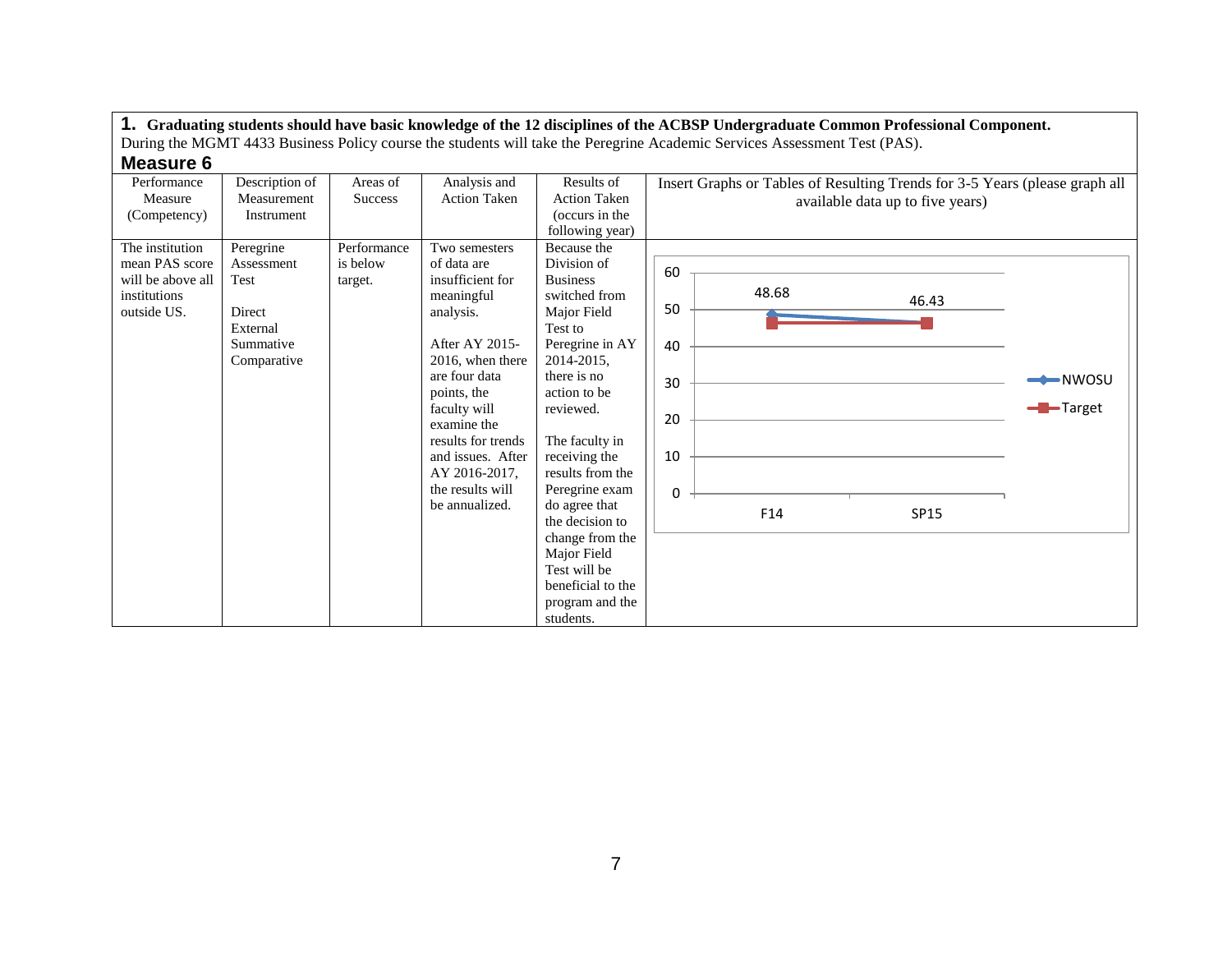**1. Graduating students should have basic knowledge of the 12 disciplines of the ACBSP Undergraduate Common Professional Component.**
During the MGMT 4433 Business Policy course the students will take the Peregrine Academic Services Assessment Test (PAS).

## Measure 6

| Performance Measure (Competency) | Description of Measurement Instrument | Areas of Success | Analysis and Action Taken | Results of Action Taken (occurs in the following year) | Insert Graphs or Tables of Resulting Trends for 3-5 Years (please graph all available data up to five years) |
|---|---|---|---|---|---|
| The institution mean PAS score will be above all institutions outside US. | Peregrine Assessment Test<br><br>Direct External Summative Comparative | Performance is below target. | Two semesters of data are insufficient for meaningful analysis.<br><br>After AY 2015-2016, when there are four data points, the faculty will examine the results for trends and issues. After AY 2016-2017, the results will be annualized. | Because the Division of Business switched from Major Field Test to Peregrine in AY 2014-2015, there is no action to be reviewed.<br><br>The faculty in receiving the results from the Peregrine exam do agree that the decision to change from the Major Field Test will be beneficial to the program and the students. | Chart: NWOSU vs. Target<br>F14: NWOSU 48.68<br>SP15: NWOSU 46.43 |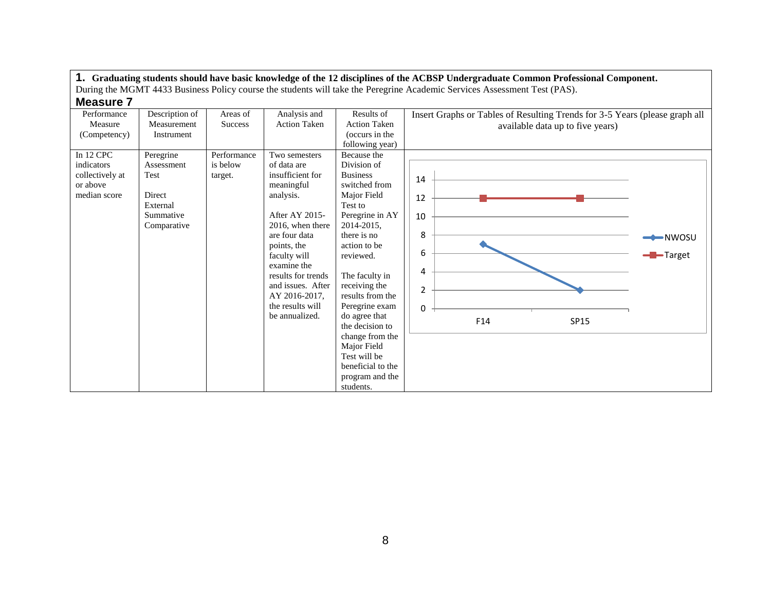**1. Graduating students should have basic knowledge of the 12 disciplines of the ACBSP Undergraduate Common Professional Component.**
During the MGMT 4433 Business Policy course the students will take the Peregrine Academic Services Assessment Test (PAS).

## Measure 7

| Performance Measure (Competency) | Description of Measurement Instrument | Areas of Success | Analysis and Action Taken | Results of Action Taken (occurs in the following year) | Insert Graphs or Tables of Resulting Trends for 3-5 Years (please graph all available data up to five years) |
|---|---|---|---|---|---|
| In 12 CPC indicators collectively at or above median score | Peregrine Assessment Test<br><br>Direct External Summative Comparative | Performance is below target. | Two semesters of data are insufficient for meaningful analysis.<br><br>After AY 2015-2016, when there are four data points, the faculty will examine the results for trends and issues. After AY 2016-2017, the results will be annualized. | Because the Division of Business switched from Major Field Test to Peregrine in AY 2014-2015, there is no action to be reviewed.<br><br>The faculty in receiving the results from the Peregrine exam do agree that the decision to change from the Major Field Test will be beneficial to the program and the students. | NWOSU: F14 = 7, SP15 = 2; Target: F14 = 12, SP15 = 12 |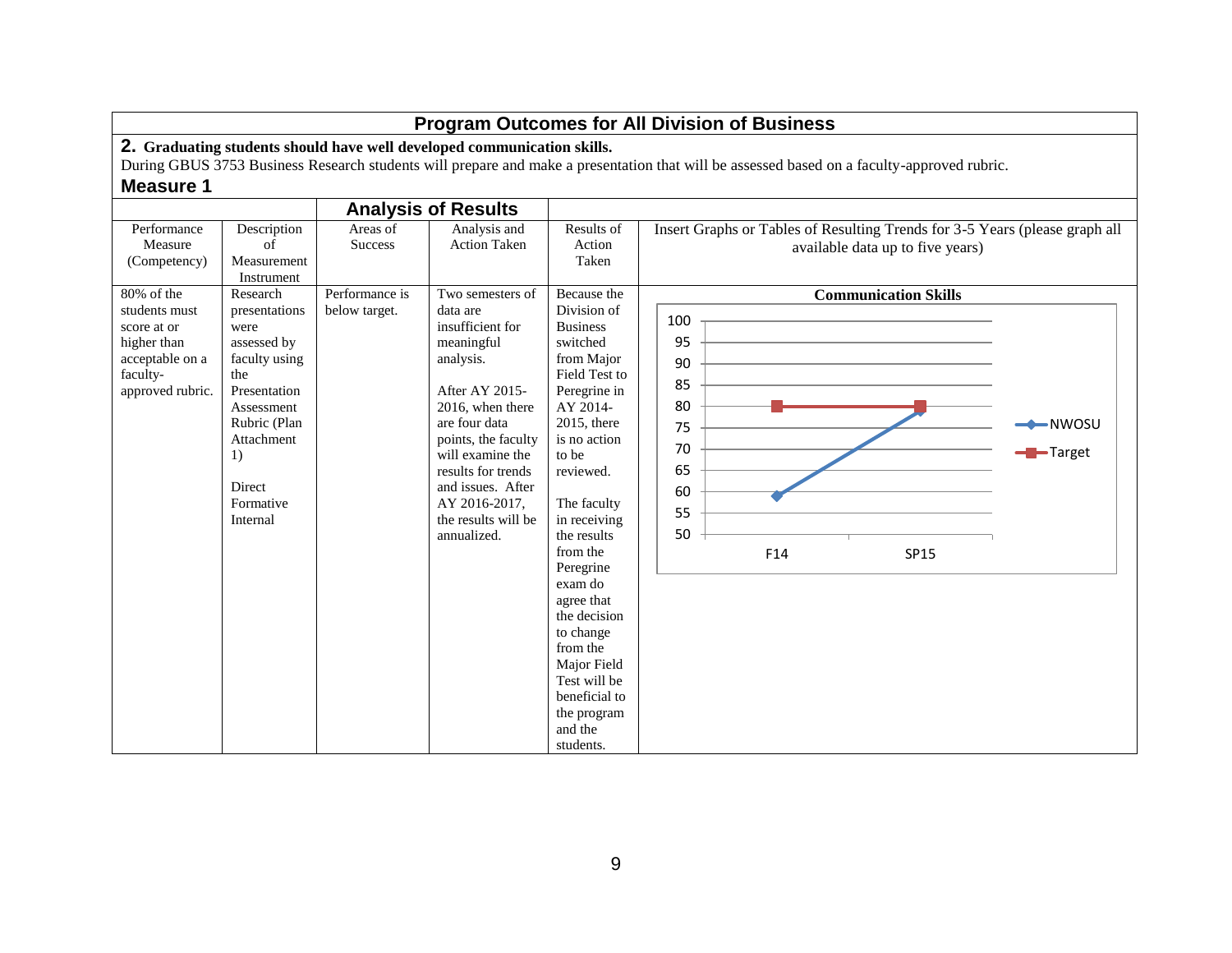## Program Outcomes for All Division of Business

**2. Graduating students should have well developed communication skills.**

During GBUS 3753 Business Research students will prepare and make a presentation that will be assessed based on a faculty-approved rubric.

### Measure 1

| | | Analysis of Results | | | |
|---|---|---|---|---|---|
| Performance Measure (Competency) | Description of Measurement Instrument | Areas of Success | Analysis and Action Taken | Results of Action Taken | Insert Graphs or Tables of Resulting Trends for 3-5 Years (please graph all available data up to five years) |
| 80% of the students must score at or higher than acceptable on a faculty-approved rubric. | Research presentations were assessed by faculty using the Presentation Assessment Rubric (Plan Attachment 1)<br><br>Direct Formative Internal | Performance is below target. | Two semesters of data are insufficient for meaningful analysis.<br><br>After AY 2015-2016, when there are four data points, the faculty will examine the results for trends and issues. After AY 2016-2017, the results will be annualized. | Because the Division of Business switched from Major Field Test to Peregrine in AY 2014-2015, there is no action to be reviewed.<br><br>The faculty in receiving the results from the Peregrine exam do agree that the decision to change from the Major Field Test will be beneficial to the program and the students. | **Communication Skills**<br><br>(Chart: NWOSU vs. Target)<br><br>F14: NWOSU 59, Target 80<br>SP15: NWOSU 79, Target 80 |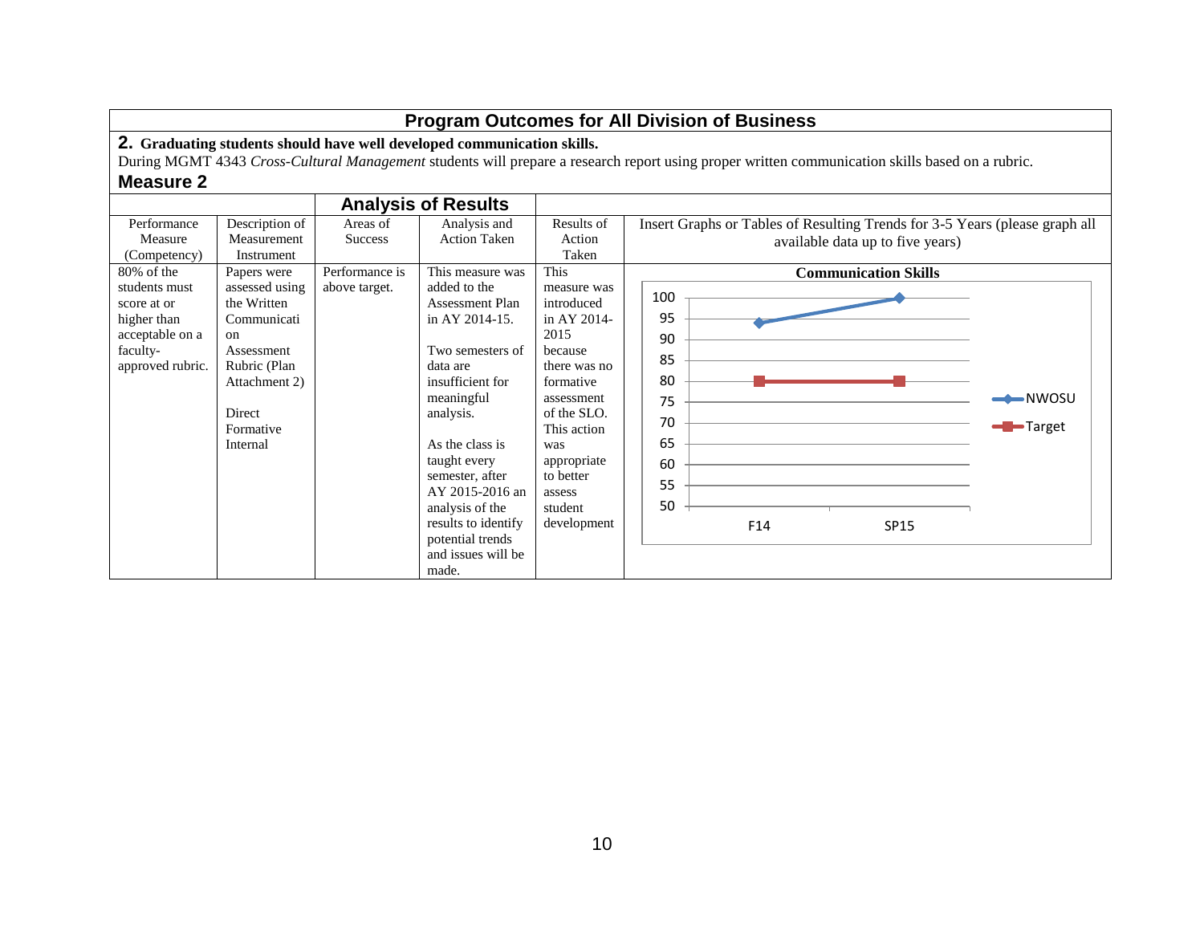## Program Outcomes for All Division of Business

**2. Graduating students should have well developed communication skills.**

During MGMT 4343 *Cross-Cultural Management* students will prepare a research report using proper written communication skills based on a rubric.

### Measure 2

| Performance Measure (Competency) | Description of Measurement Instrument | Analysis of Results | | Results of Action Taken | Insert Graphs or Tables of Resulting Trends for 3-5 Years (please graph all available data up to five years) |
|---|---|---|---|---|---|
| | | Areas of Success | Analysis and Action Taken | | |
| 80% of the students must score at or higher than acceptable on a faculty-approved rubric. | Papers were assessed using the Written Communication Assessment Rubric (Plan Attachment 2)<br><br>Direct Formative Internal | Performance is above target. | This measure was added to the Assessment Plan in AY 2014-15.<br><br>Two semesters of data are insufficient for meaningful analysis.<br><br>As the class is taught every semester, after AY 2015-2016 an analysis of the results to identify potential trends and issues will be made. | This measure was introduced in AY 2014-2015 because there was no formative assessment of the SLO. This action was appropriate to better assess student development | **Communication Skills**<br>NWOSU: F14 ≈ 94, SP15 100<br>Target: F14 80, SP15 80 |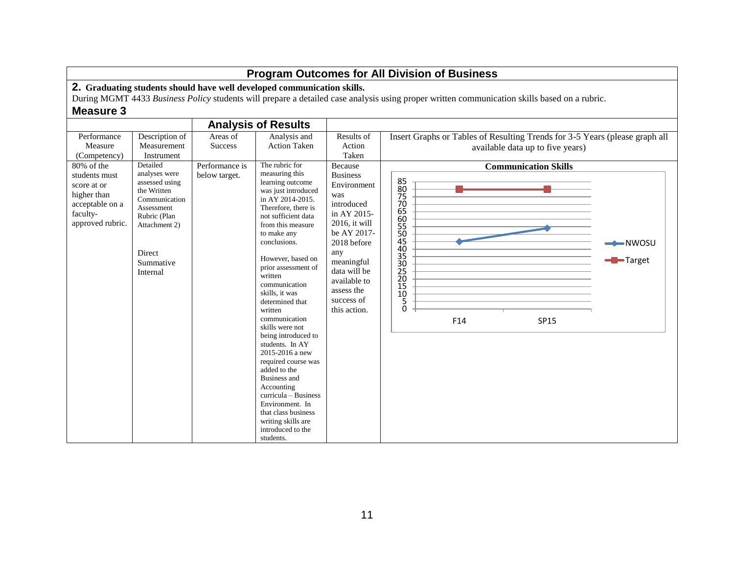## Program Outcomes for All Division of Business

**2. Graduating students should have well developed communication skills.**

During MGMT 4433 *Business Policy* students will prepare a detailed case analysis using proper written communication skills based on a rubric.

### Measure 3

| Performance Measure (Competency) | Description of Measurement Instrument | Analysis of Results: Areas of Success | Analysis of Results: Analysis and Action Taken | Results of Action Taken | Insert Graphs or Tables of Resulting Trends for 3-5 Years (please graph all available data up to five years) |
|---|---|---|---|---|---|
| 80% of the students must score at or higher than acceptable on a faculty-approved rubric. | Detailed analyses were assessed using the Written Communication Assessment Rubric (Plan Attachment 2)<br><br>Direct Summative Internal | Performance is below target. | The rubric for measuring this learning outcome was just introduced in AY 2014-2015. Therefore, there is not sufficient data from this measure to make any conclusions.<br><br>However, based on prior assessment of written communication skills, it was determined that written communication skills were not being introduced to students. In AY 2015-2016 a new required course was added to the Business and Accounting curricula – Business Environment. In that class business writing skills are introduced to the students. | Because Business Environment was introduced in AY 2015-2016, it will be AY 2017-2018 before any meaningful data will be available to assess the success of this action. | **Communication Skills** (graph: NWOSU F14 ≈ 45, SP15 ≈ 54; Target F14 = 80, SP15 = 80) |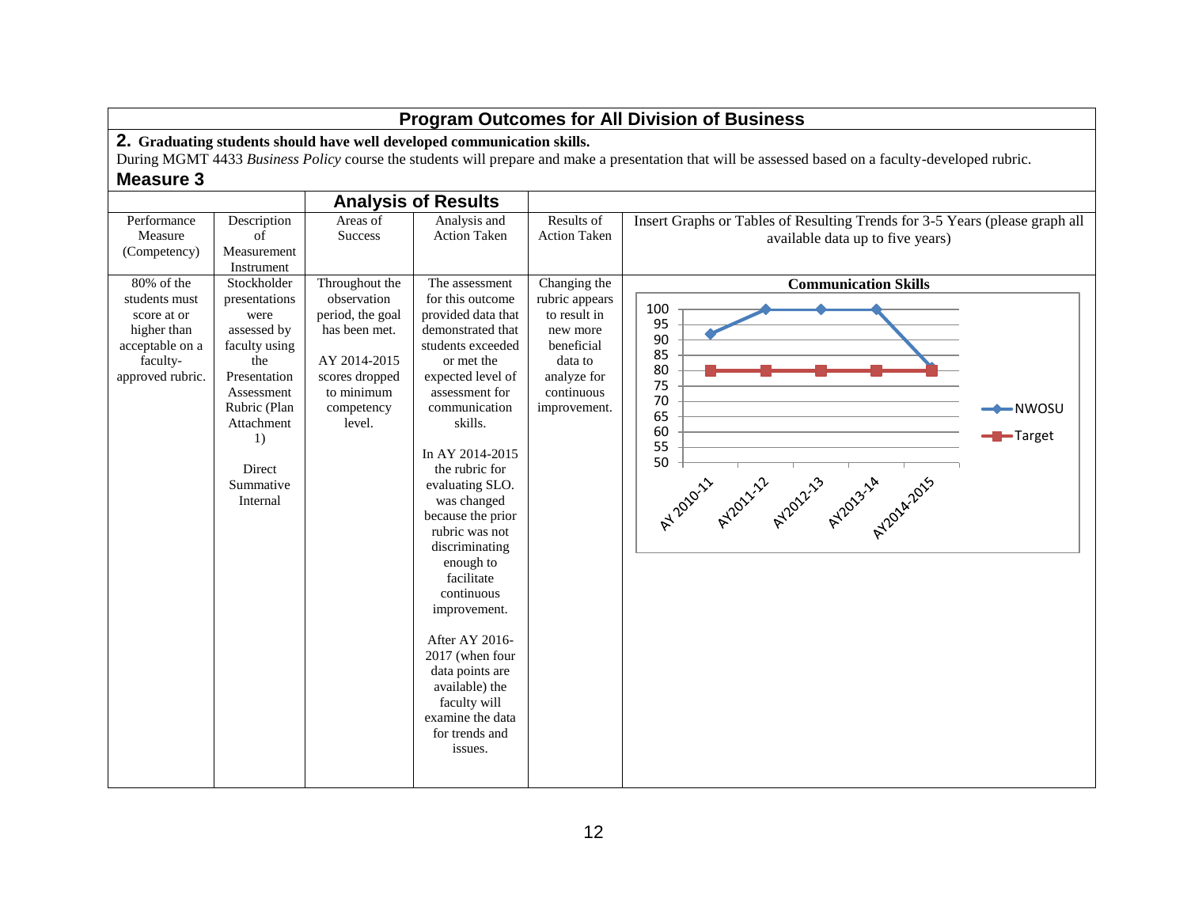# Program Outcomes for All Division of Business

## 2. Graduating students should have well developed communication skills.

During MGMT 4433 *Business Policy* course the students will prepare and make a presentation that will be assessed based on a faculty-developed rubric.

### Measure 3

| Performance Measure (Competency) | Description of Measurement Instrument | Analysis of Results: Areas of Success | Analysis of Results: Analysis and Action Taken | Results of Action Taken | Insert Graphs or Tables of Resulting Trends for 3-5 Years (please graph all available data up to five years) |
|---|---|---|---|---|---|
| 80% of the students must score at or higher than acceptable on a faculty-approved rubric. | Stockholder presentations were assessed by faculty using the Presentation Assessment Rubric (Plan Attachment 1)<br><br>Direct Summative Internal | Throughout the observation period, the goal has been met.<br><br>AY 2014-2015 scores dropped to minimum competency level. | The assessment for this outcome provided data that demonstrated that students exceeded or met the expected level of assessment for communication skills.<br><br>In AY 2014-2015 the rubric for evaluating SLO. was changed because the prior rubric was not discriminating enough to facilitate continuous improvement.<br><br>After AY 2016-2017 (when four data points are available) the faculty will examine the data for trends and issues. | Changing the rubric appears to result in new more beneficial data to analyze for continuous improvement. | **Communication Skills**<br><br>Line chart (y-axis 50–100) showing NWOSU and Target across AY 2010-11, AY2011-12, AY2012-13, AY2013-14, AY2014-2015. NWOSU: approx. 92, 100, 100, 100, 81. Target: 80 in all years. |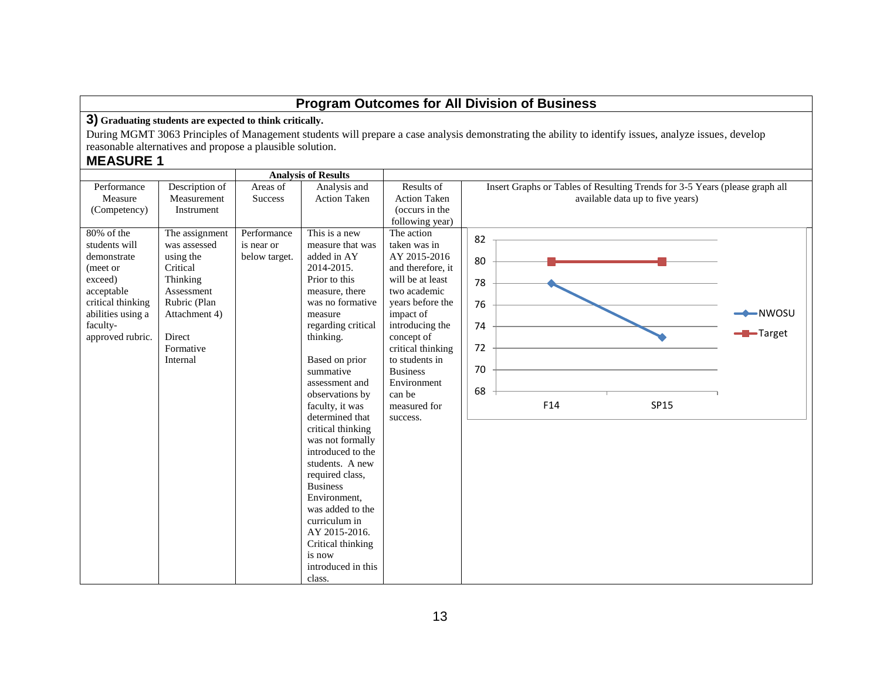# Program Outcomes for All Division of Business

**3) Graduating students are expected to think critically.**

During MGMT 3063 Principles of Management students will prepare a case analysis demonstrating the ability to identify issues, analyze issues, develop reasonable alternatives and propose a plausible solution.

## MEASURE 1

| | | Analysis of Results | | | |
|---|---|---|---|---|---|
| Performance Measure (Competency) | Description of Measurement Instrument | Areas of Success | Analysis and Action Taken | Results of Action Taken (occurs in the following year) | Insert Graphs or Tables of Resulting Trends for 3-5 Years (please graph all available data up to five years) |
| 80% of the students will demonstrate (meet or exceed) acceptable critical thinking abilities using a faculty-approved rubric. | The assignment was assessed using the Critical Thinking Assessment Rubric (Plan Attachment 4)<br><br>Direct Formative Internal | Performance is near or below target. | This is a new measure that was added in AY 2014-2015. Prior to this measure, there was no formative measure regarding critical thinking.<br><br>Based on prior summative assessment and observations by faculty, it was determined that critical thinking was not formally introduced to the students. A new required class, Business Environment, was added to the curriculum in AY 2015-2016. Critical thinking is now introduced in this class. | The action taken was in AY 2015-2016 and therefore, it will be at least two academic years before the impact of introducing the concept of critical thinking to students in Business Environment can be measured for success. | (Chart) NWOSU: F14 = 78, SP15 = 73; Target: F14 = 80, SP15 = 80 |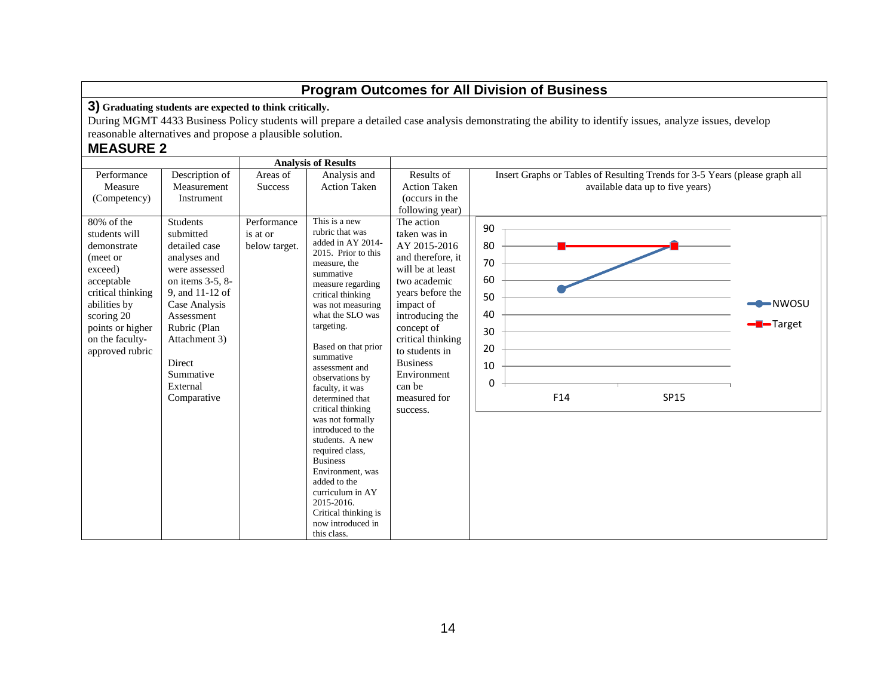## Program Outcomes for All Division of Business

**3) Graduating students are expected to think critically.**

During MGMT 4433 Business Policy students will prepare a detailed case analysis demonstrating the ability to identify issues, analyze issues, develop reasonable alternatives and propose a plausible solution.

### MEASURE 2

| | | Analysis of Results | | | |
|---|---|---|---|---|---|
| Performance Measure (Competency) | Description of Measurement Instrument | Areas of Success | Analysis and Action Taken | Results of Action Taken (occurs in the following year) | Insert Graphs or Tables of Resulting Trends for 3-5 Years (please graph all available data up to five years) |
| 80% of the students will demonstrate (meet or exceed) acceptable critical thinking abilities by scoring 20 points or higher on the faculty-approved rubric | Students submitted detailed case analyses and were assessed on items 3-5, 8-9, and 11-12 of Case Analysis Assessment Rubric (Plan Attachment 3)<br><br>Direct Summative External Comparative | Performance is at or below target. | This is a new rubric that was added in AY 2014-2015. Prior to this measure, the summative measure regarding critical thinking was not measuring what the SLO was targeting.<br><br>Based on that prior summative assessment and observations by faculty, it was determined that critical thinking was not formally introduced to the students. A new required class, Business Environment, was added to the curriculum in AY 2015-2016. Critical thinking is now introduced in this class. | The action taken was in AY 2015-2016 and therefore, it will be at least two academic years before the impact of introducing the concept of critical thinking to students in Business Environment can be measured for success. | Line chart: NWOSU — F14: 55, SP15: 80; Target — F14: 80, SP15: 80 (y-axis 0–90) |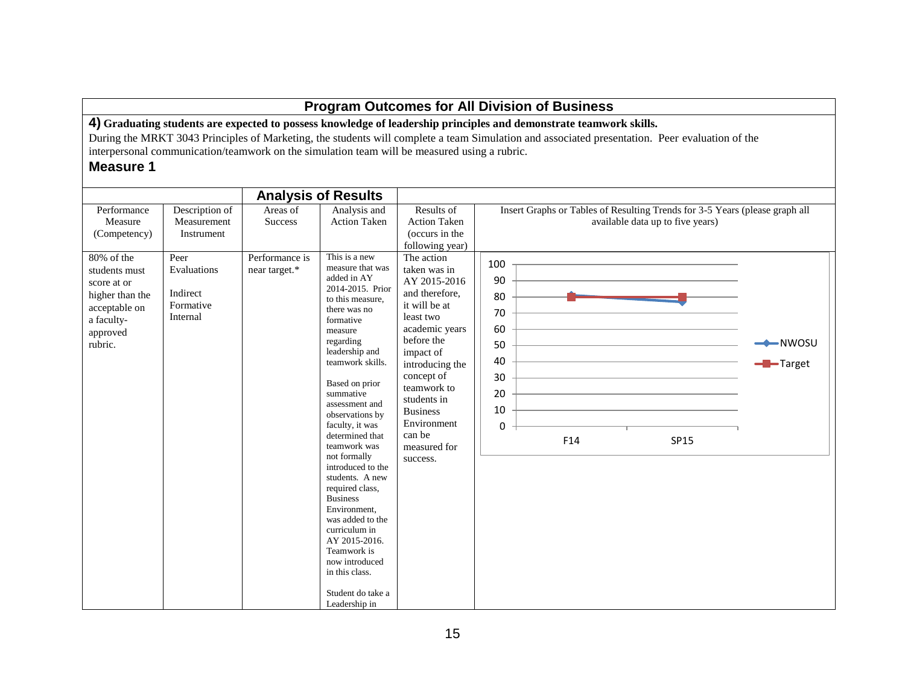# Program Outcomes for All Division of Business

**4) Graduating students are expected to possess knowledge of leadership principles and demonstrate teamwork skills.**

During the MRKT 3043 Principles of Marketing, the students will complete a team Simulation and associated presentation. Peer evaluation of the interpersonal communication/teamwork on the simulation team will be measured using a rubric.

## Measure 1

| | | Analysis of Results | | | |
|---|---|---|---|---|---|
| Performance Measure (Competency) | Description of Measurement Instrument | Areas of Success | Analysis and Action Taken | Results of Action Taken (occurs in the following year) | Insert Graphs or Tables of Resulting Trends for 3-5 Years (please graph all available data up to five years) |
| 80% of the students must score at or higher than the acceptable on a faculty-approved rubric. | Peer Evaluations<br><br>Indirect Formative Internal | Performance is near target.* | This is a new measure that was added in AY 2014-2015. Prior to this measure, there was no formative measure regarding leadership and teamwork skills.<br><br>Based on prior summative assessment and observations by faculty, it was determined that teamwork was not formally introduced to the students. A new required class, Business Environment, was added to the curriculum in AY 2015-2016. Teamwork is now introduced in this class.<br><br>Student do take a Leadership in | The action taken was in AY 2015-2016 and therefore, it will be at least two academic years before the impact of introducing the concept of teamwork to students in Business Environment can be measured for success. | Chart: NWOSU vs. Target; x-axis: F14, SP15; y-axis: 0–100. NWOSU ≈ 81 (F14), ≈ 77 (SP15); Target = 80 (F14), 80 (SP15) |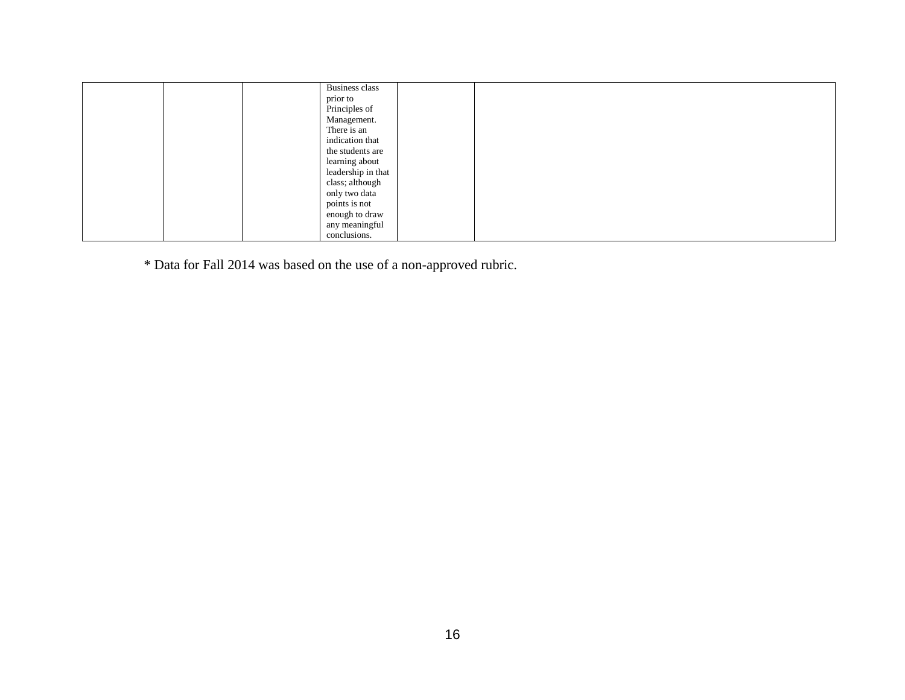|  |  |  | Business class prior to Principles of Management. There is an indication that the students are learning about leadership in that class; although only two data points is not enough to draw any meaningful conclusions. |  |  |
|---|---|---|---|---|---|

* Data for Fall 2014 was based on the use of a non-approved rubric.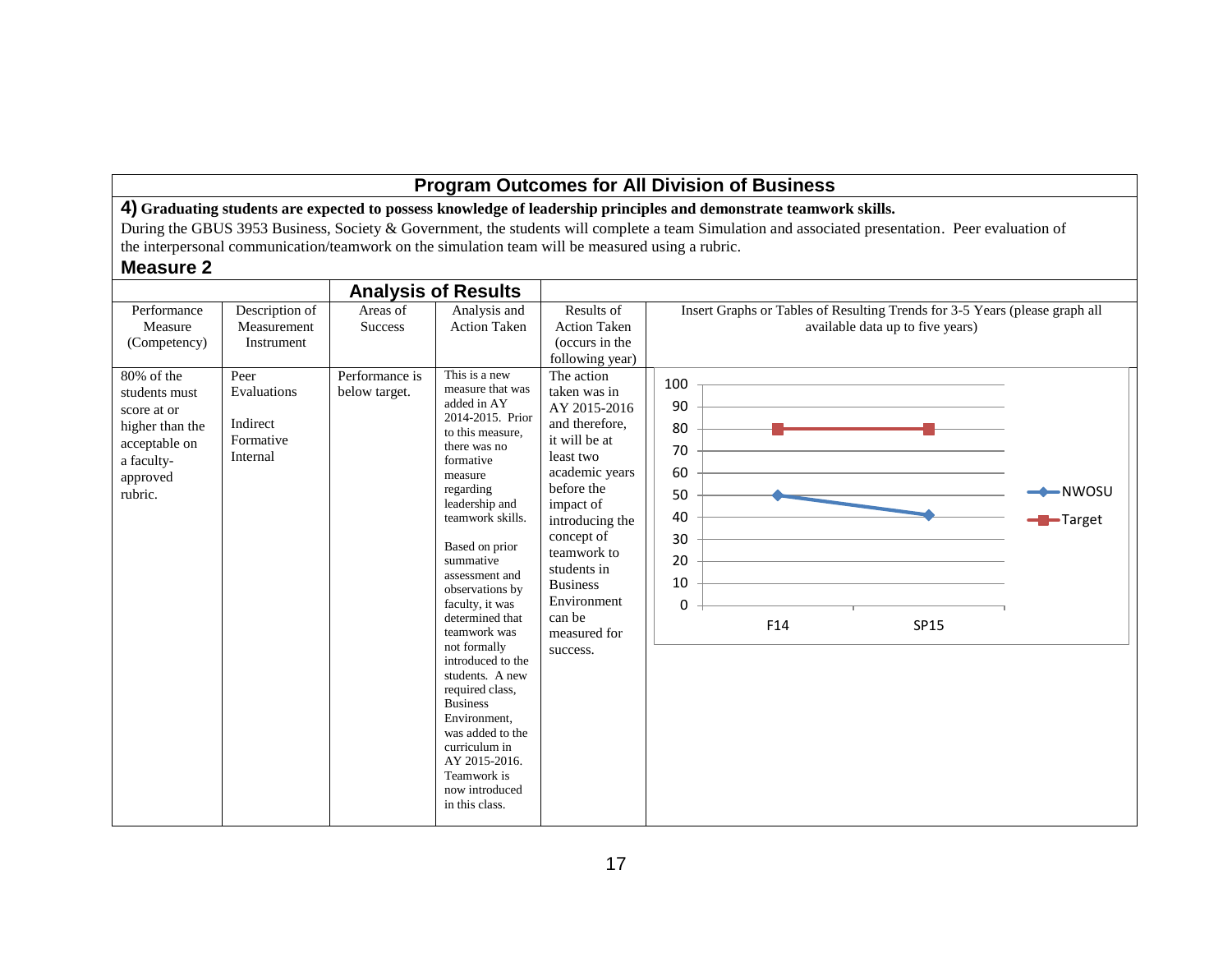## Program Outcomes for All Division of Business

**4) Graduating students are expected to possess knowledge of leadership principles and demonstrate teamwork skills.**

During the GBUS 3953 Business, Society & Government, the students will complete a team Simulation and associated presentation. Peer evaluation of the interpersonal communication/teamwork on the simulation team will be measured using a rubric.

### Measure 2

| | | Analysis of Results | | | |
|---|---|---|---|---|---|
| Performance Measure (Competency) | Description of Measurement Instrument | Areas of Success | Analysis and Action Taken | Results of Action Taken (occurs in the following year) | Insert Graphs or Tables of Resulting Trends for 3-5 Years (please graph all available data up to five years) |
| 80% of the students must score at or higher than the acceptable on a faculty-approved rubric. | Peer Evaluations<br><br>Indirect Formative Internal | Performance is below target. | This is a new measure that was added in AY 2014-2015. Prior to this measure, there was no formative measure regarding leadership and teamwork skills.<br><br>Based on prior summative assessment and observations by faculty, it was determined that teamwork was not formally introduced to the students. A new required class, Business Environment, was added to the curriculum in AY 2015-2016. Teamwork is now introduced in this class. | The action taken was in AY 2015-2016 and therefore, it will be at least two academic years before the impact of introducing the concept of teamwork to students in Business Environment can be measured for success. | Chart: NWOSU F14: 50, SP15: 41; Target F14: 80, SP15: 80 |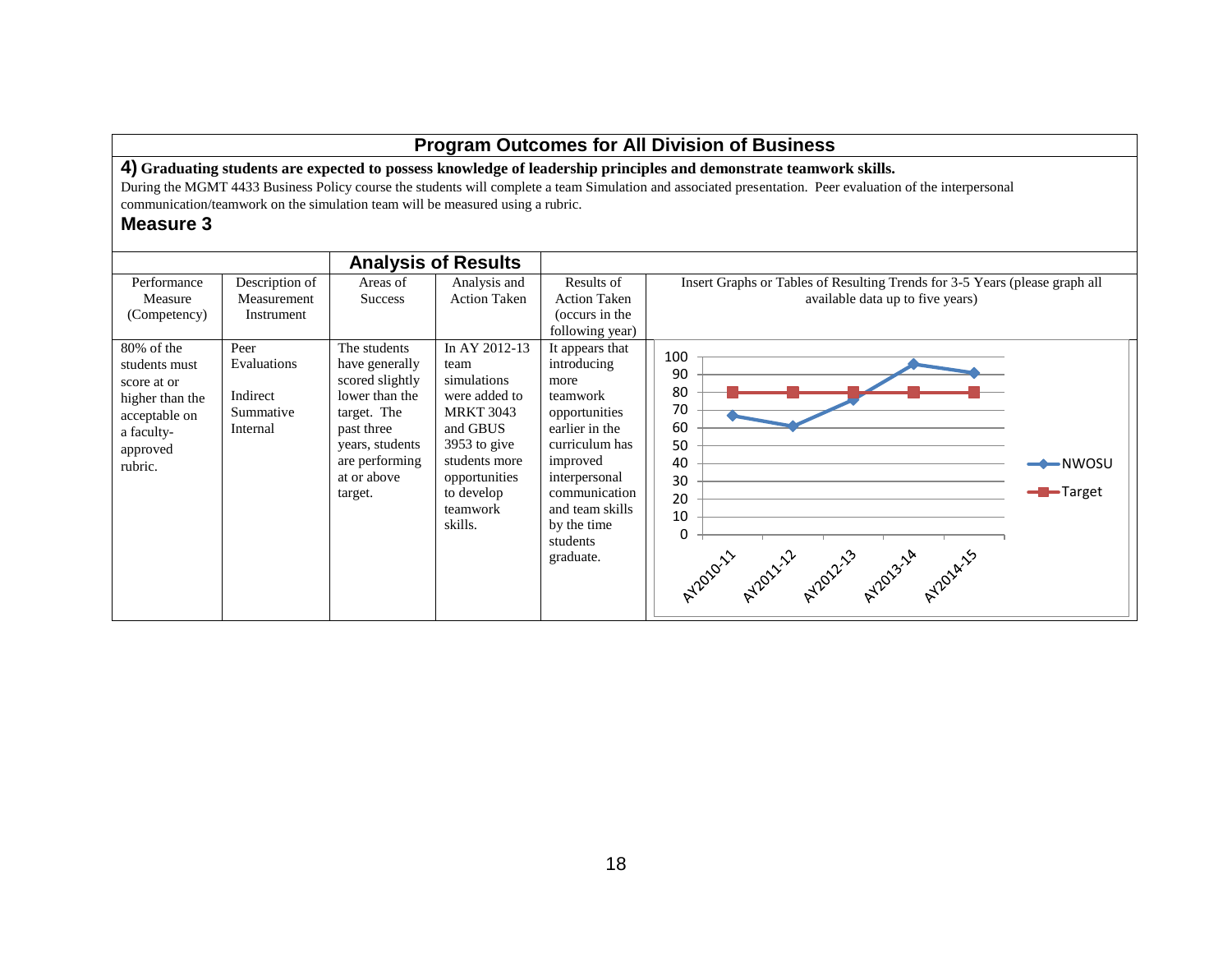# Program Outcomes for All Division of Business

**4) Graduating students are expected to possess knowledge of leadership principles and demonstrate teamwork skills.**

During the MGMT 4433 Business Policy course the students will complete a team Simulation and associated presentation. Peer evaluation of the interpersonal communication/teamwork on the simulation team will be measured using a rubric.

## Measure 3

| | | Analysis of Results | | | |
|---|---|---|---|---|---|
| Performance Measure (Competency) | Description of Measurement Instrument | Areas of Success | Analysis and Action Taken | Results of Action Taken (occurs in the following year) | Insert Graphs or Tables of Resulting Trends for 3-5 Years (please graph all available data up to five years) |
| 80% of the students must score at or higher than the acceptable on a faculty-approved rubric. | Peer Evaluations<br><br>Indirect Summative Internal | The students have generally scored slightly lower than the target. The past three years, students are performing at or above target. | In AY 2012-13 team simulations were added to MRKT 3043 and GBUS 3953 to give students more opportunities to develop teamwork skills. | It appears that introducing more teamwork opportunities earlier in the curriculum has improved interpersonal communication and team skills by the time students graduate. | |

| | AY2010-11 | AY2011-12 | AY2012-13 | AY2013-14 | AY2014-15 |
|---|---|---|---|---|---|
| NWOSU | 67 | 61 | 76 | 96 | 91 |
| Target | 80 | 80 | 80 | 80 | 80 |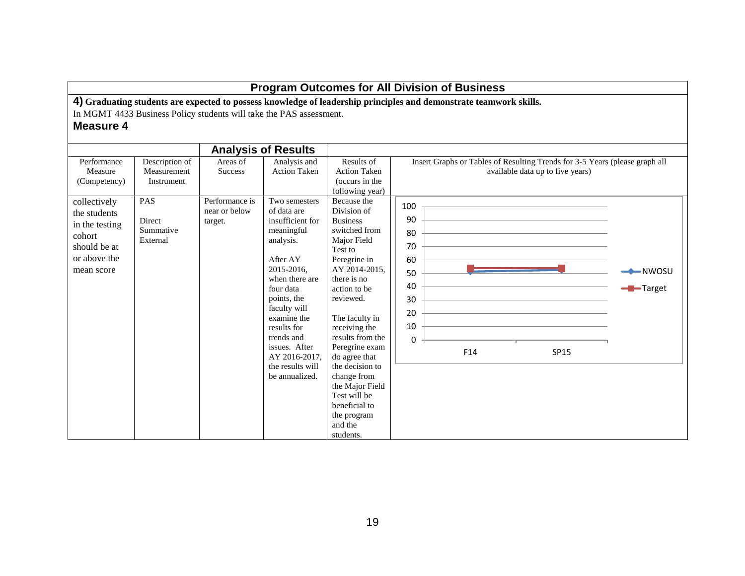## Program Outcomes for All Division of Business

**4) Graduating students are expected to possess knowledge of leadership principles and demonstrate teamwork skills.**

In MGMT 4433 Business Policy students will take the PAS assessment.

### Measure 4

| Performance Measure (Competency) | Description of Measurement Instrument | **Analysis of Results** Areas of Success | Analysis and Action Taken | Results of Action Taken (occurs in the following year) | Insert Graphs or Tables of Resulting Trends for 3-5 Years (please graph all available data up to five years) |
|---|---|---|---|---|---|
| collectively the students in the testing cohort should be at or above the mean score | PAS<br><br>Direct Summative External | Performance is near or below target. | Two semesters of data are insufficient for meaningful analysis.<br><br>After AY 2015-2016, when there are four data points, the faculty will examine the results for trends and issues. After AY 2016-2017, the results will be annualized. | Because the Division of Business switched from Major Field Test to Peregrine in AY 2014-2015, there is no action to be reviewed.<br><br>The faculty in receiving the results from the Peregrine exam do agree that the decision to change from the Major Field Test will be beneficial to the program and the students. | Chart (y-axis 0–100; x-axis F14, SP15; series: NWOSU, Target) |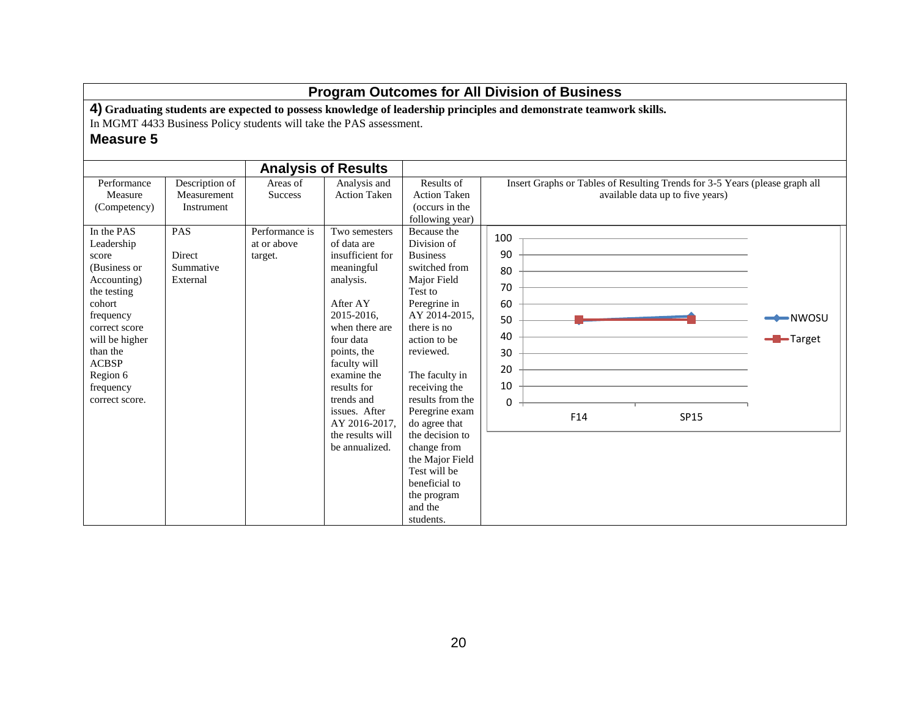## Program Outcomes for All Division of Business

**4) Graduating students are expected to possess knowledge of leadership principles and demonstrate teamwork skills.**

In MGMT 4433 Business Policy students will take the PAS assessment.

### Measure 5

| | | **Analysis of Results** | | | |
|---|---|---|---|---|---|
| Performance Measure (Competency) | Description of Measurement Instrument | Areas of Success | Analysis and Action Taken | Results of Action Taken (occurs in the following year) | Insert Graphs or Tables of Resulting Trends for 3-5 Years (please graph all available data up to five years) |
| In the PAS Leadership score (Business or Accounting) the testing cohort frequency correct score will be higher than the ACBSP Region 6 frequency correct score. | PAS<br><br>Direct Summative External | Performance is at or above target. | Two semesters of data are insufficient for meaningful analysis.<br><br>After AY 2015-2016, when there are four data points, the faculty will examine the results for trends and issues. After AY 2016-2017, the results will be annualized. | Because the Division of Business switched from Major Field Test to Peregrine in AY 2014-2015, there is no action to be reviewed.<br><br>The faculty in receiving the results from the Peregrine exam do agree that the decision to change from the Major Field Test will be beneficial to the program and the students. | Line chart (y-axis 0–100; x-axis F14, SP15). Series: NWOSU, Target. |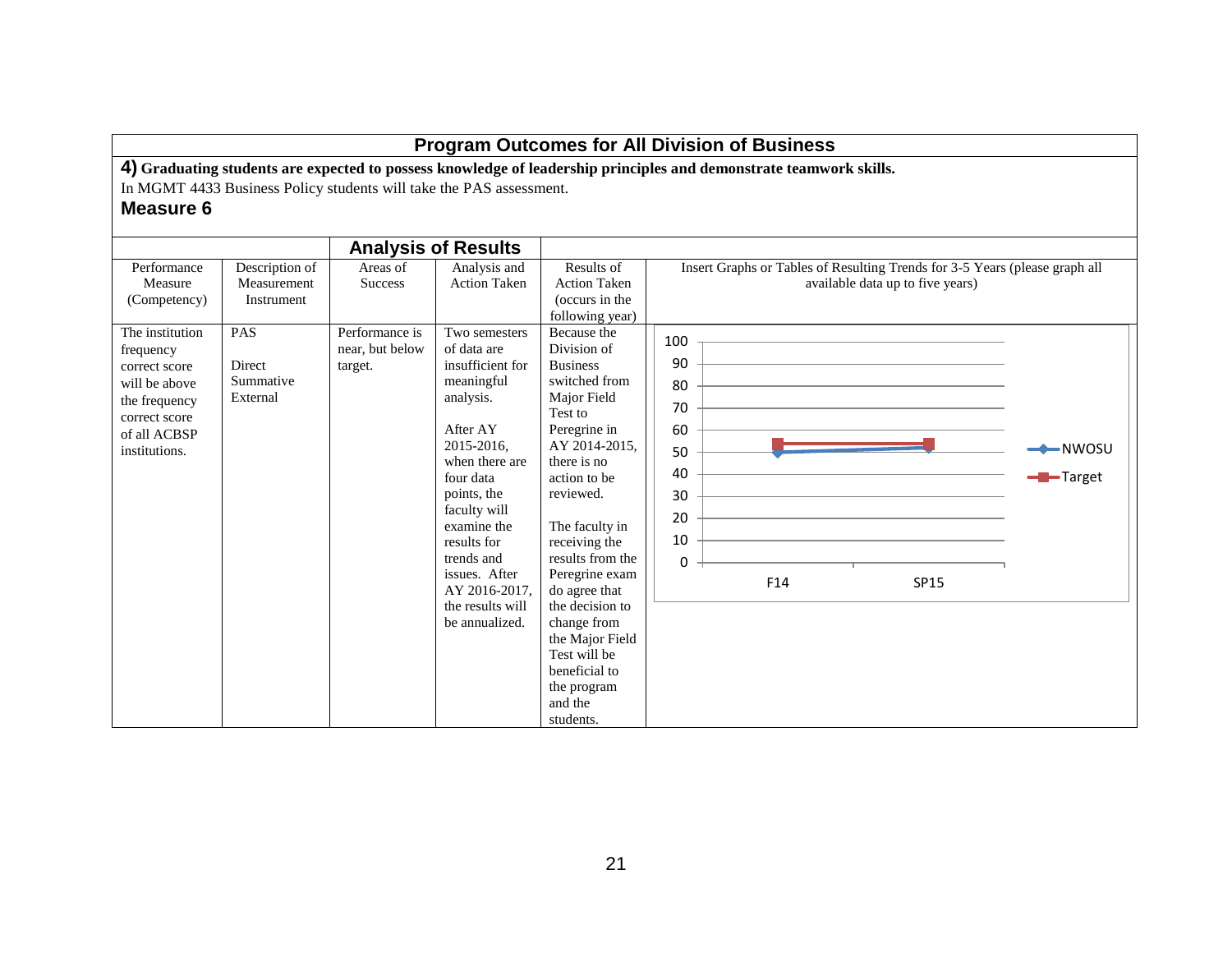# Program Outcomes for All Division of Business

**4) Graduating students are expected to possess knowledge of leadership principles and demonstrate teamwork skills.**

In MGMT 4433 Business Policy students will take the PAS assessment.

### Measure 6

| | | Analysis of Results | | | |
|---|---|---|---|---|---|
| Performance Measure (Competency) | Description of Measurement Instrument | Areas of Success | Analysis and Action Taken | Results of Action Taken (occurs in the following year) | Insert Graphs or Tables of Resulting Trends for 3-5 Years (please graph all available data up to five years) |
| The institution frequency correct score will be above the frequency correct score of all ACBSP institutions. | PAS<br><br>Direct Summative External | Performance is near, but below target. | Two semesters of data are insufficient for meaningful analysis.<br><br>After AY 2015-2016, when there are four data points, the faculty will examine the results for trends and issues. After AY 2016-2017, the results will be annualized. | Because the Division of Business switched from Major Field Test to Peregrine in AY 2014-2015, there is no action to be reviewed.<br><br>The faculty in receiving the results from the Peregrine exam do agree that the decision to change from the Major Field Test will be beneficial to the program and the students. | Line chart (y-axis 0–100; x-axis F14, SP15; series: NWOSU, Target) |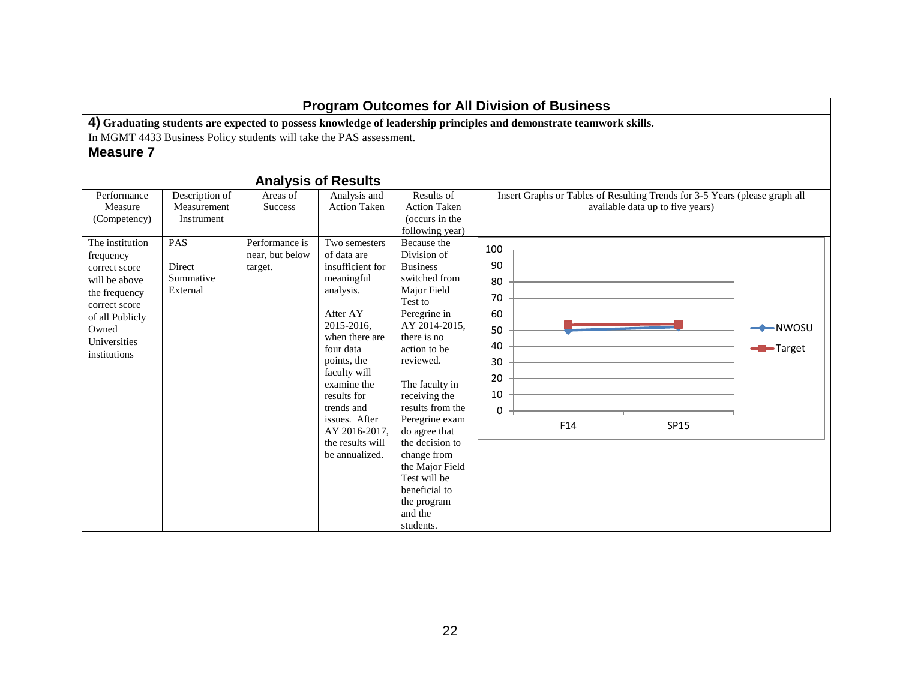## Program Outcomes for All Division of Business

**4) Graduating students are expected to possess knowledge of leadership principles and demonstrate teamwork skills.**

In MGMT 4433 Business Policy students will take the PAS assessment.

### Measure 7

| | | Analysis of Results | | | |
|---|---|---|---|---|---|
| Performance Measure (Competency) | Description of Measurement Instrument | Areas of Success | Analysis and Action Taken | Results of Action Taken (occurs in the following year) | Insert Graphs or Tables of Resulting Trends for 3-5 Years (please graph all available data up to five years) |
| The institution frequency correct score will be above the frequency correct score of all Publicly Owned Universities institutions | PAS<br><br>Direct Summative External | Performance is near, but below target. | Two semesters of data are insufficient for meaningful analysis.<br><br>After AY 2015-2016, when there are four data points, the faculty will examine the results for trends and issues. After AY 2016-2017, the results will be annualized. | Because the Division of Business switched from Major Field Test to Peregrine in AY 2014-2015, there is no action to be reviewed.<br><br>The faculty in receiving the results from the Peregrine exam do agree that the decision to change from the Major Field Test will be beneficial to the program and the students. | Line chart (y-axis 0–100; x-axis F14, SP15; series: NWOSU, Target) |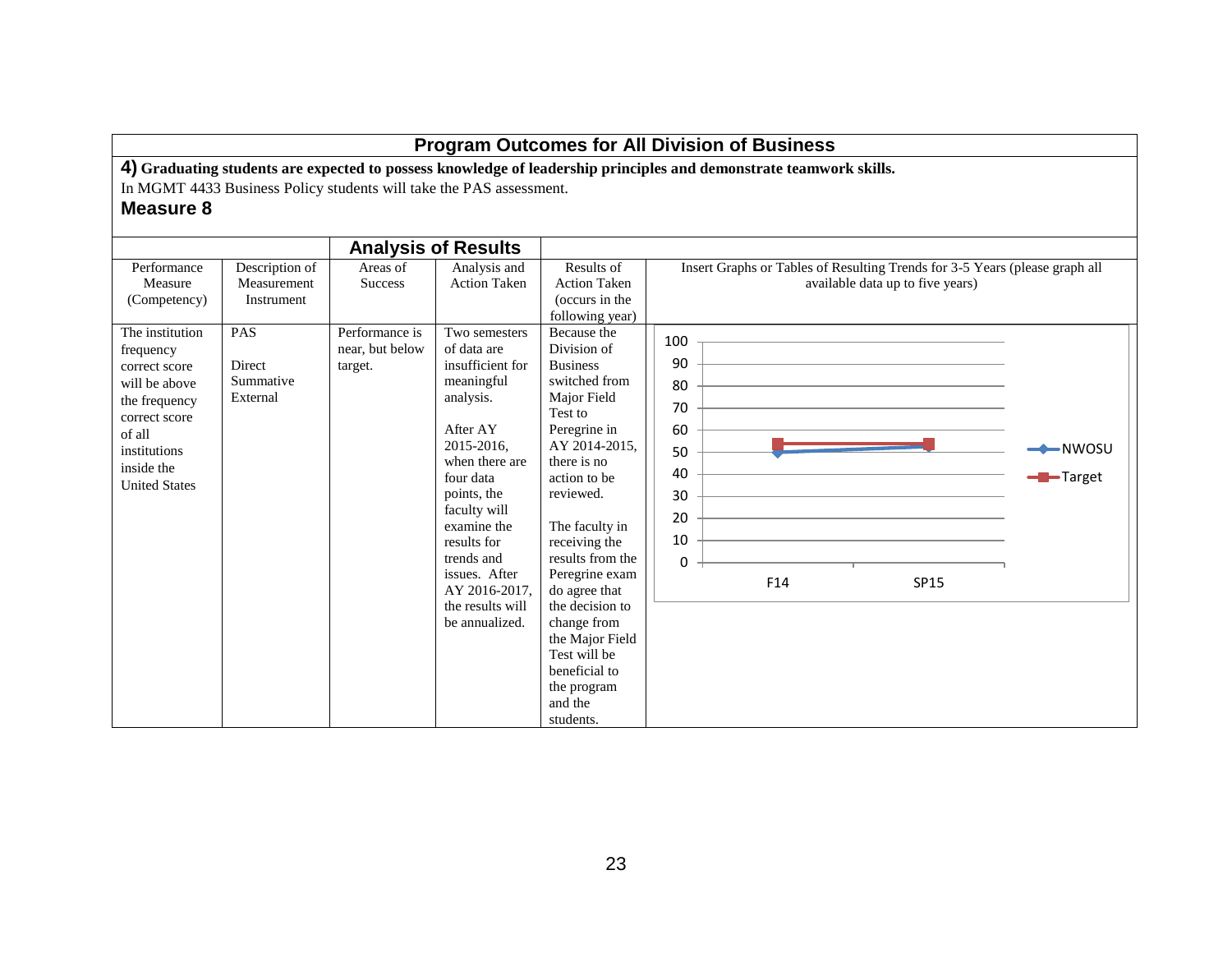## Program Outcomes for All Division of Business

**4) Graduating students are expected to possess knowledge of leadership principles and demonstrate teamwork skills.**

In MGMT 4433 Business Policy students will take the PAS assessment.

### Measure 8

| | | **Analysis of Results** | | | |
|---|---|---|---|---|---|
| Performance Measure (Competency) | Description of Measurement Instrument | Areas of Success | Analysis and Action Taken | Results of Action Taken (occurs in the following year) | Insert Graphs or Tables of Resulting Trends for 3-5 Years (please graph all available data up to five years) |
| The institution frequency correct score will be above the frequency correct score of all institutions inside the United States | PAS<br><br>Direct Summative External | Performance is near, but below target. | Two semesters of data are insufficient for meaningful analysis.<br><br>After AY 2015-2016, when there are four data points, the faculty will examine the results for trends and issues. After AY 2016-2017, the results will be annualized. | Because the Division of Business switched from Major Field Test to Peregrine in AY 2014-2015, there is no action to be reviewed.<br><br>The faculty in receiving the results from the Peregrine exam do agree that the decision to change from the Major Field Test will be beneficial to the program and the students. | Line chart (y-axis 0–100; x-axis F14, SP15; series: NWOSU, Target) |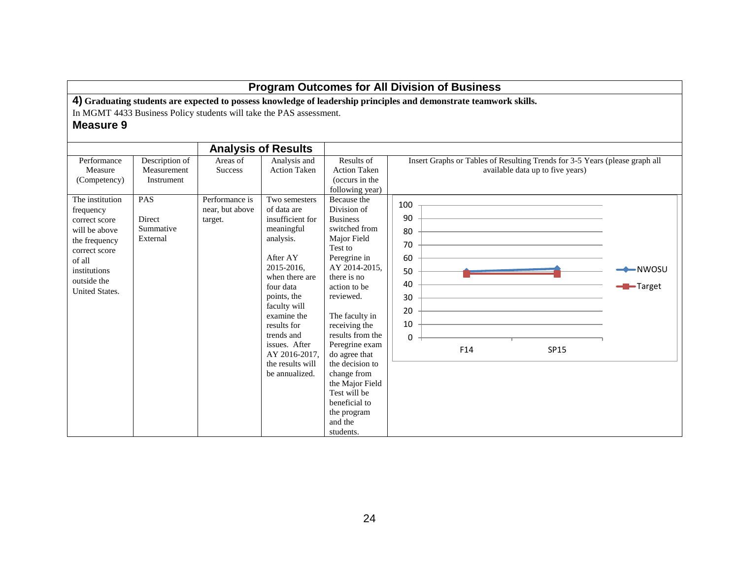## Program Outcomes for All Division of Business

**4) Graduating students are expected to possess knowledge of leadership principles and demonstrate teamwork skills.**

In MGMT 4433 Business Policy students will take the PAS assessment.

**Measure 9**

| | | Analysis of Results | | | |
|---|---|---|---|---|---|
| Performance Measure (Competency) | Description of Measurement Instrument | Areas of Success | Analysis and Action Taken | Results of Action Taken (occurs in the following year) | Insert Graphs or Tables of Resulting Trends for 3-5 Years (please graph all available data up to five years) |
| The institution frequency correct score will be above the frequency correct score of all institutions outside the United States. | PAS<br><br>Direct Summative External | Performance is near, but above target. | Two semesters of data are insufficient for meaningful analysis.<br><br>After AY 2015-2016, when there are four data points, the faculty will examine the results for trends and issues. After AY 2016-2017, the results will be annualized. | Because the Division of Business switched from Major Field Test to Peregrine in AY 2014-2015, there is no action to be reviewed.<br><br>The faculty in receiving the results from the Peregrine exam do agree that the decision to change from the Major Field Test will be beneficial to the program and the students. | Chart: NWOSU vs. Target, y-axis 0–100; x-axis F14, SP15 |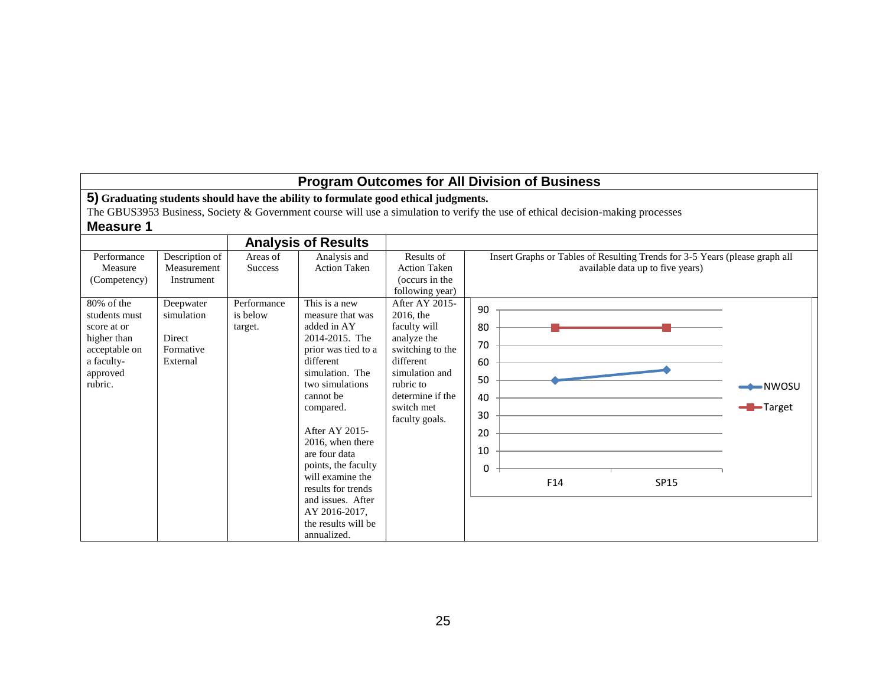## Program Outcomes for All Division of Business

**5) Graduating students should have the ability to formulate good ethical judgments.**

The GBUS3953 Business, Society & Government course will use a simulation to verify the use of ethical decision-making processes

### Measure 1

| | | Analysis of Results | | | |
|---|---|---|---|---|---|
| Performance Measure (Competency) | Description of Measurement Instrument | Areas of Success | Analysis and Action Taken | Results of Action Taken (occurs in the following year) | Insert Graphs or Tables of Resulting Trends for 3-5 Years (please graph all available data up to five years) |
| 80% of the students must score at or higher than acceptable on a faculty-approved rubric. | Deepwater simulation<br><br>Direct Formative External | Performance is below target. | This is a new measure that was added in AY 2014-2015. The prior was tied to a different simulation. The two simulations cannot be compared.<br><br>After AY 2015-2016, when there are four data points, the faculty will examine the results for trends and issues. After AY 2016-2017, the results will be annualized. | After AY 2015-2016, the faculty will analyze the switching to the different simulation and rubric to determine if the switch met faculty goals. | Graph (NWOSU vs. Target):<br><br>F14: NWOSU 50, Target 80<br>SP15: NWOSU 56, Target 80 |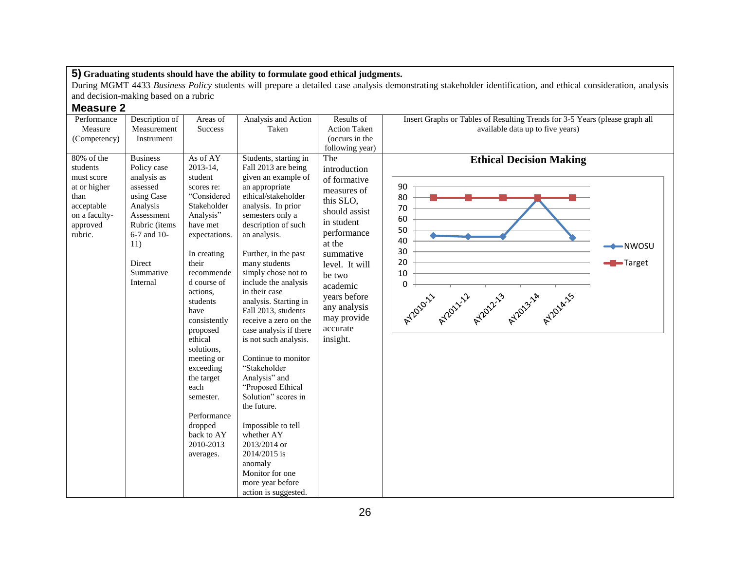**5)** **Graduating students should have the ability to formulate good ethical judgments.**

During MGMT 4433 *Business Policy* students will prepare a detailed case analysis demonstrating stakeholder identification, and ethical consideration, analysis and decision-making based on a rubric

## Measure 2

| Performance Measure (Competency) | Description of Measurement Instrument | Areas of Success | Analysis and Action Taken | Results of Action Taken (occurs in the following year) | Insert Graphs or Tables of Resulting Trends for 3-5 Years (please graph all available data up to five years) |
|---|---|---|---|---|---|
| 80% of the students must score at or higher than acceptable on a faculty-approved rubric. | Business Policy case analysis as assessed using Case Analysis Assessment Rubric (items 6-7 and 10-11)<br><br>Direct Summative Internal | As of AY 2013-14, student scores re: "Considered Stakeholder Analysis" have met expectations.<br><br>In creating their recommended course of actions, students have consistently proposed ethical solutions, meeting or exceeding the target each semester.<br><br>Performance dropped back to AY 2010-2013 averages. | Students, starting in Fall 2013 are being given an example of an appropriate ethical/stakeholder analysis. In prior semesters only a description of such an analysis.<br><br>Further, in the past many students simply chose not to include the analysis in their case analysis. Starting in Fall 2013, students receive a zero on the case analysis if there is not such analysis.<br><br>Continue to monitor "Stakeholder Analysis" and "Proposed Ethical Solution" scores in the future.<br><br>Impossible to tell whether AY 2013/2014 or 2014/2015 is anomaly Monitor for one more year before action is suggested. | The introduction of formative measures of this SLO, should assist in student performance at the summative level. It will be two academic years before any analysis may provide accurate insight. | **Ethical Decision Making**<br><br>(Line chart: NWOSU vs. Target; y-axis 0–90; x-axis AY2010-11, AY2011-12, AY2012-13, AY2013-14, AY2014-15. NWOSU approx. 45, 44, 44, 79, 43; Target 80 each year.) |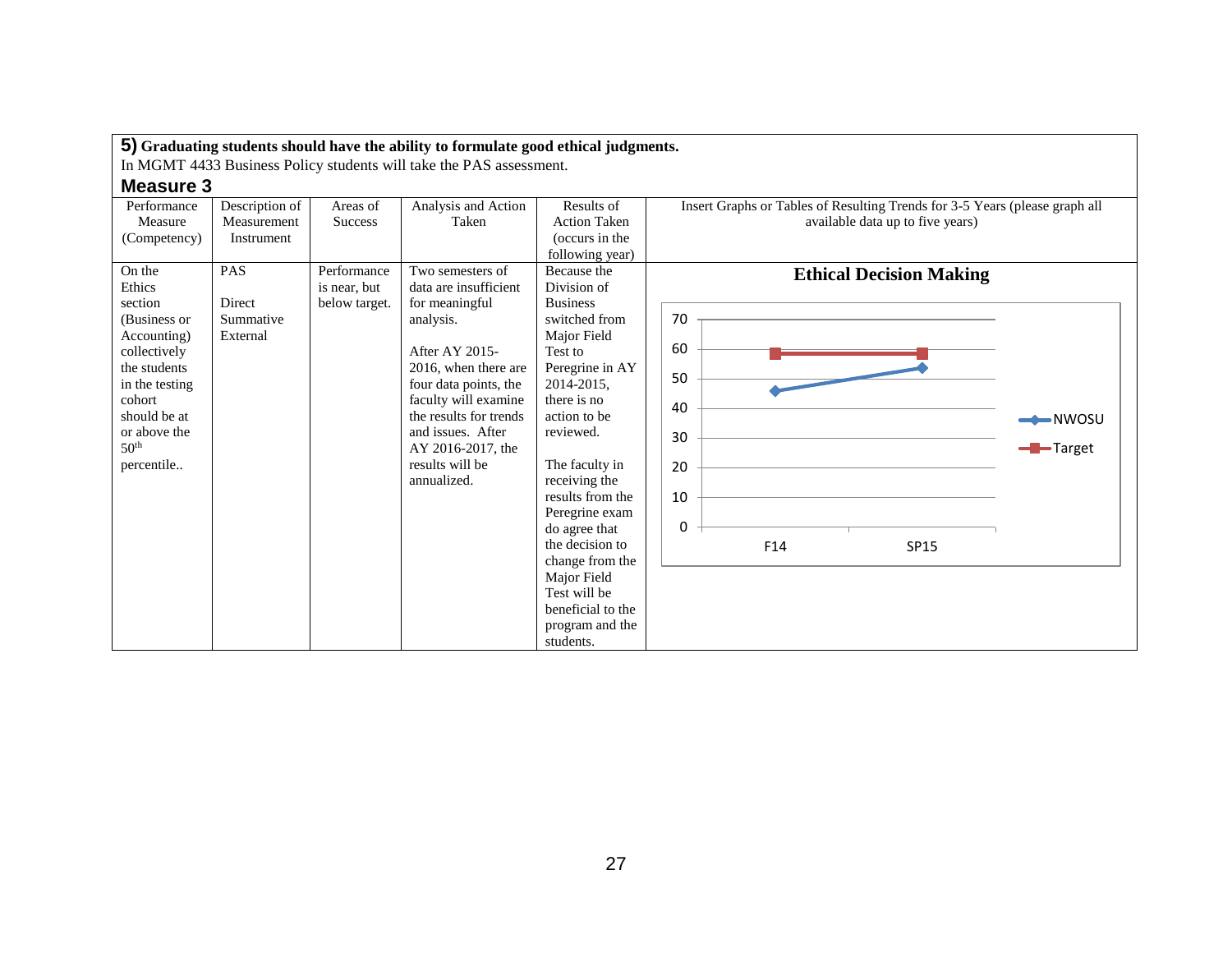**5) Graduating students should have the ability to formulate good ethical judgments.**

In MGMT 4433 Business Policy students will take the PAS assessment.

## Measure 3

| Performance Measure (Competency) | Description of Measurement Instrument | Areas of Success | Analysis and Action Taken | Results of Action Taken (occurs in the following year) | Insert Graphs or Tables of Resulting Trends for 3-5 Years (please graph all available data up to five years) |
|---|---|---|---|---|---|
| On the Ethics section (Business or Accounting) collectively the students in the testing cohort should be at or above the 50th percentile.. | PAS<br><br>Direct Summative External | Performance is near, but below target. | Two semesters of data are insufficient for meaningful analysis.<br><br>After AY 2015-2016, when there are four data points, the faculty will examine the results for trends and issues. After AY 2016-2017, the results will be annualized. | Because the Division of Business switched from Major Field Test to Peregrine in AY 2014-2015, there is no action to be reviewed.<br><br>The faculty in receiving the results from the Peregrine exam do agree that the decision to change from the Major Field Test will be beneficial to the program and the students. | **Ethical Decision Making**<br><br>Line chart (y-axis 0–70) comparing NWOSU and Target for F14 and SP15. NWOSU: approx. 46 (F14), approx. 54 (SP15). Target: approx. 59 (F14), approx. 59 (SP15). |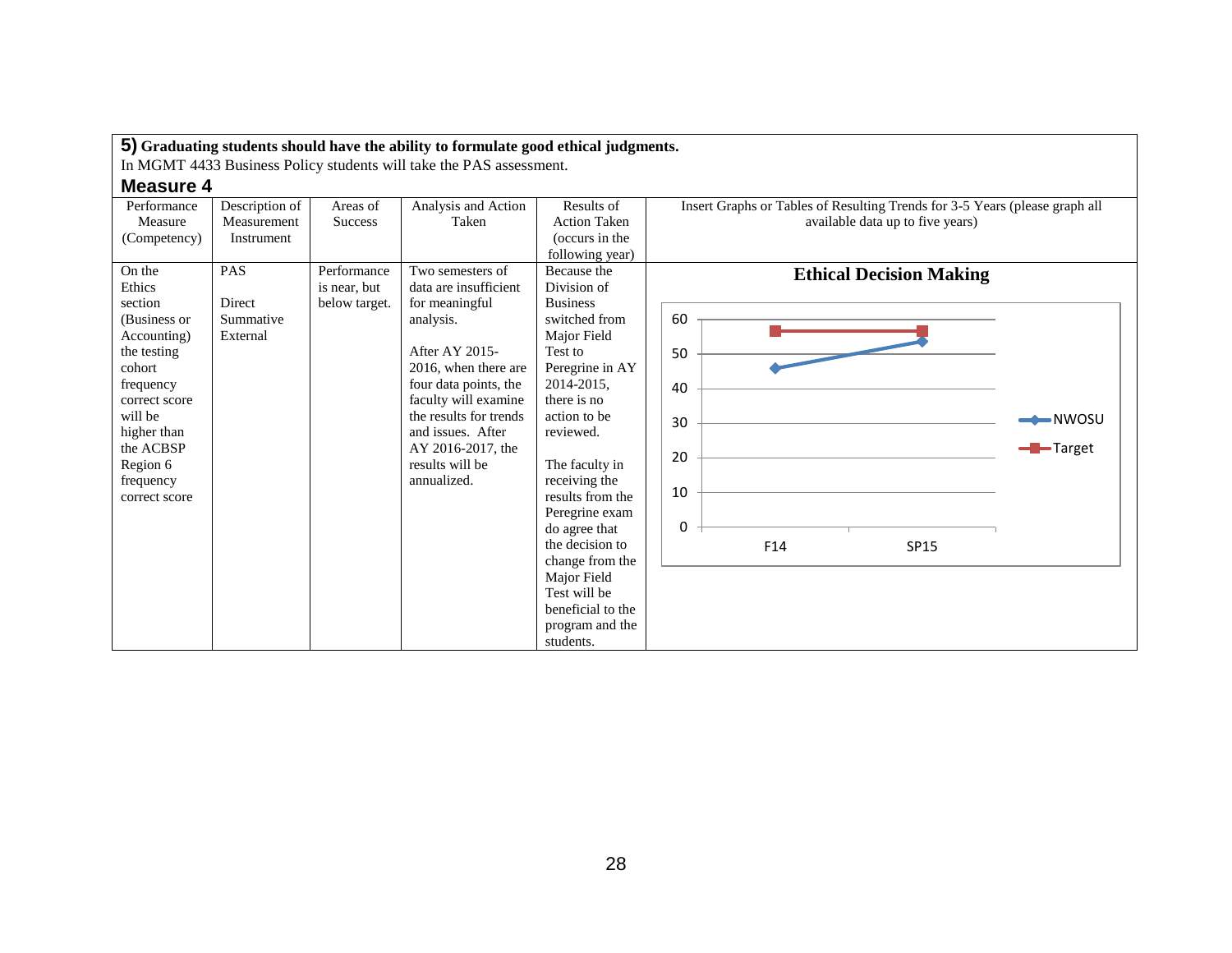**5) Graduating students should have the ability to formulate good ethical judgments.**

In MGMT 4433 Business Policy students will take the PAS assessment.

### Measure 4

| Performance Measure (Competency) | Description of Measurement Instrument | Areas of Success | Analysis and Action Taken | Results of Action Taken (occurs in the following year) | Insert Graphs or Tables of Resulting Trends for 3-5 Years (please graph all available data up to five years) |
|---|---|---|---|---|---|
| On the Ethics section (Business or Accounting) the testing cohort frequency correct score will be higher than the ACBSP Region 6 frequency correct score | PAS<br><br>Direct Summative External | Performance is near, but below target. | Two semesters of data are insufficient for meaningful analysis.<br><br>After AY 2015-2016, when there are four data points, the faculty will examine the results for trends and issues. After AY 2016-2017, the results will be annualized. | Because the Division of Business switched from Major Field Test to Peregrine in AY 2014-2015, there is no action to be reviewed.<br><br>The faculty in receiving the results from the Peregrine exam do agree that the decision to change from the Major Field Test will be beneficial to the program and the students. | **Ethical Decision Making**<br><br>Line chart (y-axis 0–60) comparing NWOSU and Target for F14 and SP15. |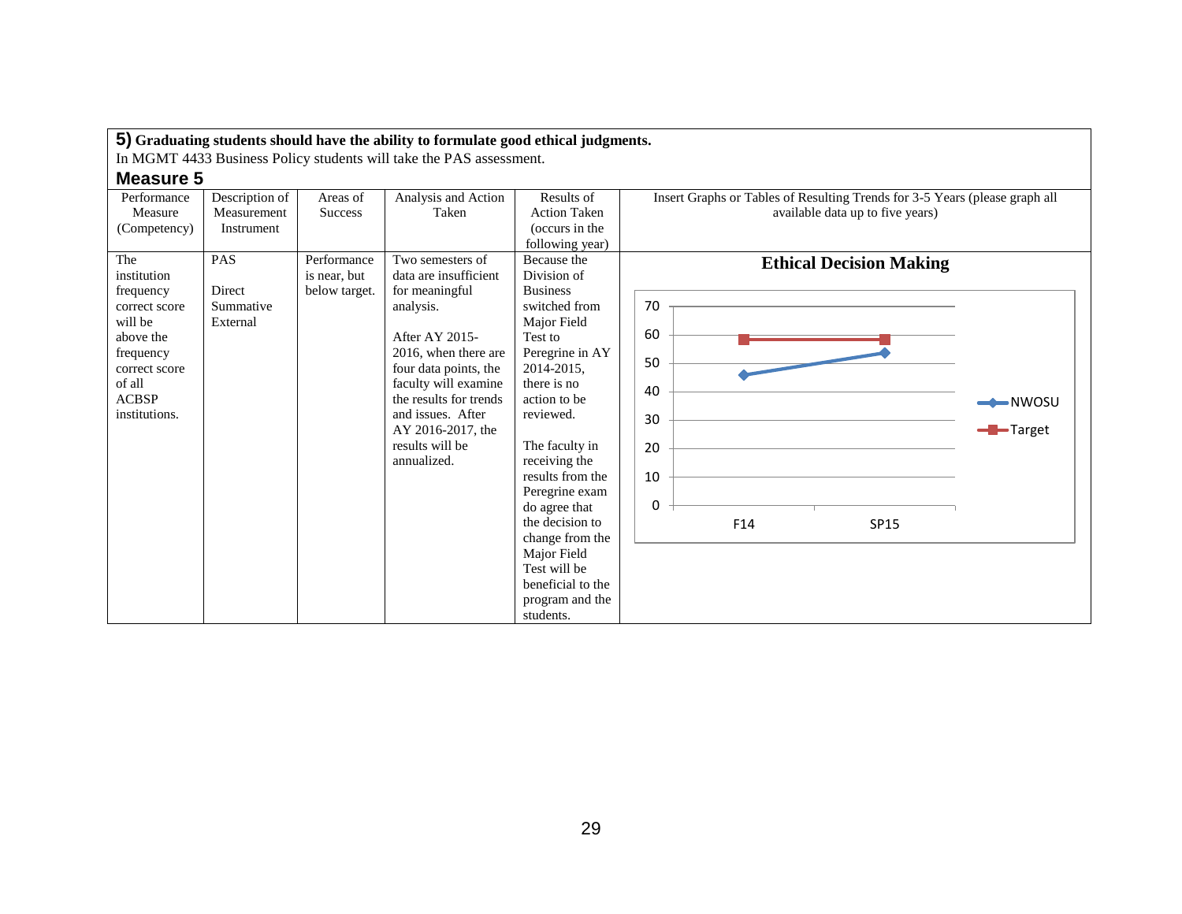**5) Graduating students should have the ability to formulate good ethical judgments.**

In MGMT 4433 Business Policy students will take the PAS assessment.

## Measure 5

| Performance Measure (Competency) | Description of Measurement Instrument | Areas of Success | Analysis and Action Taken | Results of Action Taken (occurs in the following year) | Insert Graphs or Tables of Resulting Trends for 3-5 Years (please graph all available data up to five years) |
|---|---|---|---|---|---|
| The institution frequency correct score will be above the frequency correct score of all ACBSP institutions. | PAS<br><br>Direct Summative External | Performance is near, but below target. | Two semesters of data are insufficient for meaningful analysis.<br><br>After AY 2015-2016, when there are four data points, the faculty will examine the results for trends and issues. After AY 2016-2017, the results will be annualized. | Because the Division of Business switched from Major Field Test to Peregrine in AY 2014-2015, there is no action to be reviewed.<br><br>The faculty in receiving the results from the Peregrine exam do agree that the decision to change from the Major Field Test will be beneficial to the program and the students. | **Ethical Decision Making**<br><br>Line chart with y-axis 0–70 and x-axis F14, SP15. Series: NWOSU, Target. |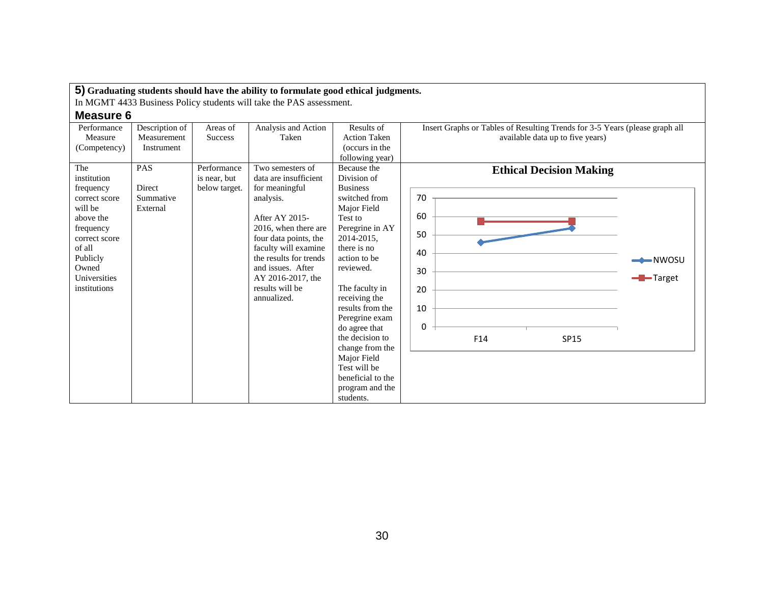**5) Graduating students should have the ability to formulate good ethical judgments.**

In MGMT 4433 Business Policy students will take the PAS assessment.

**Measure 6**

| Performance Measure (Competency) | Description of Measurement Instrument | Areas of Success | Analysis and Action Taken | Results of Action Taken (occurs in the following year) | Insert Graphs or Tables of Resulting Trends for 3-5 Years (please graph all available data up to five years) |
|---|---|---|---|---|---|
| The institution frequency correct score will be above the frequency correct score of all Publicly Owned Universities institutions | PAS<br><br>Direct Summative External | Performance is near, but below target. | Two semesters of data are insufficient for meaningful analysis.<br><br>After AY 2015-2016, when there are four data points, the faculty will examine the results for trends and issues. After AY 2016-2017, the results will be annualized. | Because the Division of Business switched from Major Field Test to Peregrine in AY 2014-2015, there is no action to be reviewed.<br><br>The faculty in receiving the results from the Peregrine exam do agree that the decision to change from the Major Field Test will be beneficial to the program and the students. | **Ethical Decision Making**<br><br>Line chart with y-axis 0–70, x-axis F14, SP15. Series: NWOSU, Target. |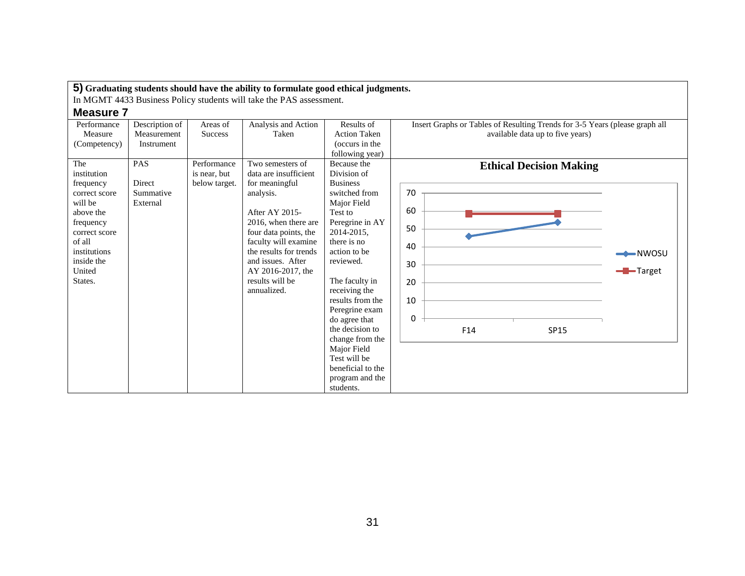**5) Graduating students should have the ability to formulate good ethical judgments.**

In MGMT 4433 Business Policy students will take the PAS assessment.

### Measure 7

| Performance Measure (Competency) | Description of Measurement Instrument | Areas of Success | Analysis and Action Taken | Results of Action Taken (occurs in the following year) | Insert Graphs or Tables of Resulting Trends for 3-5 Years (please graph all available data up to five years) |
|---|---|---|---|---|---|
| The institution frequency correct score will be above the frequency correct score of all institutions inside the United States. | PAS<br><br>Direct Summative External | Performance is near, but below target. | Two semesters of data are insufficient for meaningful analysis.<br><br>After AY 2015-2016, when there are four data points, the faculty will examine the results for trends and issues. After AY 2016-2017, the results will be annualized. | Because the Division of Business switched from Major Field Test to Peregrine in AY 2014-2015, there is no action to be reviewed.<br><br>The faculty in receiving the results from the Peregrine exam do agree that the decision to change from the Major Field Test will be beneficial to the program and the students. | **Ethical Decision Making**<br><br>Line chart (y-axis 0–70; x-axis F14, SP15). Series: NWOSU, Target. |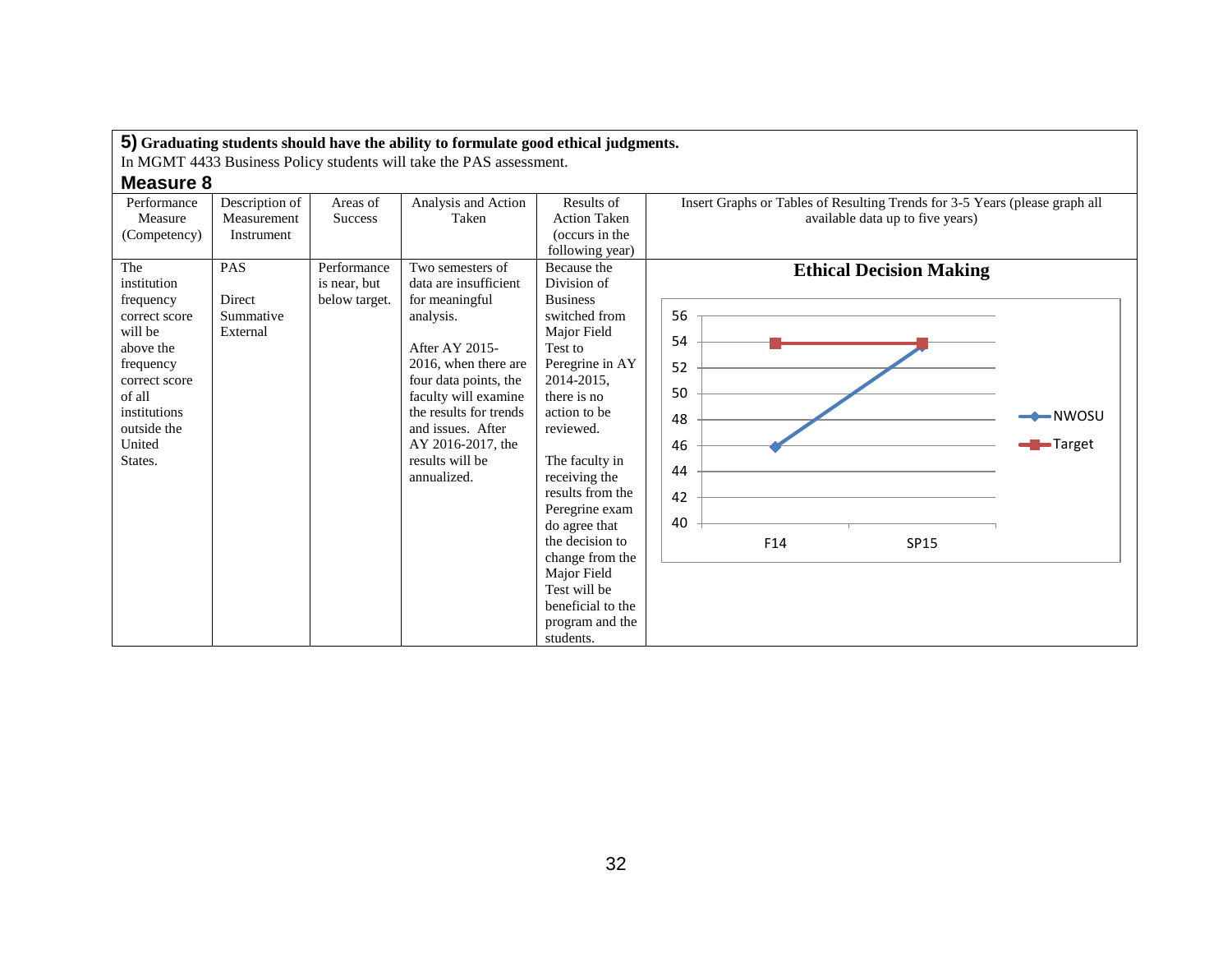**5) Graduating students should have the ability to formulate good ethical judgments.**

In MGMT 4433 Business Policy students will take the PAS assessment.

## Measure 8

| Performance Measure (Competency) | Description of Measurement Instrument | Areas of Success | Analysis and Action Taken | Results of Action Taken (occurs in the following year) | Insert Graphs or Tables of Resulting Trends for 3-5 Years (please graph all available data up to five years) |
|---|---|---|---|---|---|
| The institution frequency correct score will be above the frequency correct score of all institutions outside the United States. | PAS<br><br>Direct Summative External | Performance is near, but below target. | Two semesters of data are insufficient for meaningful analysis.<br><br>After AY 2015-2016, when there are four data points, the faculty will examine the results for trends and issues. After AY 2016-2017, the results will be annualized. | Because the Division of Business switched from Major Field Test to Peregrine in AY 2014-2015, there is no action to be reviewed.<br><br>The faculty in receiving the results from the Peregrine exam do agree that the decision to change from the Major Field Test will be beneficial to the program and the students. | **Ethical Decision Making**<br><br>Chart values (approximate): F14 — NWOSU 46, Target 54; SP15 — NWOSU 54, Target 54 |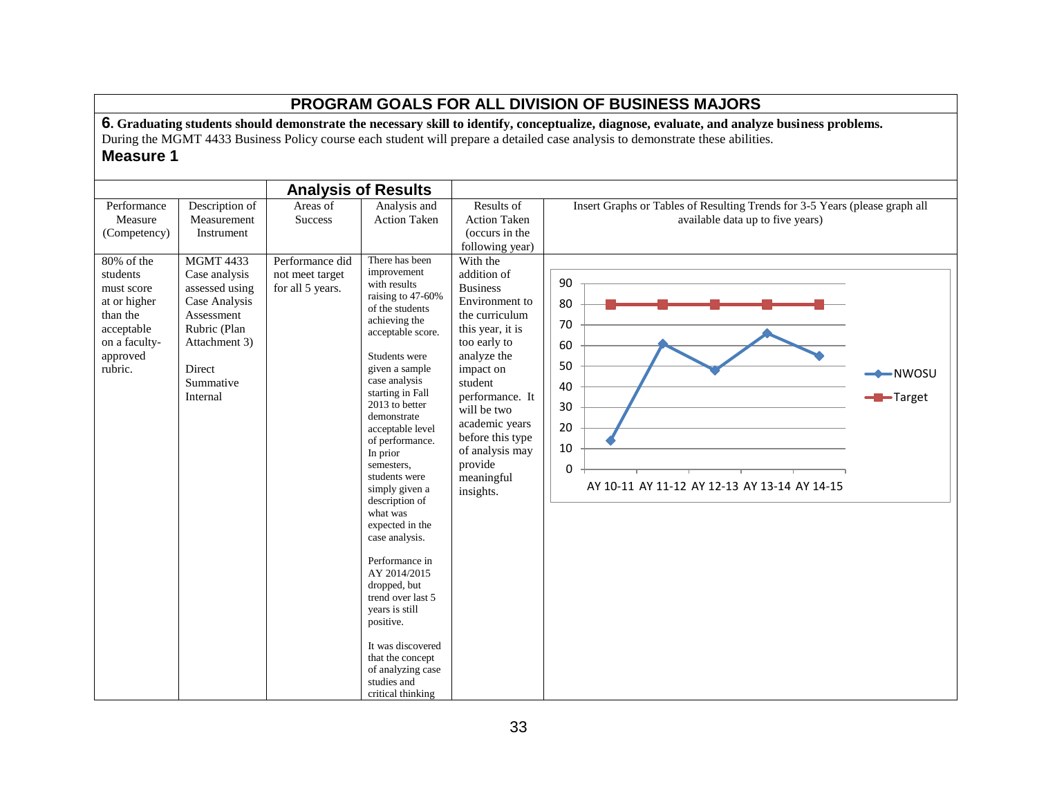## PROGRAM GOALS FOR ALL DIVISION OF BUSINESS MAJORS

**6. Graduating students should demonstrate the necessary skill to identify, conceptualize, diagnose, evaluate, and analyze business problems.**
During the MGMT 4433 Business Policy course each student will prepare a detailed case analysis to demonstrate these abilities.

### Measure 1

| | | Analysis of Results | | | |
|---|---|---|---|---|---|
| Performance Measure (Competency) | Description of Measurement Instrument | Areas of Success | Analysis and Action Taken | Results of Action Taken (occurs in the following year) | Insert Graphs or Tables of Resulting Trends for 3-5 Years (please graph all available data up to five years) |
| 80% of the students must score at or higher than the acceptable on a faculty-approved rubric. | MGMT 4433 Case analysis assessed using Case Analysis Assessment Rubric (Plan Attachment 3)<br><br>Direct Summative Internal | Performance did not meet target for all 5 years. | There has been improvement with results raising to 47-60% of the students achieving the acceptable score.<br><br>Students were given a sample case analysis starting in Fall 2013 to better demonstrate acceptable level of performance. In prior semesters, students were simply given a description of what was expected in the case analysis.<br><br>Performance in AY 2014/2015 dropped, but trend over last 5 years is still positive.<br><br>It was discovered that the concept of analyzing case studies and critical thinking | With the addition of Business Environment to the curriculum this year, it is too early to analyze the impact on student performance. It will be two academic years before this type of analysis may provide meaningful insights. | Chart: NWOSU vs. Target (see table below) |

| | AY 10-11 | AY 11-12 | AY 12-13 | AY 13-14 | AY 14-15 |
|---|---|---|---|---|---|
| NWOSU | 14 | 61 | 48 | 66 | 55 |
| Target | 80 | 80 | 80 | 80 | 80 |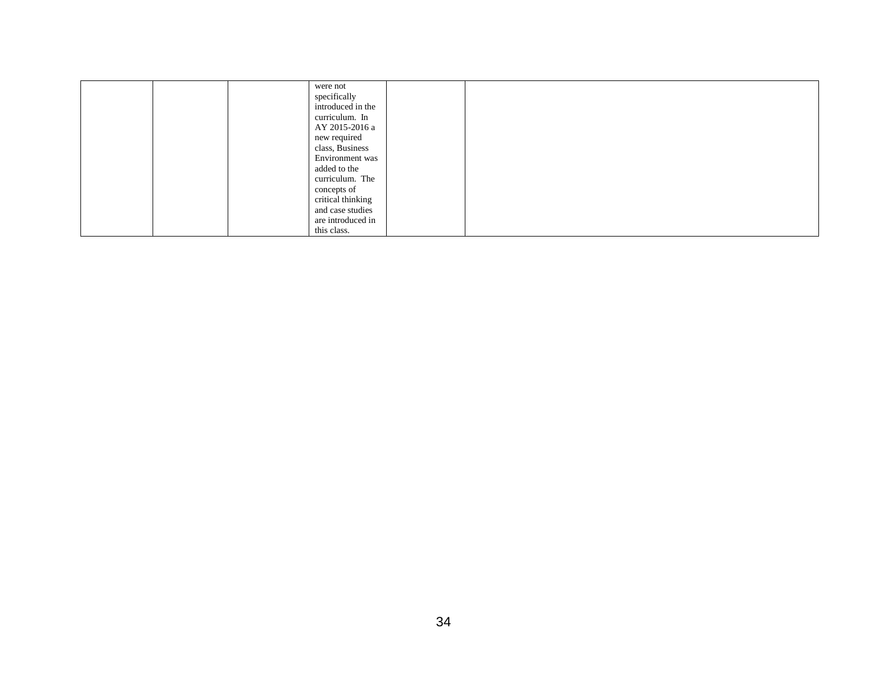|  |  |  |  |  |  |
|---|---|---|---|---|---|
|  |  |  | were not specifically introduced in the curriculum. In AY 2015-2016 a new required class, Business Environment was added to the curriculum. The concepts of critical thinking and case studies are introduced in this class. |  |  |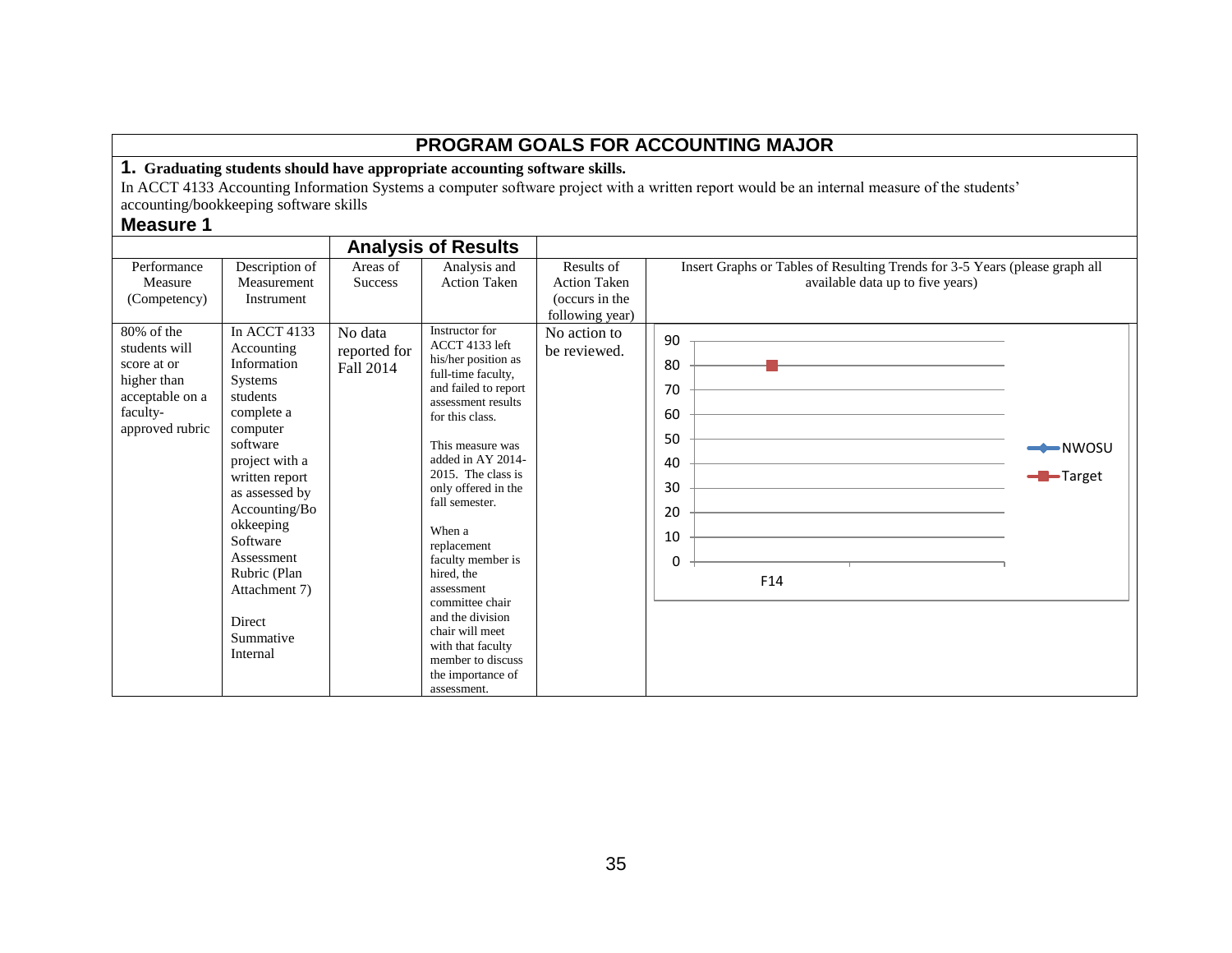# PROGRAM GOALS FOR ACCOUNTING MAJOR

**1. Graduating students should have appropriate accounting software skills.**

In ACCT 4133 Accounting Information Systems a computer software project with a written report would be an internal measure of the students' accounting/bookkeeping software skills

## Measure 1

| | | Analysis of Results | | | |
|---|---|---|---|---|---|
| Performance Measure (Competency) | Description of Measurement Instrument | Areas of Success | Analysis and Action Taken | Results of Action Taken (occurs in the following year) | Insert Graphs or Tables of Resulting Trends for 3-5 Years (please graph all available data up to five years) |
| 80% of the students will score at or higher than acceptable on a faculty-approved rubric | In ACCT 4133 Accounting Information Systems students complete a computer software project with a written report as assessed by Accounting/Bookkeeping Software Assessment Rubric (Plan Attachment 7)<br><br>Direct Summative Internal | No data reported for Fall 2014 | Instructor for ACCT 4133 left his/her position as full-time faculty, and failed to report assessment results for this class.<br><br>This measure was added in AY 2014-2015. The class is only offered in the fall semester.<br><br>When a replacement faculty member is hired, the assessment committee chair and the division chair will meet with that faculty member to discuss the importance of assessment. | No action to be reviewed. | Chart: y-axis 0–90; x-axis F14; series NWOSU, Target (Target = 80 at F14) |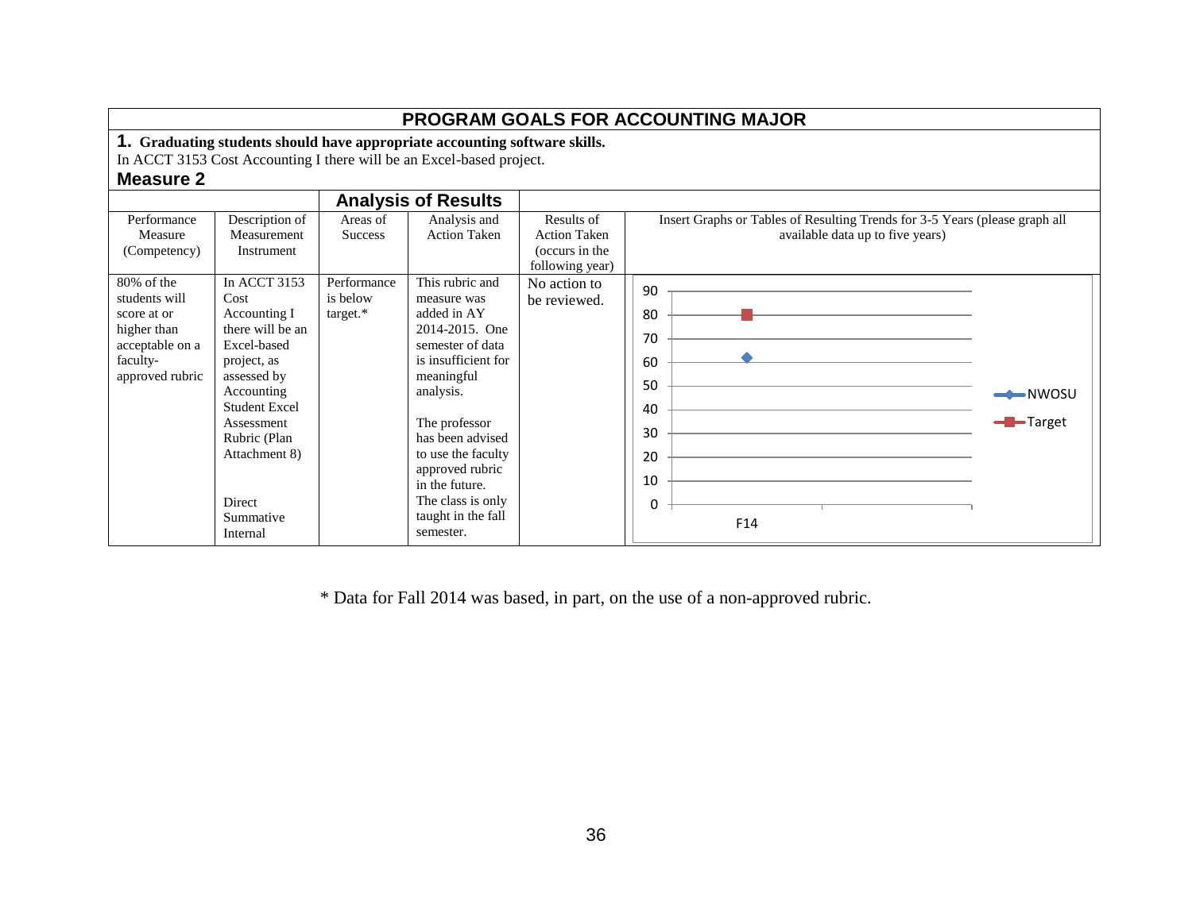## PROGRAM GOALS FOR ACCOUNTING MAJOR

**1. Graduating students should have appropriate accounting software skills.**

In ACCT 3153 Cost Accounting I there will be an Excel-based project.

### Measure 2

| Performance Measure (Competency) | Description of Measurement Instrument | Analysis of Results: Areas of Success | Analysis of Results: Analysis and Action Taken | Results of Action Taken (occurs in the following year) | Insert Graphs or Tables of Resulting Trends for 3-5 Years (please graph all available data up to five years) |
|---|---|---|---|---|---|
| 80% of the students will score at or higher than acceptable on a faculty-approved rubric | In ACCT 3153 Cost Accounting I there will be an Excel-based project, as assessed by Accounting Student Excel Assessment Rubric (Plan Attachment 8)<br><br>Direct Summative Internal | Performance is below target.* | This rubric and measure was added in AY 2014-2015. One semester of data is insufficient for meaningful analysis.<br><br>The professor has been advised to use the faculty approved rubric in the future. The class is only taught in the fall semester. | No action to be reviewed. | F14: NWOSU ≈ 62; Target 80 |

\* Data for Fall 2014 was based, in part, on the use of a non-approved rubric.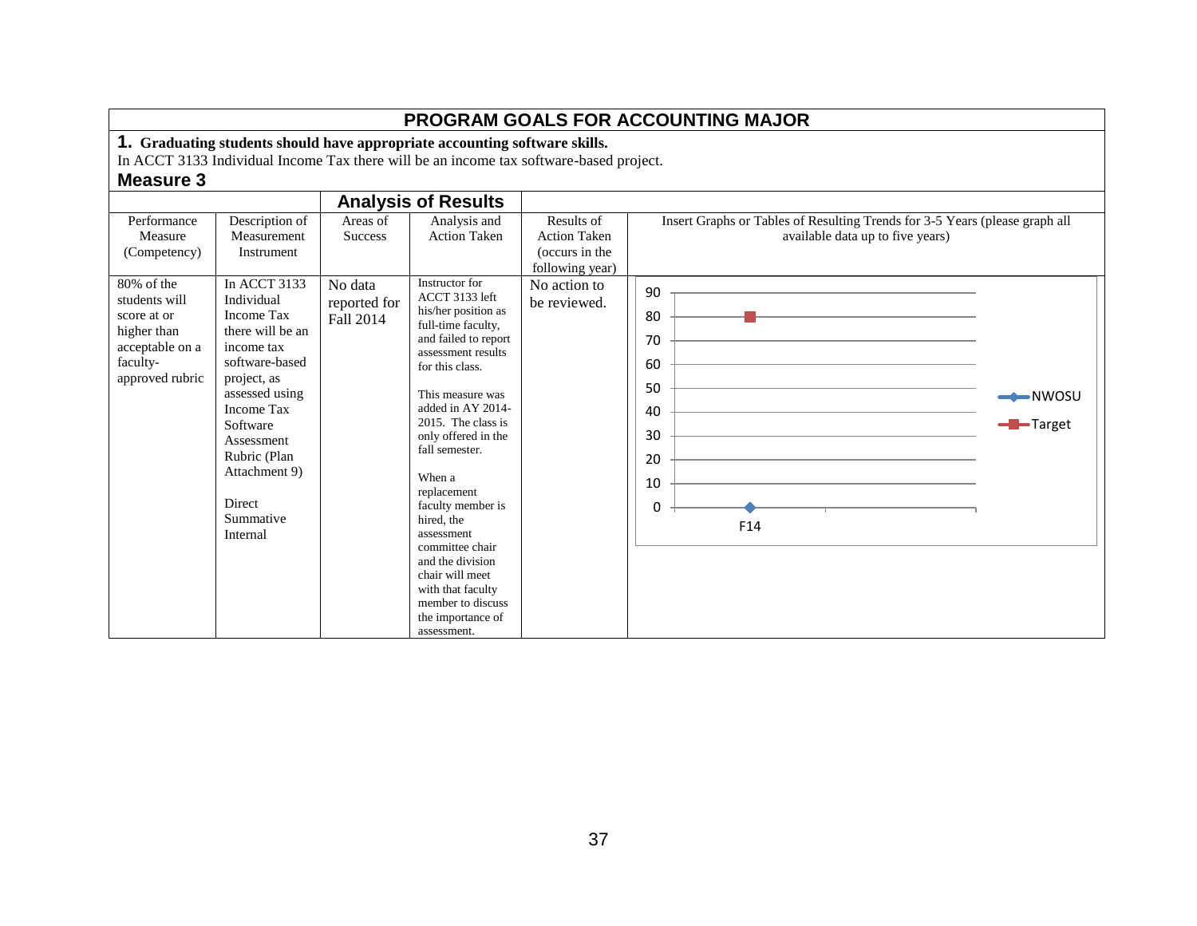# PROGRAM GOALS FOR ACCOUNTING MAJOR

**1. Graduating students should have appropriate accounting software skills.**

In ACCT 3133 Individual Income Tax there will be an income tax software-based project.

**Measure 3**

| Performance Measure (Competency) | Description of Measurement Instrument | Areas of Success | Analysis and Action Taken | Results of Action Taken (occurs in the following year) | Insert Graphs or Tables of Resulting Trends for 3-5 Years (please graph all available data up to five years) |
|---|---|---|---|---|---|
| | | **Analysis of Results** | | | |
| 80% of the students will score at or higher than acceptable on a faculty-approved rubric | In ACCT 3133 Individual Income Tax there will be an income tax software-based project, as assessed using Income Tax Software Assessment Rubric (Plan Attachment 9)<br><br>Direct Summative Internal | No data reported for Fall 2014 | Instructor for ACCT 3133 left his/her position as full-time faculty, and failed to report assessment results for this class.<br><br>This measure was added in AY 2014-2015. The class is only offered in the fall semester.<br><br>When a replacement faculty member is hired, the assessment committee chair and the division chair will meet with that faculty member to discuss the importance of assessment. | No action to be reviewed. | Chart: F14 — NWOSU: 0; Target: 80 |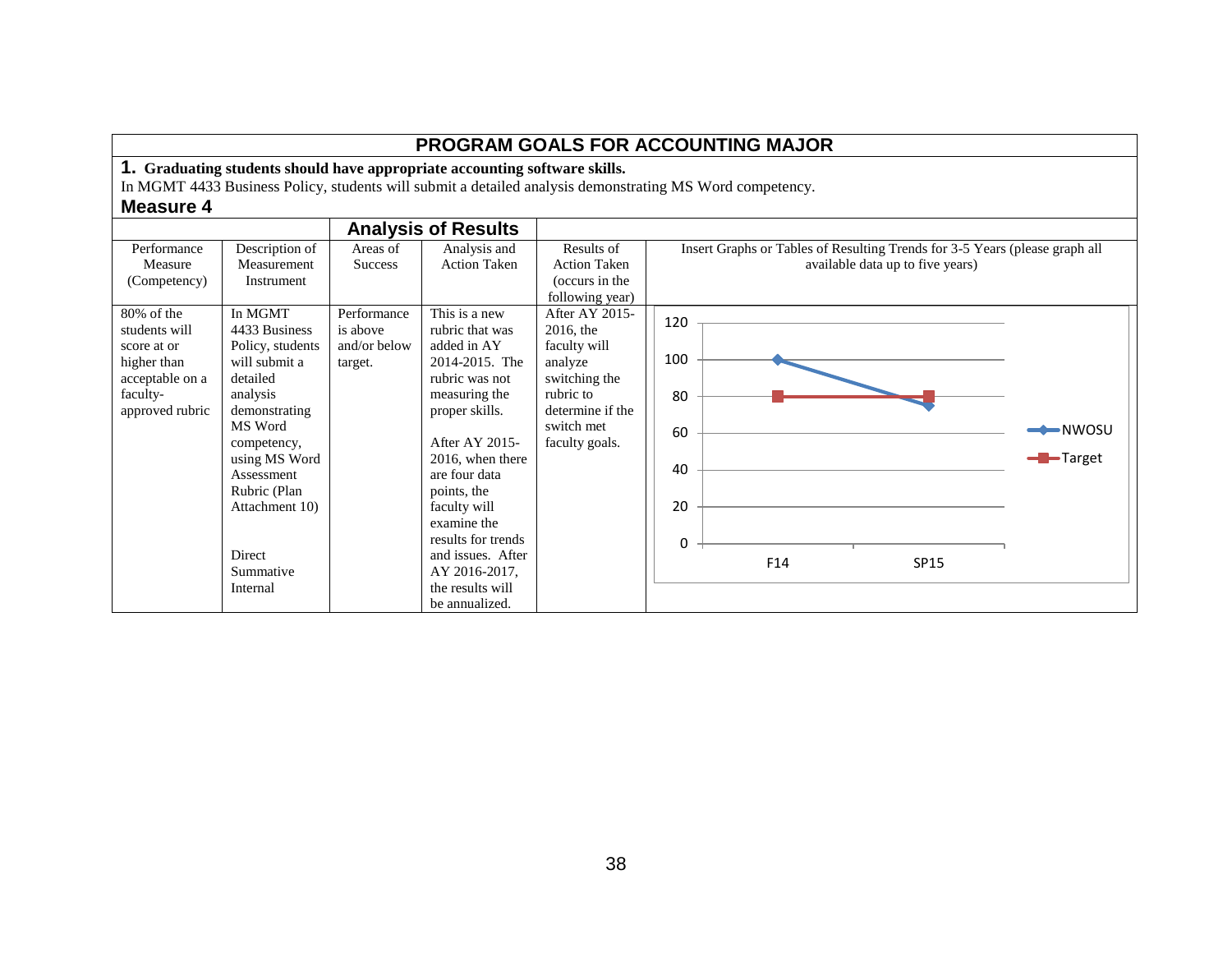# PROGRAM GOALS FOR ACCOUNTING MAJOR

**1. Graduating students should have appropriate accounting software skills.**

In MGMT 4433 Business Policy, students will submit a detailed analysis demonstrating MS Word competency.

## Measure 4

| | | Analysis of Results | | | |
|---|---|---|---|---|---|
| Performance Measure (Competency) | Description of Measurement Instrument | Areas of Success | Analysis and Action Taken | Results of Action Taken (occurs in the following year) | Insert Graphs or Tables of Resulting Trends for 3-5 Years (please graph all available data up to five years) |
| 80% of the students will score at or higher than acceptable on a faculty-approved rubric | In MGMT 4433 Business Policy, students will submit a detailed analysis demonstrating MS Word competency, using MS Word Assessment Rubric (Plan Attachment 10)<br><br>Direct Summative Internal | Performance is above and/or below target. | This is a new rubric that was added in AY 2014-2015. The rubric was not measuring the proper skills.<br><br>After AY 2015-2016, when there are four data points, the faculty will examine the results for trends and issues. After AY 2016-2017, the results will be annualized. | After AY 2015-2016, the faculty will analyze switching the rubric to determine if the switch met faculty goals. | Chart (NWOSU vs. Target): F14 — NWOSU 100, Target 80; SP15 — NWOSU 75, Target 80 |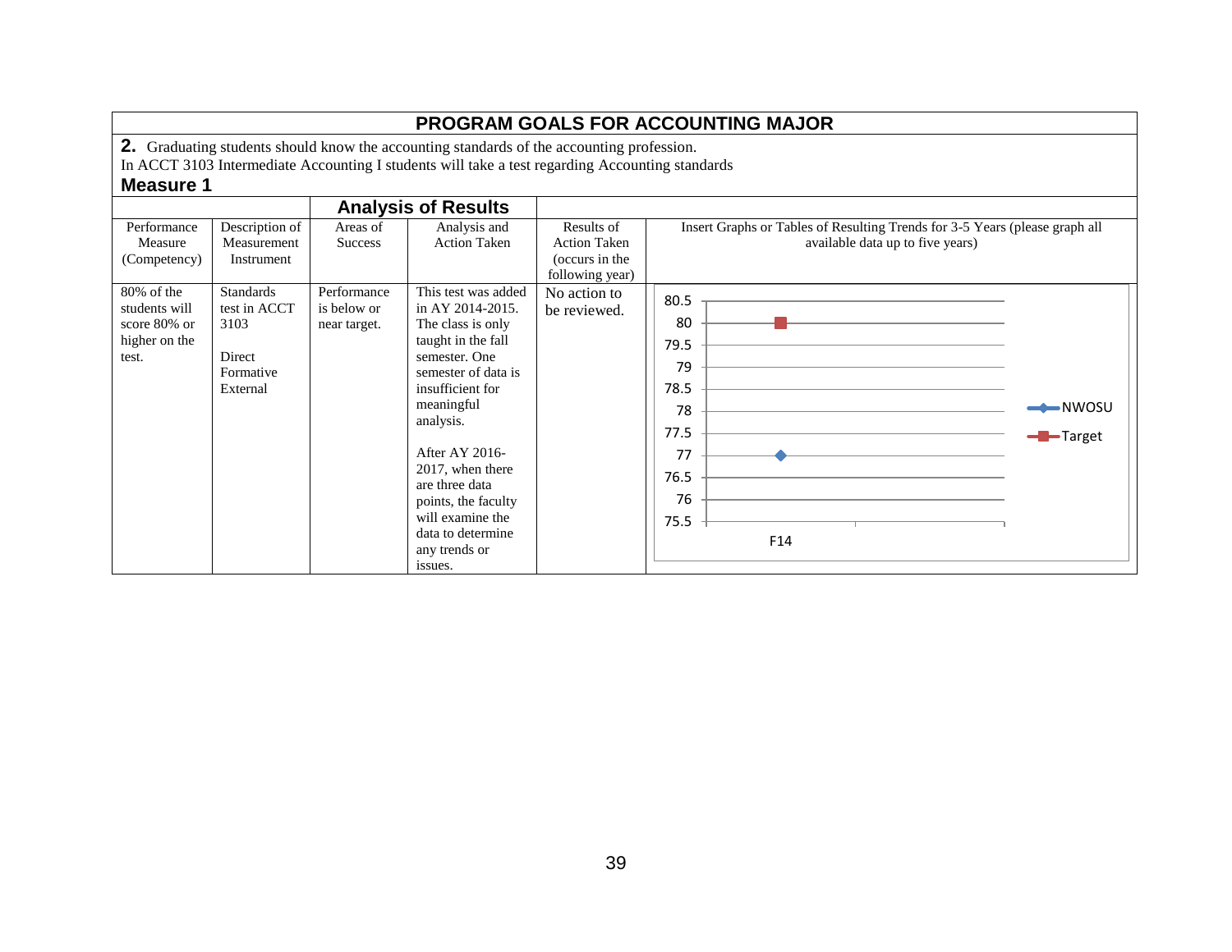## PROGRAM GOALS FOR ACCOUNTING MAJOR

**2.** Graduating students should know the accounting standards of the accounting profession.
In ACCT 3103 Intermediate Accounting I students will take a test regarding Accounting standards

### Measure 1

| Performance Measure (Competency) | Description of Measurement Instrument | Areas of Success | Analysis and Action Taken | Results of Action Taken (occurs in the following year) | Insert Graphs or Tables of Resulting Trends for 3-5 Years (please graph all available data up to five years) |
|---|---|---|---|---|---|
| | | **Analysis of Results** | | | |
| 80% of the students will score 80% or higher on the test. | Standards test in ACCT 3103<br><br>Direct<br>Formative<br>External | Performance is below or near target. | This test was added in AY 2014-2015. The class is only taught in the fall semester. One semester of data is insufficient for meaningful analysis.<br><br>After AY 2016-2017, when there are three data points, the faculty will examine the data to determine any trends or issues. | No action to be reviewed. | Chart: F14 — NWOSU: 77; Target: 80 |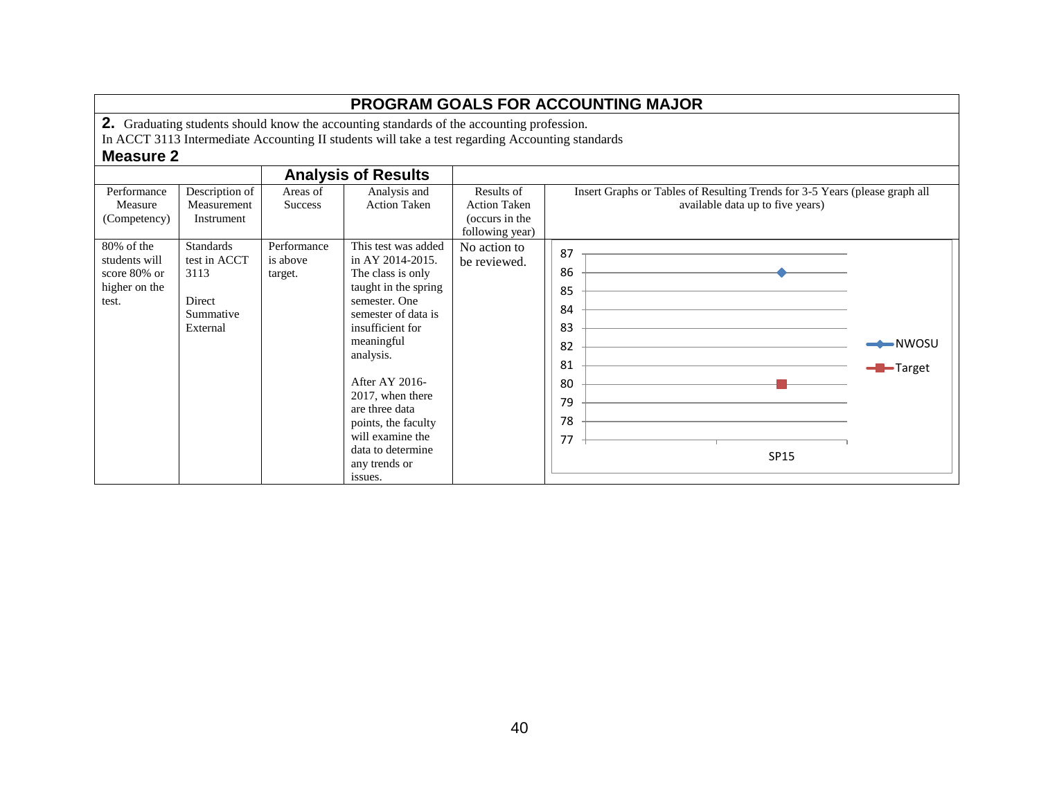# PROGRAM GOALS FOR ACCOUNTING MAJOR

**2.** Graduating students should know the accounting standards of the accounting profession.
In ACCT 3113 Intermediate Accounting II students will take a test regarding Accounting standards

**Measure 2**

| | | **Analysis of Results** | | | |
|---|---|---|---|---|---|
| Performance Measure (Competency) | Description of Measurement Instrument | Areas of Success | Analysis and Action Taken | Results of Action Taken (occurs in the following year) | Insert Graphs or Tables of Resulting Trends for 3-5 Years (please graph all available data up to five years) |
| 80% of the students will score 80% or higher on the test. | Standards test in ACCT 3113<br><br>Direct Summative External | Performance is above target. | This test was added in AY 2014-2015. The class is only taught in the spring semester. One semester of data is insufficient for meaningful analysis.<br><br>After AY 2016-2017, when there are three data points, the faculty will examine the data to determine any trends or issues. | No action to be reviewed. | SP15: NWOSU 86; Target 80 |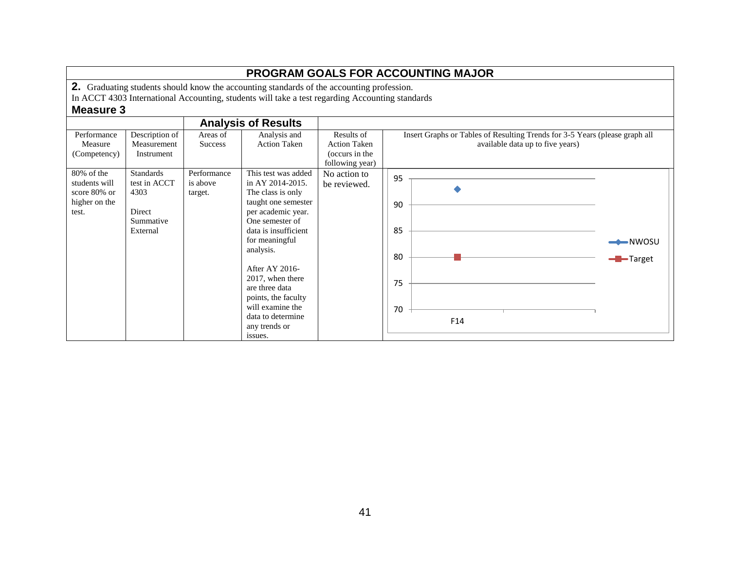## PROGRAM GOALS FOR ACCOUNTING MAJOR

**2.** Graduating students should know the accounting standards of the accounting profession.
In ACCT 4303 International Accounting, students will take a test regarding Accounting standards

### Measure 3

| Performance Measure (Competency) | Description of Measurement Instrument | Areas of Success | Analysis and Action Taken | Results of Action Taken (occurs in the following year) | Insert Graphs or Tables of Resulting Trends for 3-5 Years (please graph all available data up to five years) |
|---|---|---|---|---|---|
| 80% of the students will score 80% or higher on the test. | Standards test in ACCT 4303<br><br>Direct<br>Summative<br>External | Performance is above target. | This test was added in AY 2014-2015. The class is only taught one semester per academic year. One semester of data is insufficient for meaningful analysis.<br><br>After AY 2016-2017, when there are three data points, the faculty will examine the data to determine any trends or issues. | No action to be reviewed. | Chart: y-axis 70–95; x-axis F14; series NWOSU (approx. 93 at F14), Target (80 at F14) |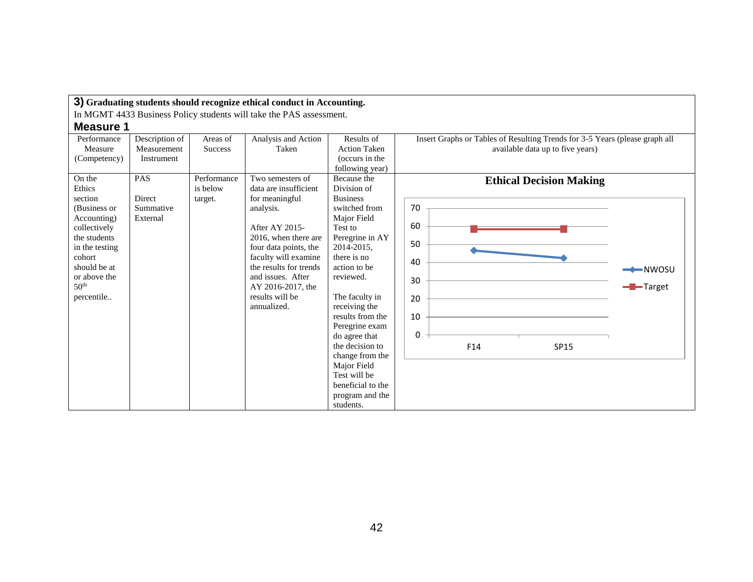**3) Graduating students should recognize ethical conduct in Accounting.**

In MGMT 4433 Business Policy students will take the PAS assessment.

## Measure 1

| Performance Measure (Competency) | Description of Measurement Instrument | Areas of Success | Analysis and Action Taken | Results of Action Taken (occurs in the following year) | Insert Graphs or Tables of Resulting Trends for 3-5 Years (please graph all available data up to five years) |
|---|---|---|---|---|---|
| On the Ethics section (Business or Accounting) collectively the students in the testing cohort should be at or above the 50th percentile.. | PAS<br><br>Direct Summative External | Performance is below target. | Two semesters of data are insufficient for meaningful analysis.<br><br>After AY 2015-2016, when there are four data points, the faculty will examine the results for trends and issues. After AY 2016-2017, the results will be annualized. | Because the Division of Business switched from Major Field Test to Peregrine in AY 2014-2015, there is no action to be reviewed.<br><br>The faculty in receiving the results from the Peregrine exam do agree that the decision to change from the Major Field Test will be beneficial to the program and the students. | **Ethical Decision Making**<br><br>Line chart, y-axis 0–70. Series: NWOSU, Target. X-axis: F14, SP15. |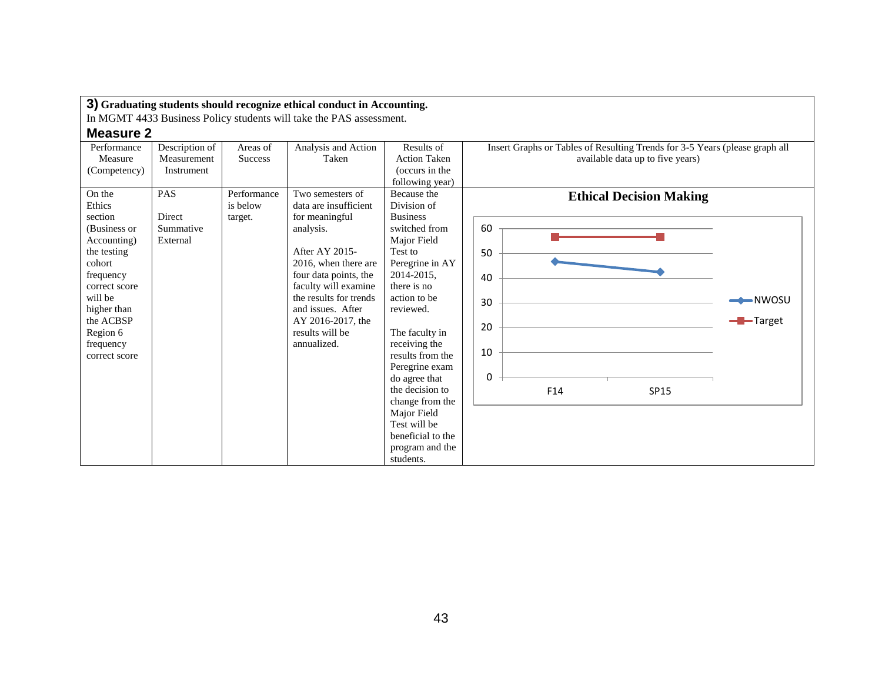**3) Graduating students should recognize ethical conduct in Accounting.**

In MGMT 4433 Business Policy students will take the PAS assessment.

### Measure 2

| Performance Measure (Competency) | Description of Measurement Instrument | Areas of Success | Analysis and Action Taken | Results of Action Taken (occurs in the following year) | Insert Graphs or Tables of Resulting Trends for 3-5 Years (please graph all available data up to five years) |
|---|---|---|---|---|---|
| On the Ethics section (Business or Accounting) the testing cohort frequency correct score will be higher than the ACBSP Region 6 frequency correct score | PAS<br><br>Direct Summative External | Performance is below target. | Two semesters of data are insufficient for meaningful analysis.<br><br>After AY 2015-2016, when there are four data points, the faculty will examine the results for trends and issues. After AY 2016-2017, the results will be annualized. | Because the Division of Business switched from Major Field Test to Peregrine in AY 2014-2015, there is no action to be reviewed.<br><br>The faculty in receiving the results from the Peregrine exam do agree that the decision to change from the Major Field Test will be beneficial to the program and the students. | **Ethical Decision Making**<br><br>(Line chart, y-axis 0–60; x-axis F14, SP15; series: NWOSU, Target) |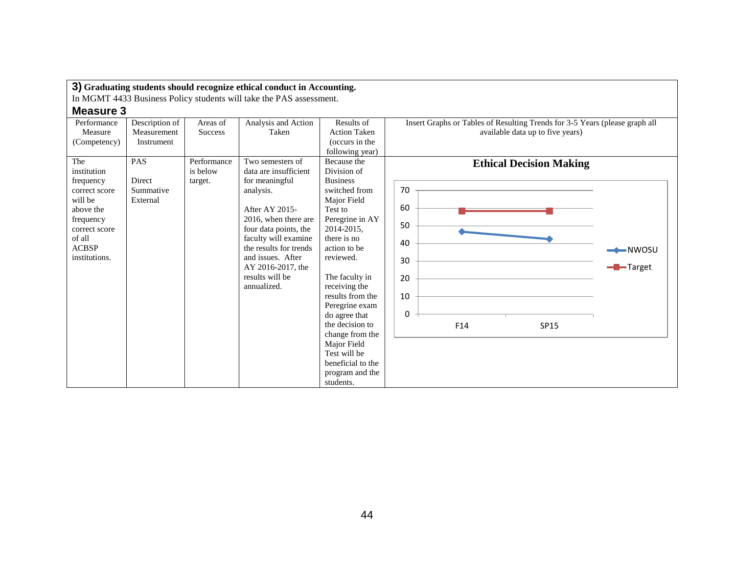**3) Graduating students should recognize ethical conduct in Accounting.**

In MGMT 4433 Business Policy students will take the PAS assessment.

## Measure 3

| Performance Measure (Competency) | Description of Measurement Instrument | Areas of Success | Analysis and Action Taken | Results of Action Taken (occurs in the following year) | Insert Graphs or Tables of Resulting Trends for 3-5 Years (please graph all available data up to five years) |
|---|---|---|---|---|---|
| The institution frequency correct score will be above the frequency correct score of all ACBSP institutions. | PAS<br><br>Direct Summative External | Performance is below target. | Two semesters of data are insufficient for meaningful analysis.<br><br>After AY 2015-2016, when there are four data points, the faculty will examine the results for trends and issues. After AY 2016-2017, the results will be annualized. | Because the Division of Business switched from Major Field Test to Peregrine in AY 2014-2015, there is no action to be reviewed.<br><br>The faculty in receiving the results from the Peregrine exam do agree that the decision to change from the Major Field Test will be beneficial to the program and the students. | **Ethical Decision Making**<br>(Line chart: NWOSU and Target, F14 and SP15; y-axis 0–70) |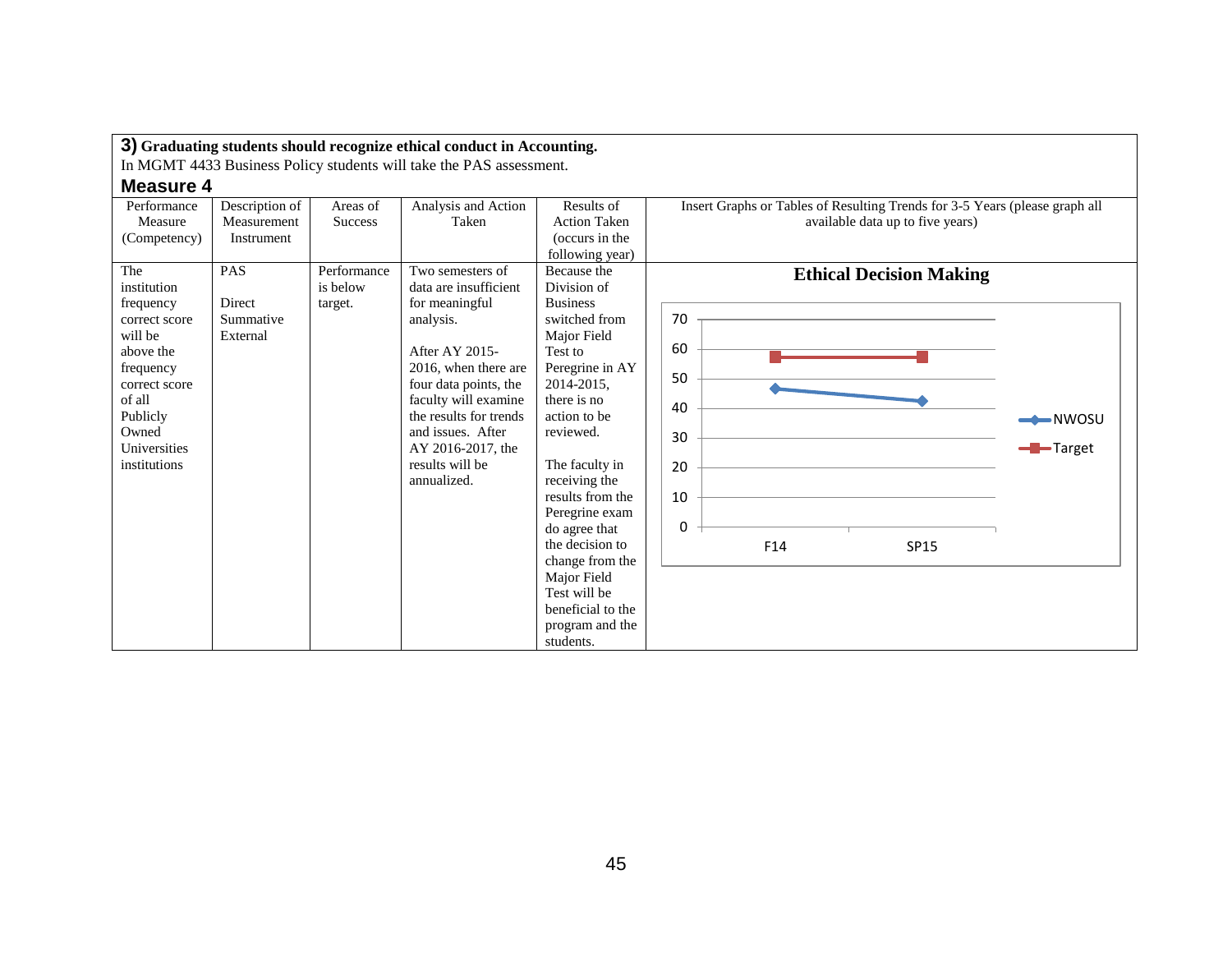**3)** **Graduating students should recognize ethical conduct in Accounting.**

In MGMT 4433 Business Policy students will take the PAS assessment.

**Measure 4**

| Performance Measure (Competency) | Description of Measurement Instrument | Areas of Success | Analysis and Action Taken | Results of Action Taken (occurs in the following year) | Insert Graphs or Tables of Resulting Trends for 3-5 Years (please graph all available data up to five years) |
|---|---|---|---|---|---|
| The institution frequency correct score will be above the frequency correct score of all Publicly Owned Universities institutions | PAS<br><br>Direct Summative External | Performance is below target. | Two semesters of data are insufficient for meaningful analysis.<br><br>After AY 2015-2016, when there are four data points, the faculty will examine the results for trends and issues. After AY 2016-2017, the results will be annualized. | Because the Division of Business switched from Major Field Test to Peregrine in AY 2014-2015, there is no action to be reviewed.<br><br>The faculty in receiving the results from the Peregrine exam do agree that the decision to change from the Major Field Test will be beneficial to the program and the students. | **Ethical Decision Making**<br><br>Line chart: NWOSU (F14 ≈ 47, SP15 ≈ 43); Target (F14 ≈ 57, SP15 ≈ 57). Y-axis 0–70; X-axis F14, SP15. |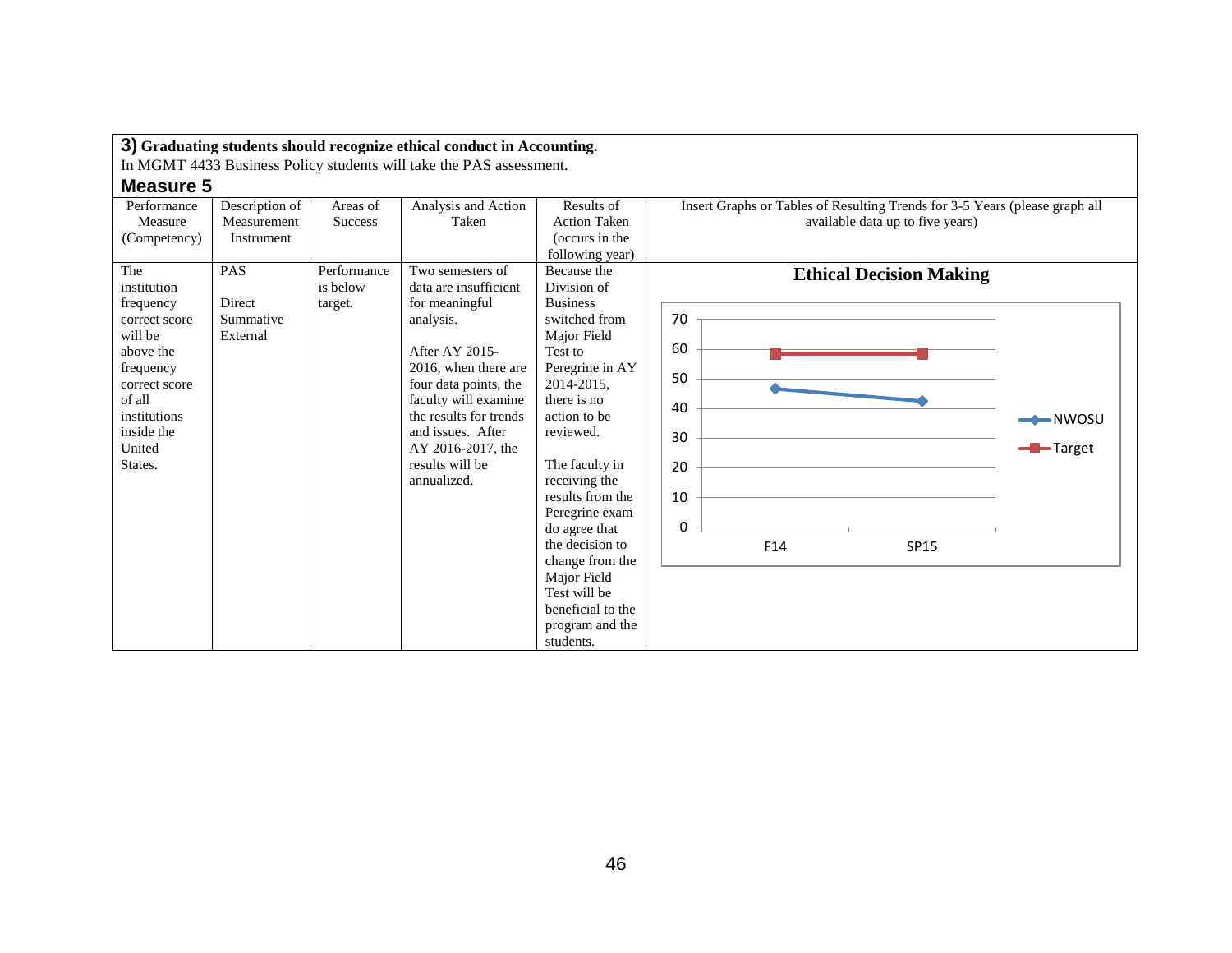**3) Graduating students should recognize ethical conduct in Accounting.**

In MGMT 4433 Business Policy students will take the PAS assessment.

**Measure 5**

| Performance Measure (Competency) | Description of Measurement Instrument | Areas of Success | Analysis and Action Taken | Results of Action Taken (occurs in the following year) | Insert Graphs or Tables of Resulting Trends for 3-5 Years (please graph all available data up to five years) |
|---|---|---|---|---|---|
| The institution frequency correct score will be above the frequency correct score of all institutions inside the United States. | PAS<br><br>Direct Summative External | Performance is below target. | Two semesters of data are insufficient for meaningful analysis.<br><br>After AY 2015-2016, when there are four data points, the faculty will examine the results for trends and issues. After AY 2016-2017, the results will be annualized. | Because the Division of Business switched from Major Field Test to Peregrine in AY 2014-2015, there is no action to be reviewed.<br><br>The faculty in receiving the results from the Peregrine exam do agree that the decision to change from the Major Field Test will be beneficial to the program and the students. | **Ethical Decision Making**<br><br>(Line graph: NWOSU and Target, F14 and SP15; y-axis 0–70) |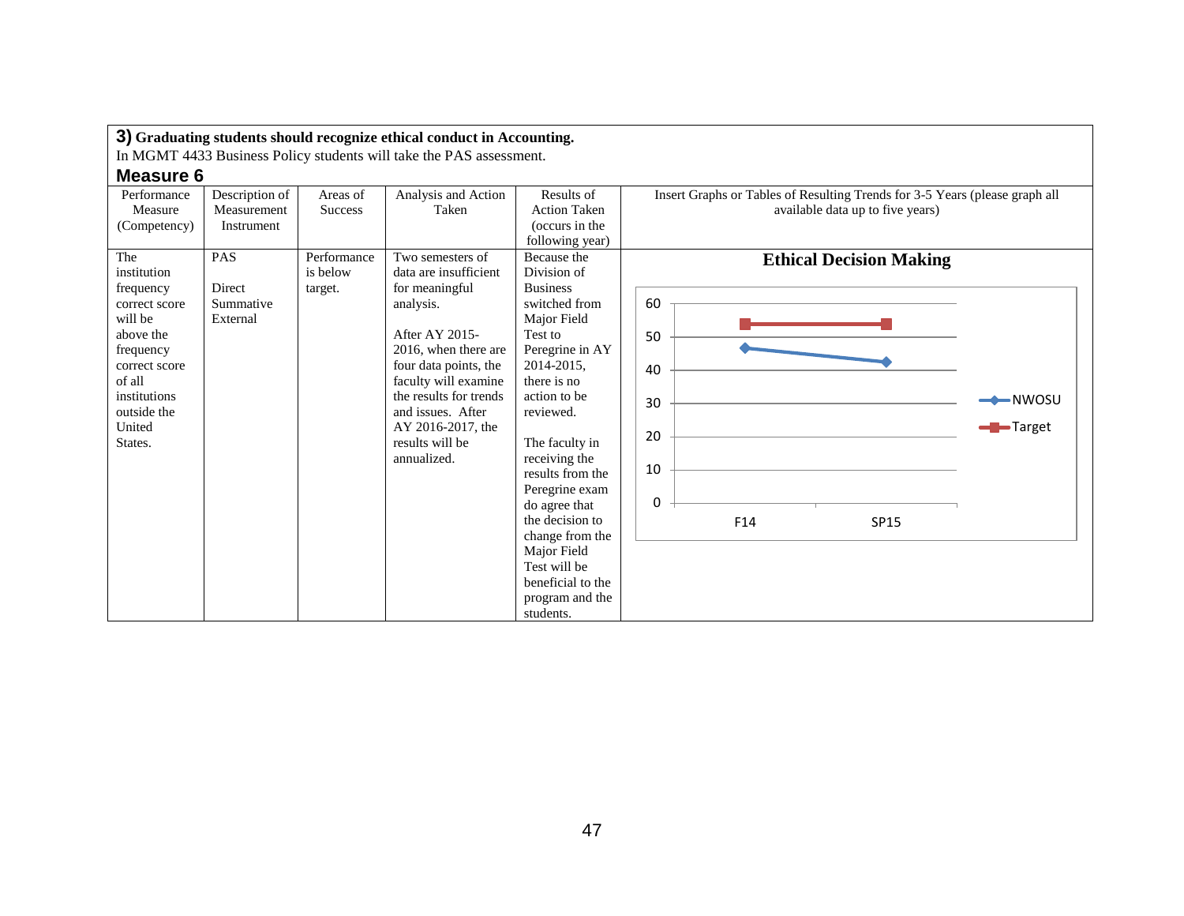**3) Graduating students should recognize ethical conduct in Accounting.**

In MGMT 4433 Business Policy students will take the PAS assessment.

**Measure 6**

| Performance Measure (Competency) | Description of Measurement Instrument | Areas of Success | Analysis and Action Taken | Results of Action Taken (occurs in the following year) | Insert Graphs or Tables of Resulting Trends for 3-5 Years (please graph all available data up to five years) |
|---|---|---|---|---|---|
| The institution frequency correct score will be above the frequency correct score of all institutions outside the United States. | PAS<br><br>Direct Summative External | Performance is below target. | Two semesters of data are insufficient for meaningful analysis.<br><br>After AY 2015-2016, when there are four data points, the faculty will examine the results for trends and issues. After AY 2016-2017, the results will be annualized. | Because the Division of Business switched from Major Field Test to Peregrine in AY 2014-2015, there is no action to be reviewed.<br><br>The faculty in receiving the results from the Peregrine exam do agree that the decision to change from the Major Field Test will be beneficial to the program and the students. | **Ethical Decision Making**<br><br>(Line chart: NWOSU F14 ≈ 47, SP15 ≈ 43; Target F14 ≈ 54, SP15 ≈ 54; y-axis 0–60) |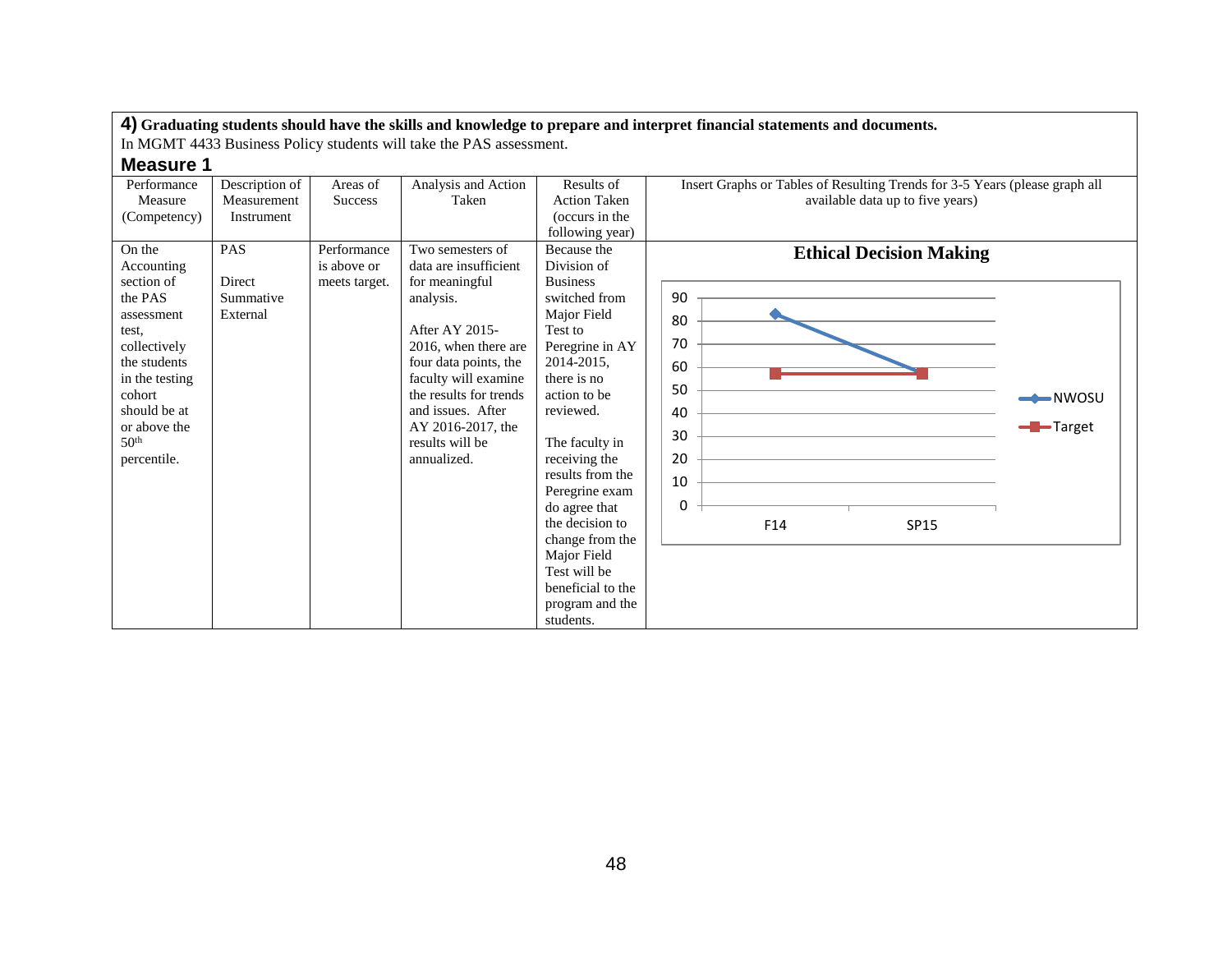**4) Graduating students should have the skills and knowledge to prepare and interpret financial statements and documents.**

In MGMT 4433 Business Policy students will take the PAS assessment.

### Measure 1

| Performance Measure (Competency) | Description of Measurement Instrument | Areas of Success | Analysis and Action Taken | Results of Action Taken (occurs in the following year) | Insert Graphs or Tables of Resulting Trends for 3-5 Years (please graph all available data up to five years) |
|---|---|---|---|---|---|
| On the Accounting section of the PAS assessment test, collectively the students in the testing cohort should be at or above the 50th percentile. | PAS<br><br>Direct Summative External | Performance is above or meets target. | Two semesters of data are insufficient for meaningful analysis.<br><br>After AY 2015-2016, when there are four data points, the faculty will examine the results for trends and issues. After AY 2016-2017, the results will be annualized. | Because the Division of Business switched from Major Field Test to Peregrine in AY 2014-2015, there is no action to be reviewed.<br><br>The faculty in receiving the results from the Peregrine exam do agree that the decision to change from the Major Field Test will be beneficial to the program and the students. | **Ethical Decision Making**<br><br>Line chart (y-axis 0–90; x-axis F14, SP15)<br>Series: NWOSU, Target |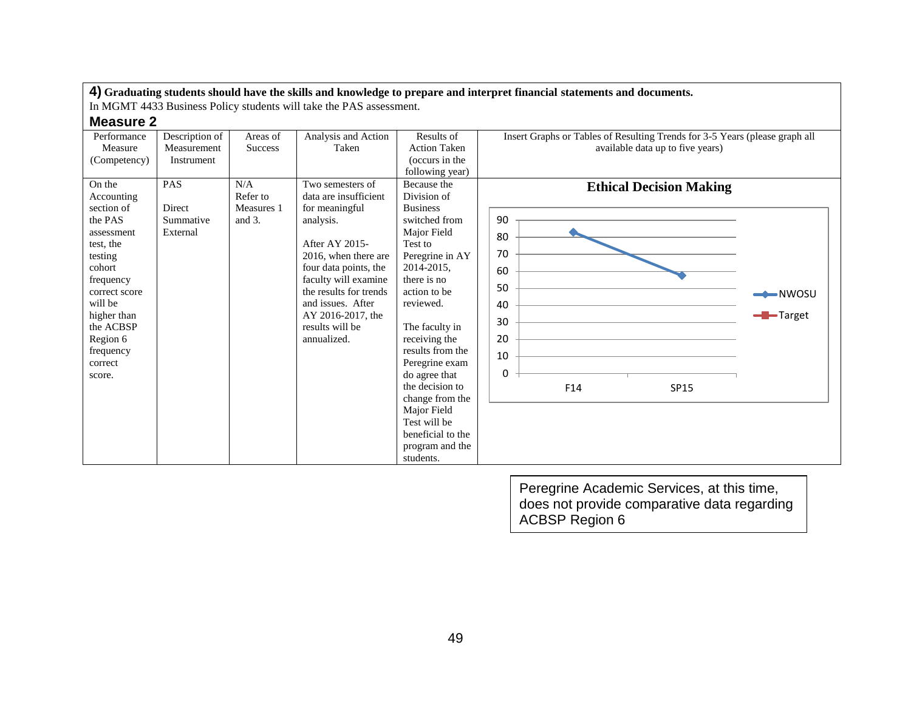**4) Graduating students should have the skills and knowledge to prepare and interpret financial statements and documents.**

In MGMT 4433 Business Policy students will take the PAS assessment.

### Measure 2

| Performance Measure (Competency) | Description of Measurement Instrument | Areas of Success | Analysis and Action Taken | Results of Action Taken (occurs in the following year) | Insert Graphs or Tables of Resulting Trends for 3-5 Years (please graph all available data up to five years) |
|---|---|---|---|---|---|
| On the Accounting section of the PAS assessment test, the testing cohort frequency correct score will be higher than the ACBSP Region 6 frequency correct score. | PAS<br><br>Direct Summative External | N/A Refer to Measures 1 and 3. | Two semesters of data are insufficient for meaningful analysis.<br><br>After AY 2015-2016, when there are four data points, the faculty will examine the results for trends and issues. After AY 2016-2017, the results will be annualized. | Because the Division of Business switched from Major Field Test to Peregrine in AY 2014-2015, there is no action to be reviewed.<br><br>The faculty in receiving the results from the Peregrine exam do agree that the decision to change from the Major Field Test will be beneficial to the program and the students. | **Ethical Decision Making**<br><br>Line chart, y-axis 0–90; series: NWOSU, Target<br>NWOSU: F14 ≈ 83, SP15 ≈ 58 |

Peregrine Academic Services, at this time, does not provide comparative data regarding ACBSP Region 6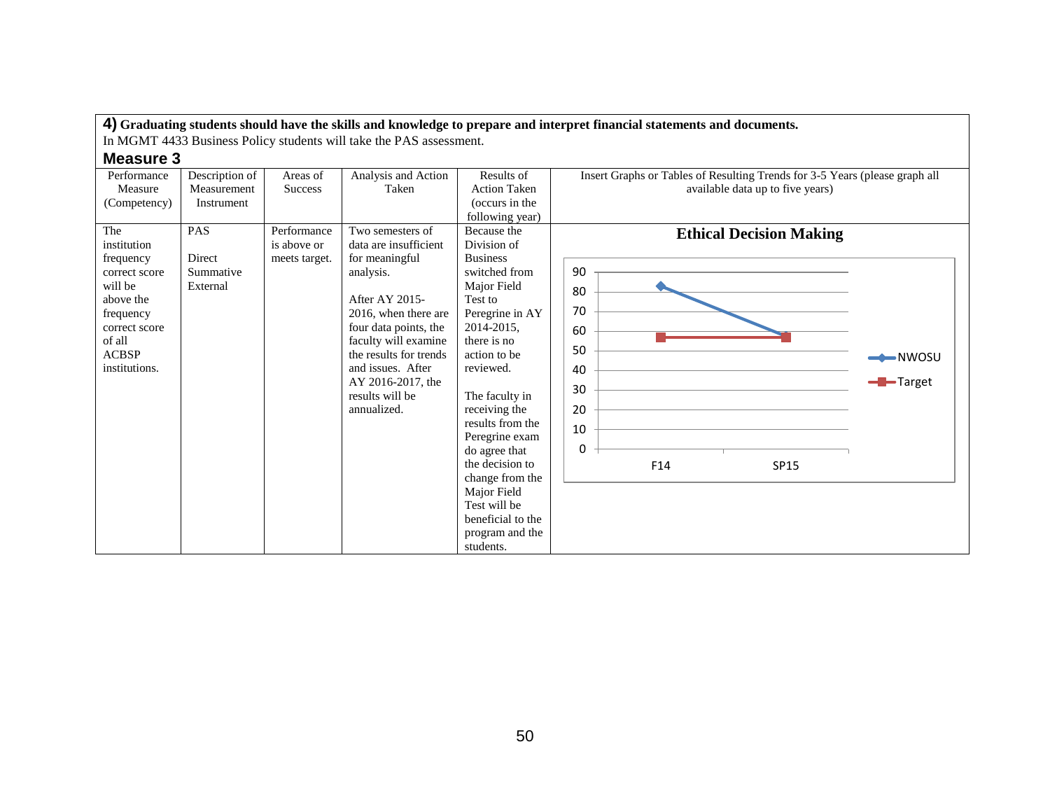**4) Graduating students should have the skills and knowledge to prepare and interpret financial statements and documents.**

In MGMT 4433 Business Policy students will take the PAS assessment.

### Measure 3

| Performance Measure (Competency) | Description of Measurement Instrument | Areas of Success | Analysis and Action Taken | Results of Action Taken (occurs in the following year) | Insert Graphs or Tables of Resulting Trends for 3-5 Years (please graph all available data up to five years) |
|---|---|---|---|---|---|
| The institution frequency correct score will be above the frequency correct score of all ACBSP institutions. | PAS<br><br>Direct Summative External | Performance is above or meets target. | Two semesters of data are insufficient for meaningful analysis.<br><br>After AY 2015-2016, when there are four data points, the faculty will examine the results for trends and issues. After AY 2016-2017, the results will be annualized. | Because the Division of Business switched from Major Field Test to Peregrine in AY 2014-2015, there is no action to be reviewed.<br><br>The faculty in receiving the results from the Peregrine exam do agree that the decision to change from the Major Field Test will be beneficial to the program and the students. | **Ethical Decision Making**<br><br>(Chart: NWOSU and Target, F14 and SP15; y-axis 0–90) |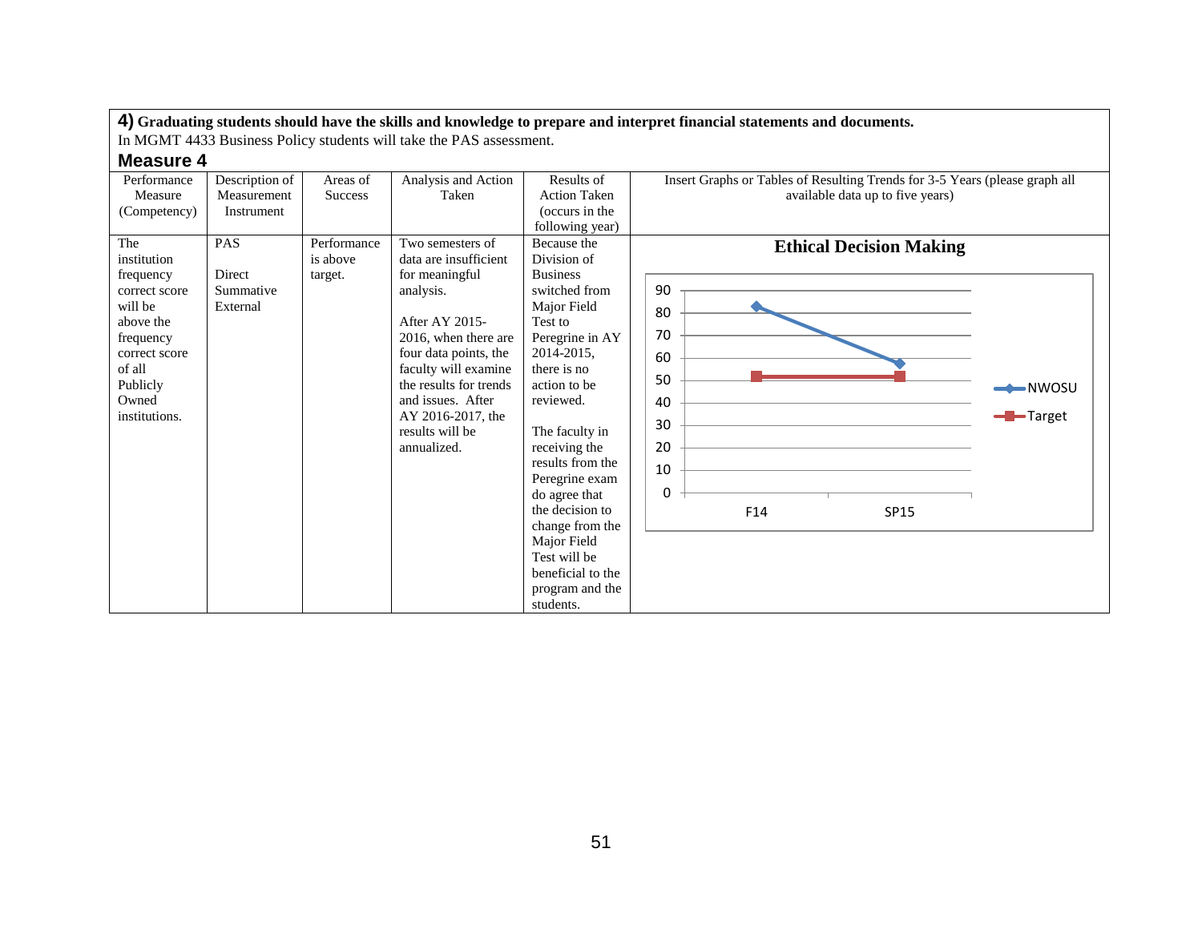**4)** **Graduating students should have the skills and knowledge to prepare and interpret financial statements and documents.**
In MGMT 4433 Business Policy students will take the PAS assessment.

### Measure 4

| Performance Measure (Competency) | Description of Measurement Instrument | Areas of Success | Analysis and Action Taken | Results of Action Taken (occurs in the following year) | Insert Graphs or Tables of Resulting Trends for 3-5 Years (please graph all available data up to five years) |
|---|---|---|---|---|---|
| The institution frequency correct score will be above the frequency correct score of all Publicly Owned institutions. | PAS<br><br>Direct Summative External | Performance is above target. | Two semesters of data are insufficient for meaningful analysis.<br><br>After AY 2015-2016, when there are four data points, the faculty will examine the results for trends and issues. After AY 2016-2017, the results will be annualized. | Because the Division of Business switched from Major Field Test to Peregrine in AY 2014-2015, there is no action to be reviewed.<br><br>The faculty in receiving the results from the Peregrine exam do agree that the decision to change from the Major Field Test will be beneficial to the program and the students. | **Ethical Decision Making**<br><br>Line chart (y-axis 0–90; x-axis F14, SP15)<br>NWOSU: F14 ≈ 83, SP15 ≈ 58<br>Target: F14 ≈ 52, SP15 ≈ 52 |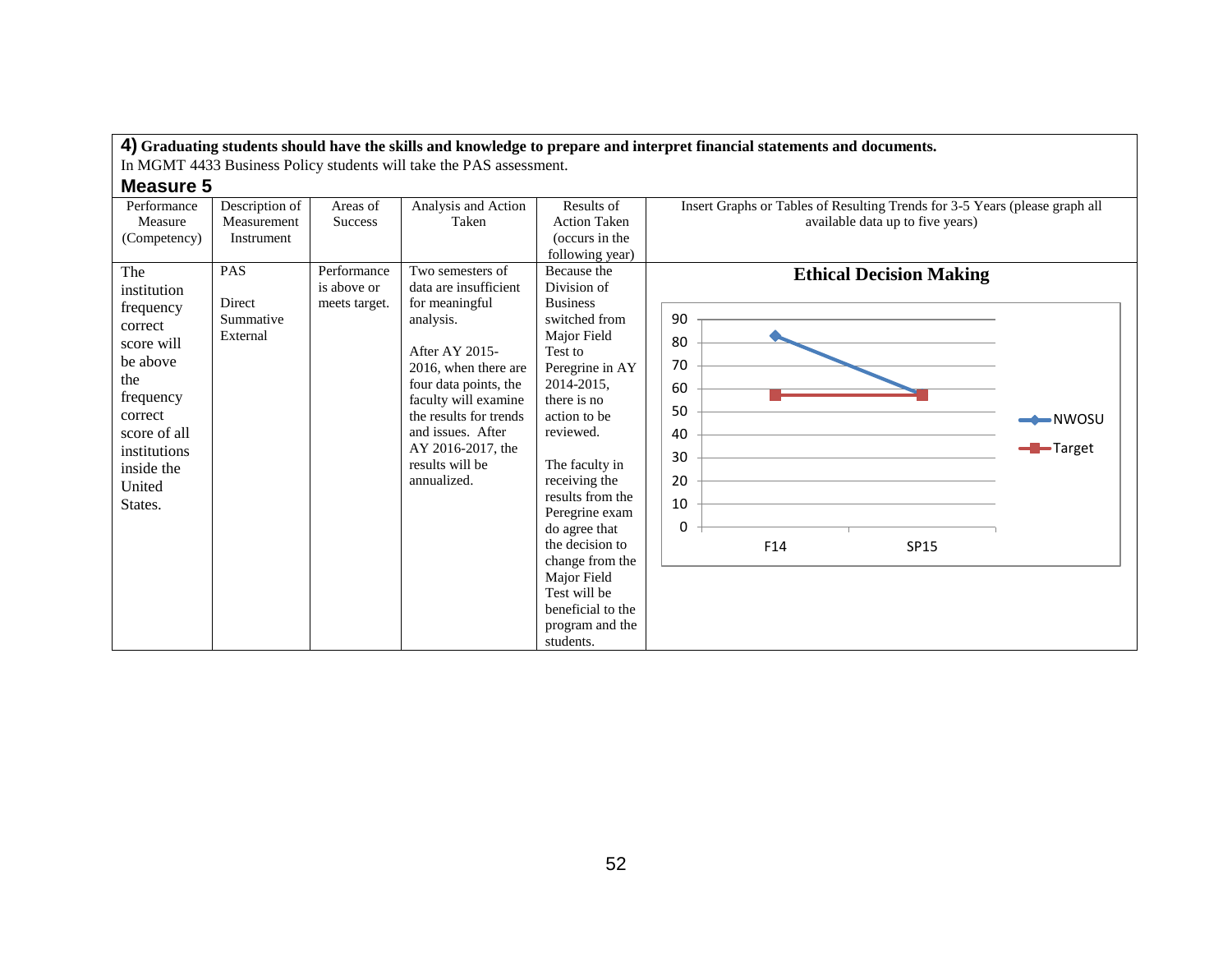**4) Graduating students should have the skills and knowledge to prepare and interpret financial statements and documents.**

In MGMT 4433 Business Policy students will take the PAS assessment.

**Measure 5**

| Performance Measure (Competency) | Description of Measurement Instrument | Areas of Success | Analysis and Action Taken | Results of Action Taken (occurs in the following year) | Insert Graphs or Tables of Resulting Trends for 3-5 Years (please graph all available data up to five years) |
|---|---|---|---|---|---|
| The institution frequency correct score will be above the frequency correct score of all institutions inside the United States. | PAS<br><br>Direct Summative External | Performance is above or meets target. | Two semesters of data are insufficient for meaningful analysis.<br><br>After AY 2015-2016, when there are four data points, the faculty will examine the results for trends and issues. After AY 2016-2017, the results will be annualized. | Because the Division of Business switched from Major Field Test to Peregrine in AY 2014-2015, there is no action to be reviewed.<br><br>The faculty in receiving the results from the Peregrine exam do agree that the decision to change from the Major Field Test will be beneficial to the program and the students. | **Ethical Decision Making**<br><br>Line chart (y-axis 0–90) with series NWOSU and Target over F14 and SP15. |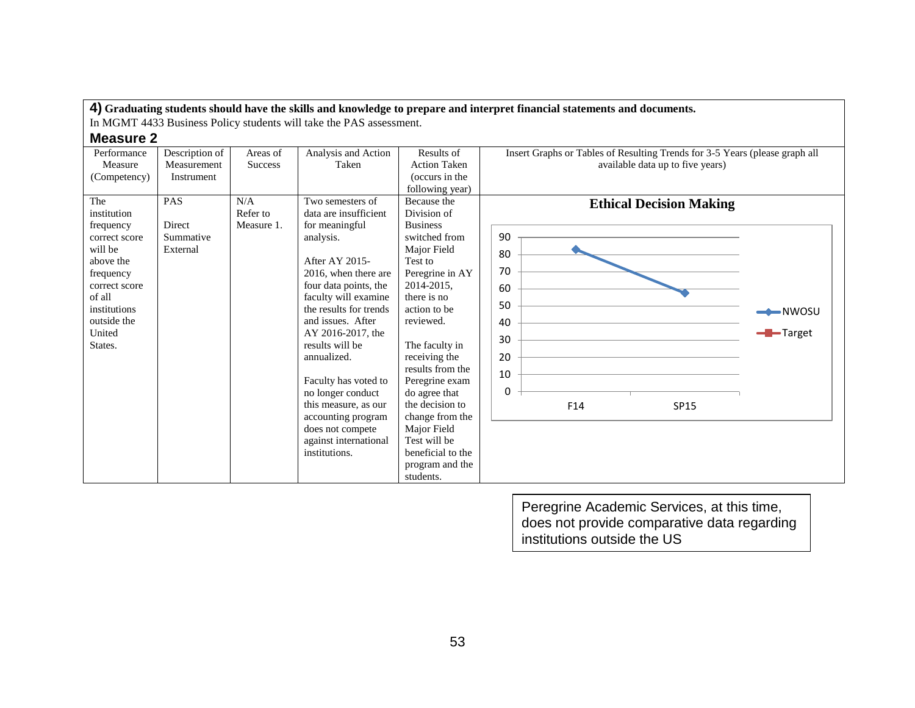**4) Graduating students should have the skills and knowledge to prepare and interpret financial statements and documents.**

In MGMT 4433 Business Policy students will take the PAS assessment.

## Measure 2

| Performance Measure (Competency) | Description of Measurement Instrument | Areas of Success | Analysis and Action Taken | Results of Action Taken (occurs in the following year) | Insert Graphs or Tables of Resulting Trends for 3-5 Years (please graph all available data up to five years) |
|---|---|---|---|---|---|
| The institution frequency correct score will be above the frequency correct score of all institutions outside the United States. | PAS<br><br>Direct Summative External | N/A Refer to Measure 1. | Two semesters of data are insufficient for meaningful analysis.<br><br>After AY 2015-2016, when there are four data points, the faculty will examine the results for trends and issues. After AY 2016-2017, the results will be annualized.<br><br>Faculty has voted to no longer conduct this measure, as our accounting program does not compete against international institutions. | Because the Division of Business switched from Major Field Test to Peregrine in AY 2014-2015, there is no action to be reviewed.<br><br>The faculty in receiving the results from the Peregrine exam do agree that the decision to change from the Major Field Test will be beneficial to the program and the students. | **Ethical Decision Making**<br><br>Line chart (y-axis 0–90; series: NWOSU, Target): NWOSU F14 ≈ 83, SP15 ≈ 58 |

Peregrine Academic Services, at this time, does not provide comparative data regarding institutions outside the US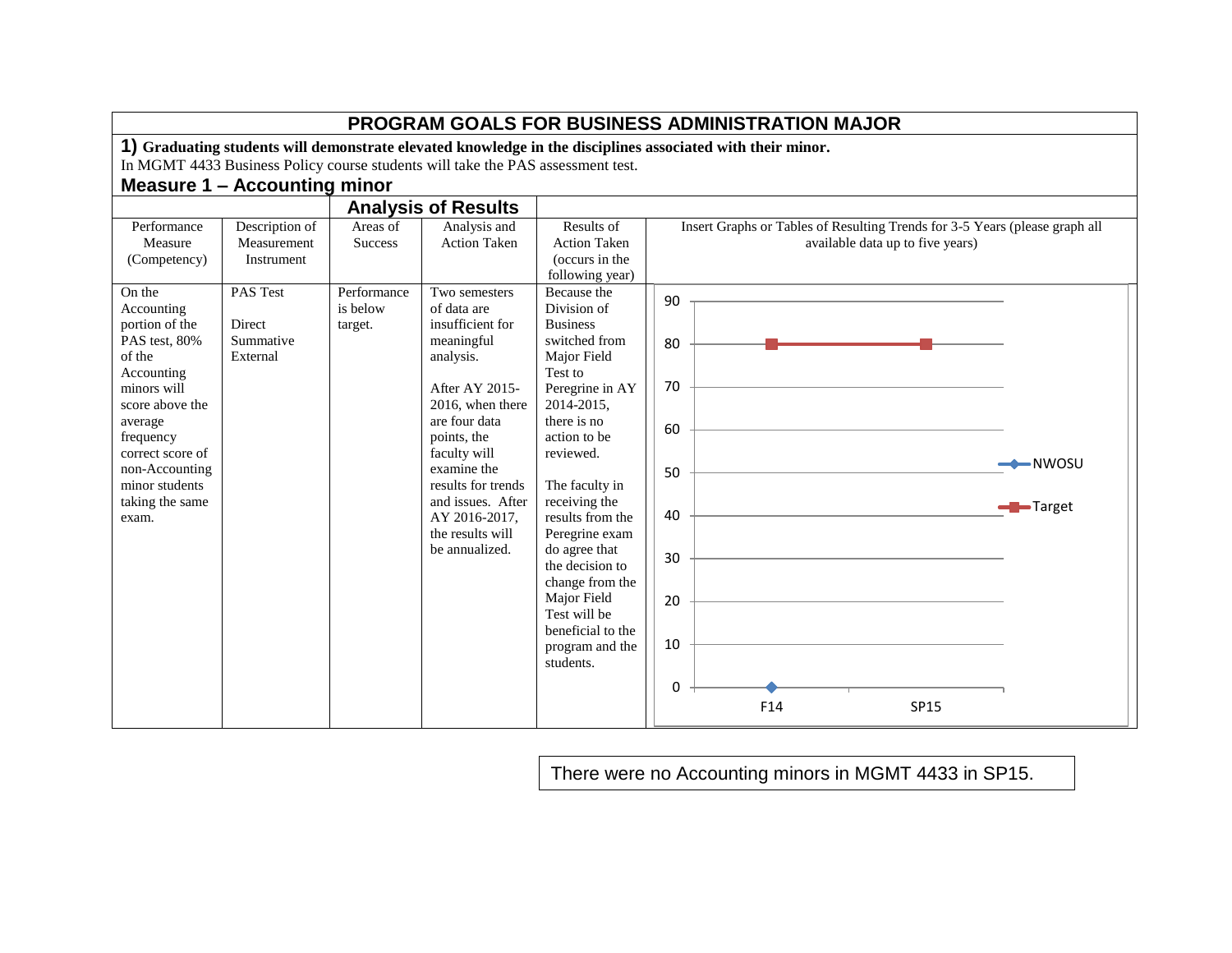# PROGRAM GOALS FOR BUSINESS ADMINISTRATION MAJOR

**1) Graduating students will demonstrate elevated knowledge in the disciplines associated with their minor.**

In MGMT 4433 Business Policy course students will take the PAS assessment test.

## Measure 1 – Accounting minor

| Performance Measure (Competency) | Description of Measurement Instrument | Areas of Success | Analysis and Action Taken | Results of Action Taken (occurs in the following year) | Insert Graphs or Tables of Resulting Trends for 3-5 Years (please graph all available data up to five years) |
|---|---|---|---|---|---|
| On the Accounting portion of the PAS test, 80% of the Accounting minors will score above the average frequency correct score of non-Accounting minor students taking the same exam. | PAS Test<br><br>Direct Summative External | Performance is below target. | Two semesters of data are insufficient for meaningful analysis.<br><br>After AY 2015-2016, when there are four data points, the faculty will examine the results for trends and issues. After AY 2016-2017, the results will be annualized. | Because the Division of Business switched from Major Field Test to Peregrine in AY 2014-2015, there is no action to be reviewed.<br><br>The faculty in receiving the results from the Peregrine exam do agree that the decision to change from the Major Field Test will be beneficial to the program and the students. | Chart data:<br><br>NWOSU: F14 = 0<br>Target: F14 = 80, SP15 = 80 |

There were no Accounting minors in MGMT 4433 in SP15.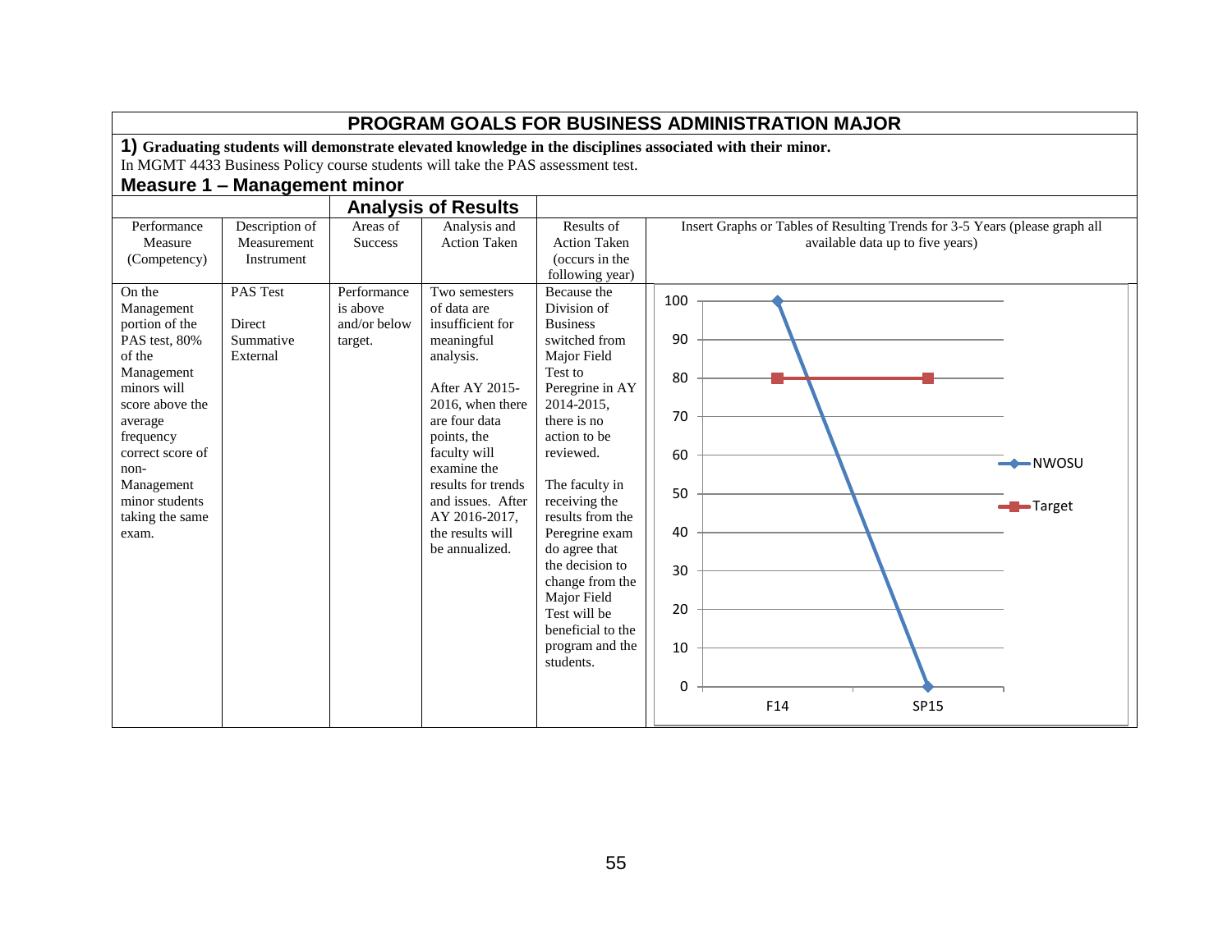## PROGRAM GOALS FOR BUSINESS ADMINISTRATION MAJOR

**1) Graduating students will demonstrate elevated knowledge in the disciplines associated with their minor.**

In MGMT 4433 Business Policy course students will take the PAS assessment test.

### Measure 1 – Management minor

| Performance Measure (Competency) | Description of Measurement Instrument | Areas of Success | Analysis and Action Taken | Results of Action Taken (occurs in the following year) | Insert Graphs or Tables of Resulting Trends for 3-5 Years (please graph all available data up to five years) |
|---|---|---|---|---|---|
| On the Management portion of the PAS test, 80% of the Management minors will score above the average frequency correct score of non-Management minor students taking the same exam. | PAS Test<br><br>Direct Summative External | Performance is above and/or below target. | Two semesters of data are insufficient for meaningful analysis.<br><br>After AY 2015-2016, when there are four data points, the faculty will examine the results for trends and issues. After AY 2016-2017, the results will be annualized. | Because the Division of Business switched from Major Field Test to Peregrine in AY 2014-2015, there is no action to be reviewed.<br><br>The faculty in receiving the results from the Peregrine exam do agree that the decision to change from the Major Field Test will be beneficial to the program and the students. | |

| | F14 | SP15 |
|---|---|---|
| NWOSU | 100 | 0 |
| Target | 80 | 80 |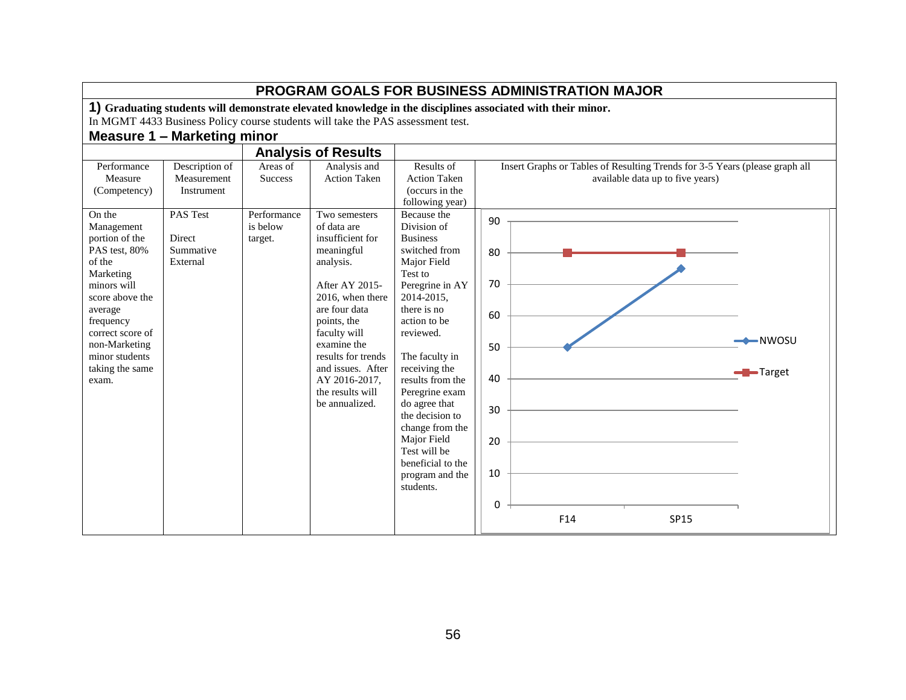## PROGRAM GOALS FOR BUSINESS ADMINISTRATION MAJOR

**1) Graduating students will demonstrate elevated knowledge in the disciplines associated with their minor.**

In MGMT 4433 Business Policy course students will take the PAS assessment test.

### Measure 1 – Marketing minor

| Performance Measure (Competency) | Description of Measurement Instrument | Analysis of Results: Areas of Success | Analysis of Results: Analysis and Action Taken | Results of Action Taken (occurs in the following year) | Insert Graphs or Tables of Resulting Trends for 3-5 Years (please graph all available data up to five years) |
|---|---|---|---|---|---|
| On the Management portion of the PAS test, 80% of the Marketing minors will score above the average frequency correct score of non-Marketing minor students taking the same exam. | PAS Test<br><br>Direct Summative External | Performance is below target. | Two semesters of data are insufficient for meaningful analysis.<br><br>After AY 2015-2016, when there are four data points, the faculty will examine the results for trends and issues. After AY 2016-2017, the results will be annualized. | Because the Division of Business switched from Major Field Test to Peregrine in AY 2014-2015, there is no action to be reviewed.<br><br>The faculty in receiving the results from the Peregrine exam do agree that the decision to change from the Major Field Test will be beneficial to the program and the students. | Chart: NWOSU vs. Target |

| | F14 | SP15 |
|---|---|---|
| NWOSU | 50 | 75 |
| Target | 80 | 80 |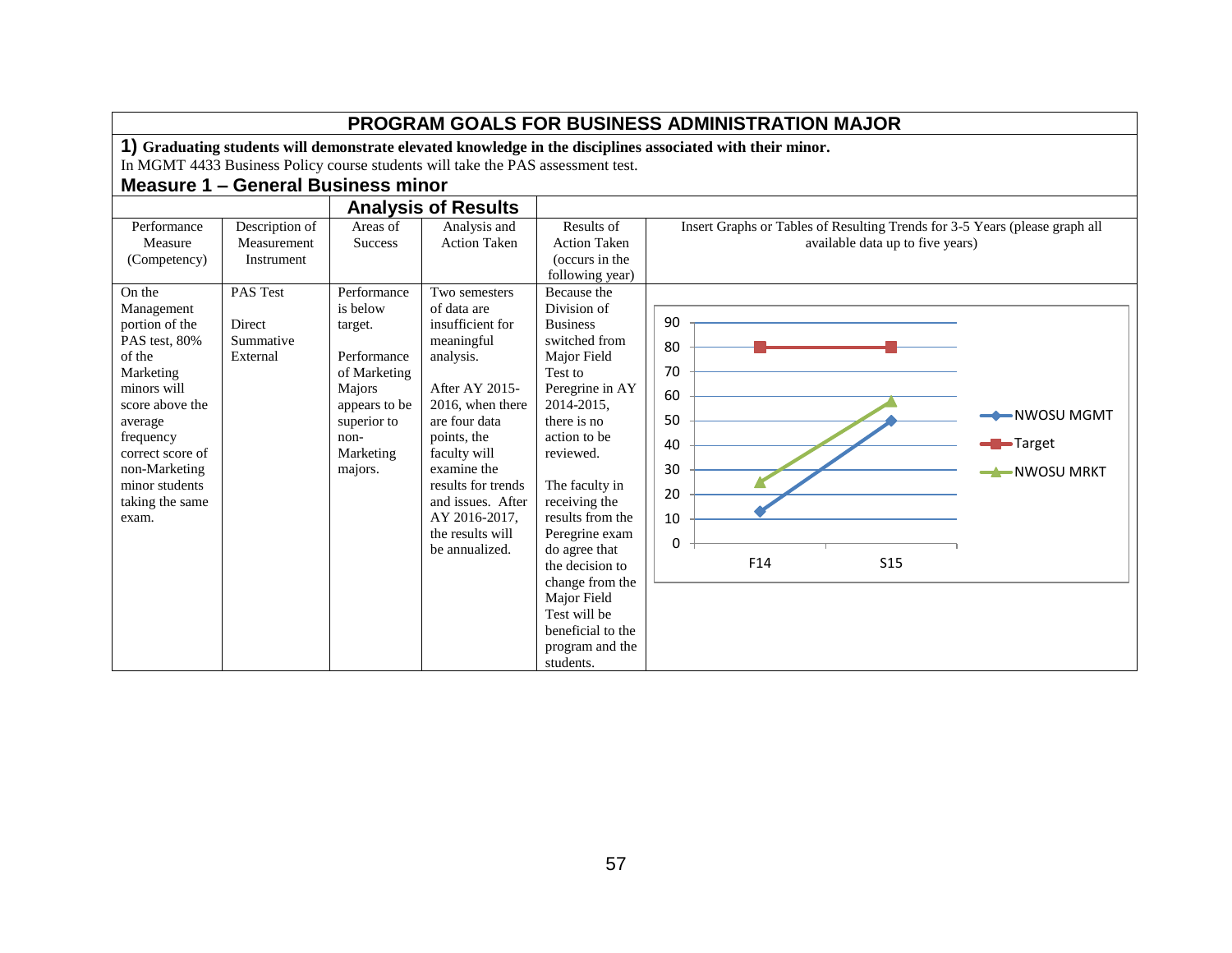# PROGRAM GOALS FOR BUSINESS ADMINISTRATION MAJOR

**1) Graduating students will demonstrate elevated knowledge in the disciplines associated with their minor.**

In MGMT 4433 Business Policy course students will take the PAS assessment test.

## Measure 1 – General Business minor

| Performance Measure (Competency) | Description of Measurement Instrument | Areas of Success | Analysis and Action Taken | Results of Action Taken (occurs in the following year) | Insert Graphs or Tables of Resulting Trends for 3-5 Years (please graph all available data up to five years) |
|---|---|---|---|---|---|
| | | **Analysis of Results** | | | |
| On the Management portion of the PAS test, 80% of the Marketing minors will score above the average frequency correct score of non-Marketing minor students taking the same exam. | PAS Test<br><br>Direct Summative External | Performance is below target.<br><br>Performance of Marketing Majors appears to be superior to non-Marketing majors. | Two semesters of data are insufficient for meaningful analysis.<br><br>After AY 2015-2016, when there are four data points, the faculty will examine the results for trends and issues. After AY 2016-2017, the results will be annualized. | Because the Division of Business switched from Major Field Test to Peregrine in AY 2014-2015, there is no action to be reviewed.<br><br>The faculty in receiving the results from the Peregrine exam do agree that the decision to change from the Major Field Test will be beneficial to the program and the students. | |

| | F14 | S15 |
|---|---|---|
| NWOSU MGMT | 13 | 50 |
| Target | 80 | 80 |
| NWOSU MRKT | 25 | 58 |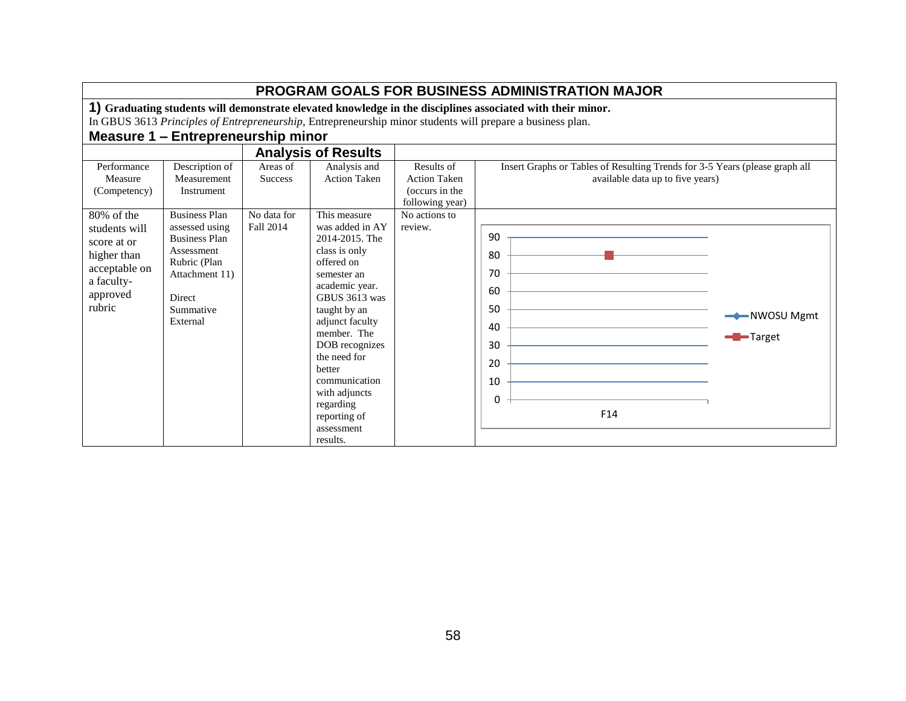## PROGRAM GOALS FOR BUSINESS ADMINISTRATION MAJOR

**1) Graduating students will demonstrate elevated knowledge in the disciplines associated with their minor.**

In GBUS 3613 *Principles of Entrepreneurship*, Entrepreneurship minor students will prepare a business plan.

### Measure 1 – Entrepreneurship minor

| | | Analysis of Results | | | |
|---|---|---|---|---|---|
| Performance Measure (Competency) | Description of Measurement Instrument | Areas of Success | Analysis and Action Taken | Results of Action Taken (occurs in the following year) | Insert Graphs or Tables of Resulting Trends for 3-5 Years (please graph all available data up to five years) |
| 80% of the students will score at or higher than acceptable on a faculty-approved rubric | Business Plan assessed using Business Plan Assessment Rubric (Plan Attachment 11)<br><br>Direct Summative External | No data for Fall 2014 | This measure was added in AY 2014-2015. The class is only offered on semester an academic year. GBUS 3613 was taught by an adjunct faculty member. The DOB recognizes the need for better communication with adjuncts regarding reporting of assessment results. | No actions to review. | Chart: F14 — Target: 80; NWOSU Mgmt: no data. Legend: NWOSU Mgmt, Target. Y-axis 0–90. |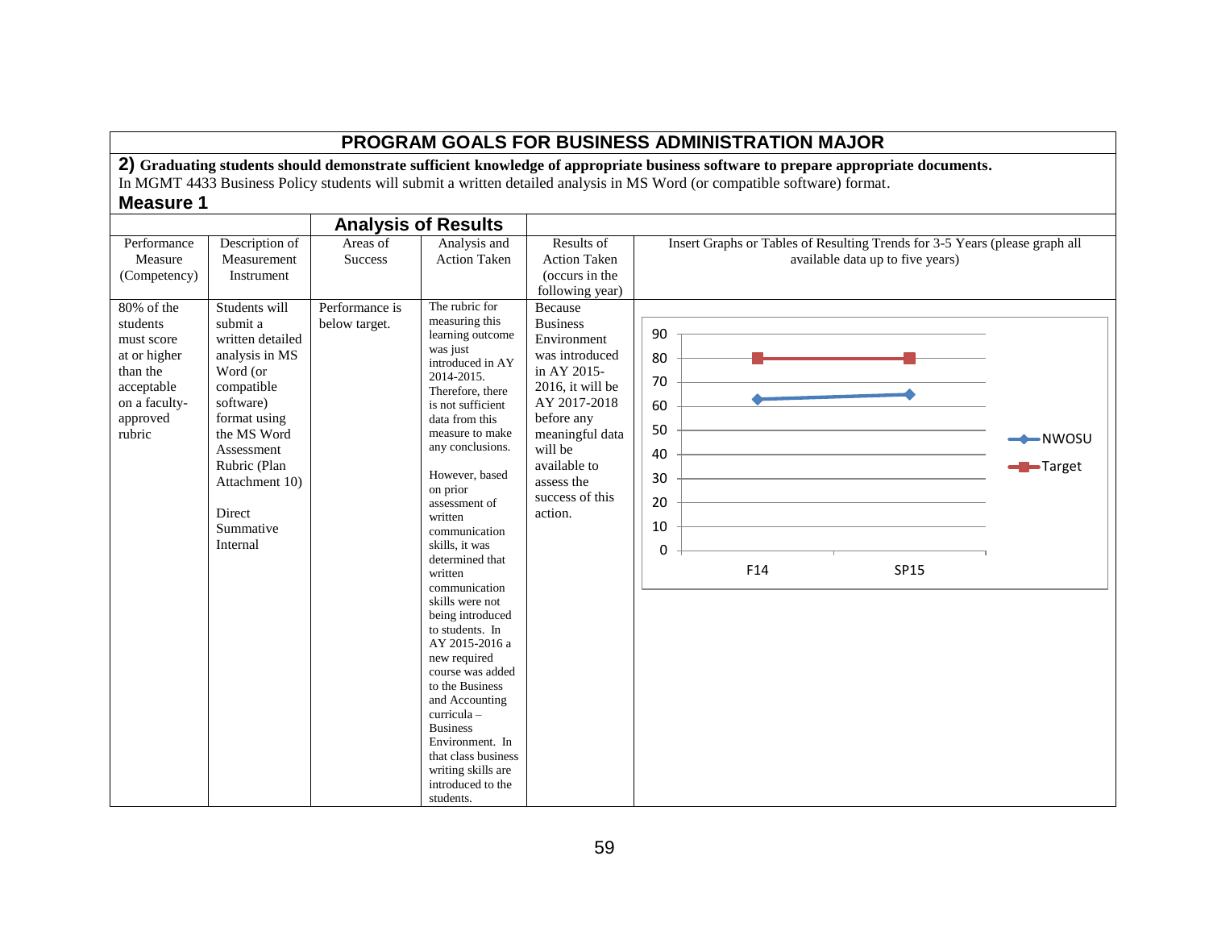## PROGRAM GOALS FOR BUSINESS ADMINISTRATION MAJOR

**2) Graduating students should demonstrate sufficient knowledge of appropriate business software to prepare appropriate documents.**

In MGMT 4433 Business Policy students will submit a written detailed analysis in MS Word (or compatible software) format.

### Measure 1

| | | Analysis of Results | | | |
|---|---|---|---|---|---|
| Performance Measure (Competency) | Description of Measurement Instrument | Areas of Success | Analysis and Action Taken | Results of Action Taken (occurs in the following year) | Insert Graphs or Tables of Resulting Trends for 3-5 Years (please graph all available data up to five years) |
| 80% of the students must score at or higher than the acceptable on a faculty-approved rubric | Students will submit a written detailed analysis in MS Word (or compatible software) format using the MS Word Assessment Rubric (Plan Attachment 10)<br><br>Direct Summative Internal | Performance is below target. | The rubric for measuring this learning outcome was just introduced in AY 2014-2015. Therefore, there is not sufficient data from this measure to make any conclusions.<br><br>However, based on prior assessment of written communication skills, it was determined that written communication skills were not being introduced to students. In AY 2015-2016 a new required course was added to the Business and Accounting curricula – Business Environment. In that class business writing skills are introduced to the students. | Because Business Environment was introduced in AY 2015-2016, it will be AY 2017-2018 before any meaningful data will be available to assess the success of this action. | Chart: NWOSU vs. Target<br><br>F14: NWOSU ≈ 63, Target 80<br>SP15: NWOSU ≈ 65, Target 80 |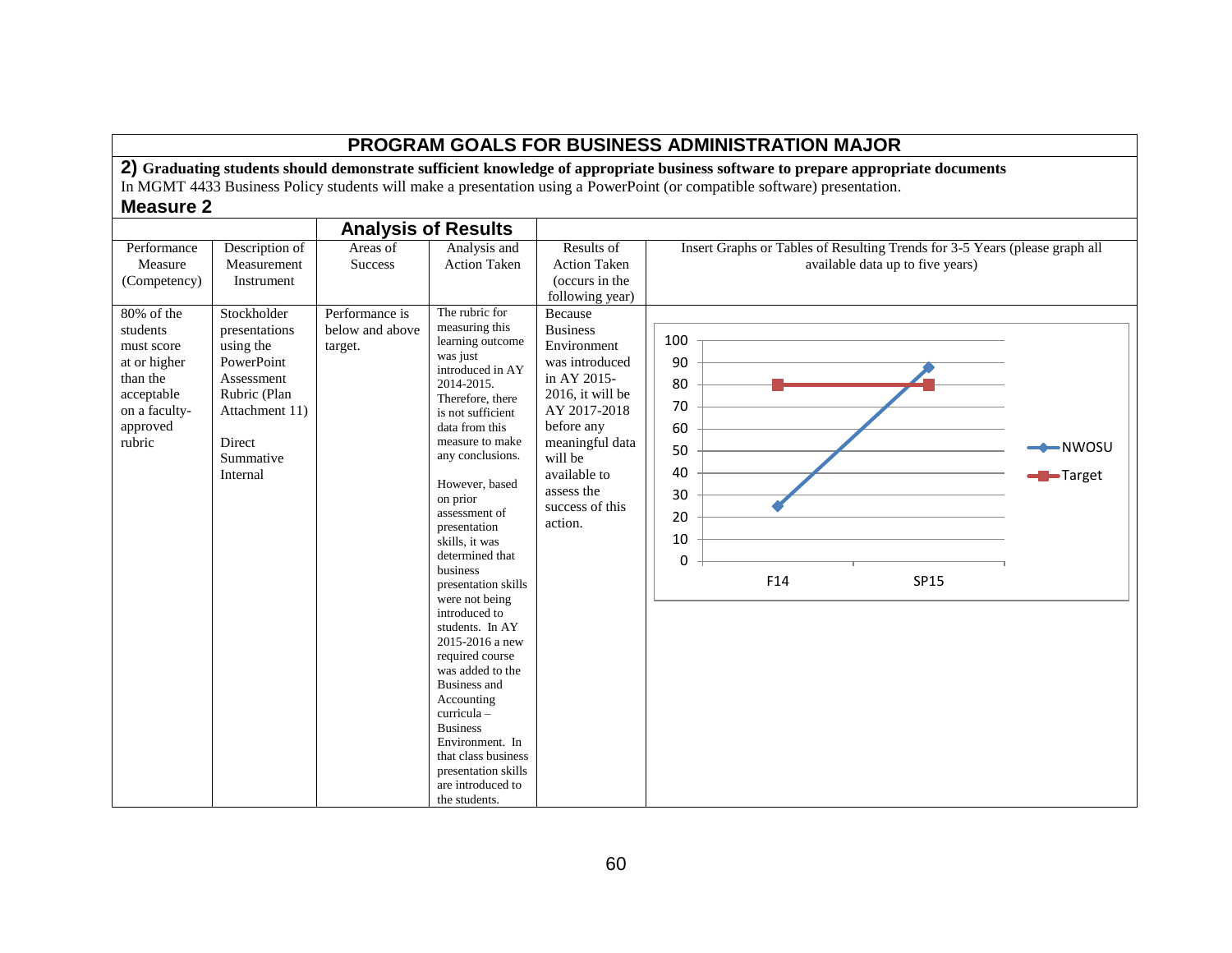## PROGRAM GOALS FOR BUSINESS ADMINISTRATION MAJOR

**2) Graduating students should demonstrate sufficient knowledge of appropriate business software to prepare appropriate documents**

In MGMT 4433 Business Policy students will make a presentation using a PowerPoint (or compatible software) presentation.

### Measure 2

| Performance Measure (Competency) | Description of Measurement Instrument | Areas of Success | Analysis and Action Taken | Results of Action Taken (occurs in the following year) | Insert Graphs or Tables of Resulting Trends for 3-5 Years (please graph all available data up to five years) |
|---|---|---|---|---|---|
| 80% of the students must score at or higher than the acceptable on a faculty-approved rubric | Stockholder presentations using the PowerPoint Assessment Rubric (Plan Attachment 11)<br><br>Direct Summative Internal | Performance is below and above target. | The rubric for measuring this learning outcome was just introduced in AY 2014-2015. Therefore, there is not sufficient data from this measure to make any conclusions.<br><br>However, based on prior assessment of presentation skills, it was determined that business presentation skills were not being introduced to students. In AY 2015-2016 a new required course was added to the Business and Accounting curricula – Business Environment. In that class business presentation skills are introduced to the students. | Because Business Environment was introduced in AY 2015-2016, it will be AY 2017-2018 before any meaningful data will be available to assess the success of this action. | |

| | F14 | SP15 |
|---|---|---|
| NWOSU | 25 | 88 |
| Target | 80 | 80 |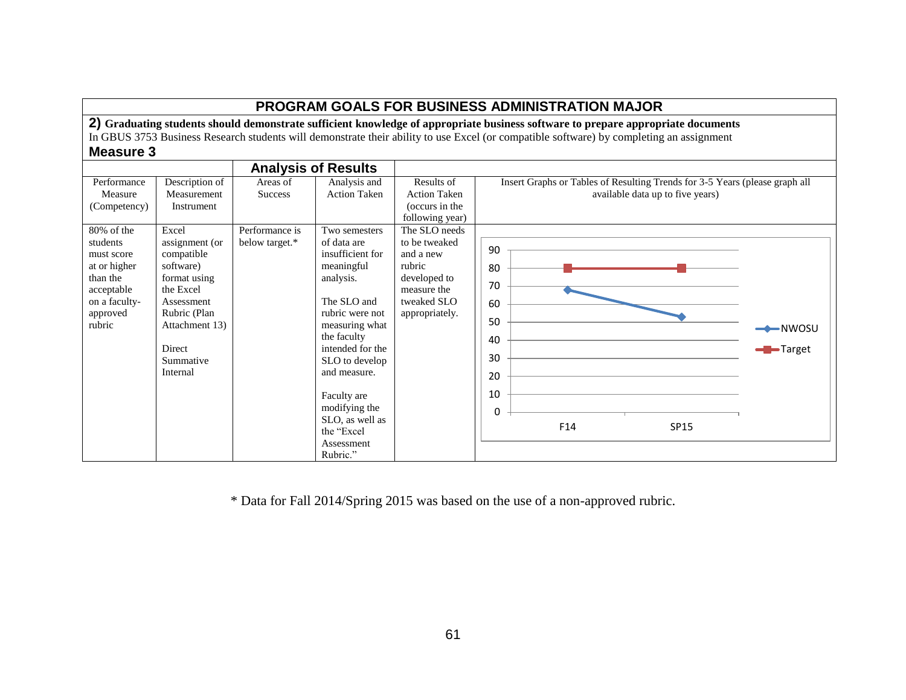# PROGRAM GOALS FOR BUSINESS ADMINISTRATION MAJOR

**2) Graduating students should demonstrate sufficient knowledge of appropriate business software to prepare appropriate documents**

In GBUS 3753 Business Research students will demonstrate their ability to use Excel (or compatible software) by completing an assignment

## Measure 3

| | | Analysis of Results | | | |
|---|---|---|---|---|---|
| Performance Measure (Competency) | Description of Measurement Instrument | Areas of Success | Analysis and Action Taken | Results of Action Taken (occurs in the following year) | Insert Graphs or Tables of Resulting Trends for 3-5 Years (please graph all available data up to five years) |
| 80% of the students must score at or higher than the acceptable on a faculty-approved rubric | Excel assignment (or compatible software) format using the Excel Assessment Rubric (Plan Attachment 13)<br><br>Direct Summative Internal | Performance is below target.* | Two semesters of data are insufficient for meaningful analysis.<br><br>The SLO and rubric were not measuring what the faculty intended for the SLO to develop and measure.<br><br>Faculty are modifying the SLO, as well as the "Excel Assessment Rubric." | The SLO needs to be tweaked and a new rubric developed to measure the tweaked SLO appropriately. | Chart: NWOSU — F14: 68, SP15: 53; Target — F14: 80, SP15: 80 |

* Data for Fall 2014/Spring 2015 was based on the use of a non-approved rubric.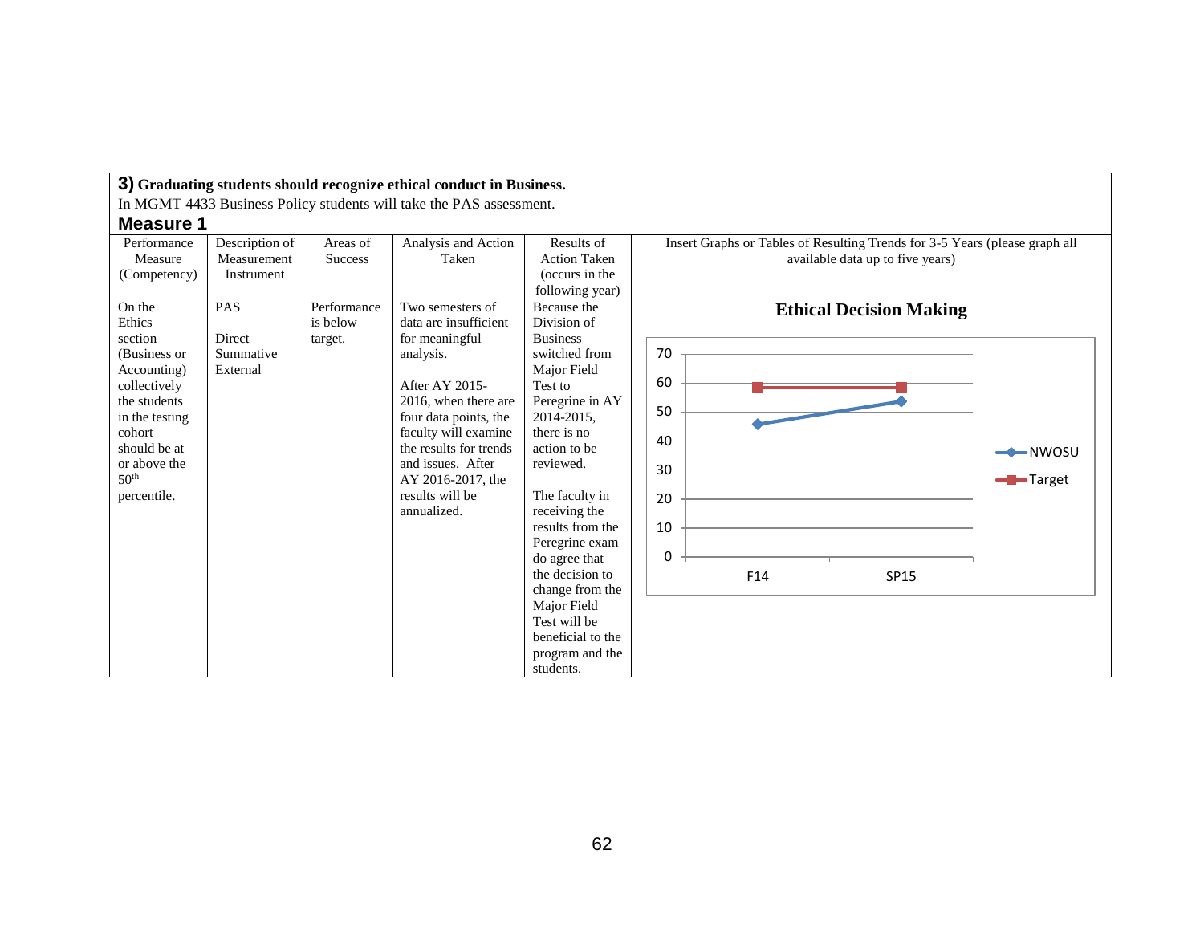**3) Graduating students should recognize ethical conduct in Business.**

In MGMT 4433 Business Policy students will take the PAS assessment.

### Measure 1

| Performance Measure (Competency) | Description of Measurement Instrument | Areas of Success | Analysis and Action Taken | Results of Action Taken (occurs in the following year) | Insert Graphs or Tables of Resulting Trends for 3-5 Years (please graph all available data up to five years) |
|---|---|---|---|---|---|
| On the Ethics section (Business or Accounting) collectively the students in the testing cohort should be at or above the 50th percentile. | PAS<br><br>Direct Summative External | Performance is below target. | Two semesters of data are insufficient for meaningful analysis.<br><br>After AY 2015-2016, when there are four data points, the faculty will examine the results for trends and issues. After AY 2016-2017, the results will be annualized. | Because the Division of Business switched from Major Field Test to Peregrine in AY 2014-2015, there is no action to be reviewed.<br><br>The faculty in receiving the results from the Peregrine exam do agree that the decision to change from the Major Field Test will be beneficial to the program and the students. | **Ethical Decision Making**<br><br>Line chart, y-axis 0–70; series NWOSU and Target.<br>F14: NWOSU ≈ 46, Target ≈ 58<br>SP15: NWOSU ≈ 54, Target ≈ 58 |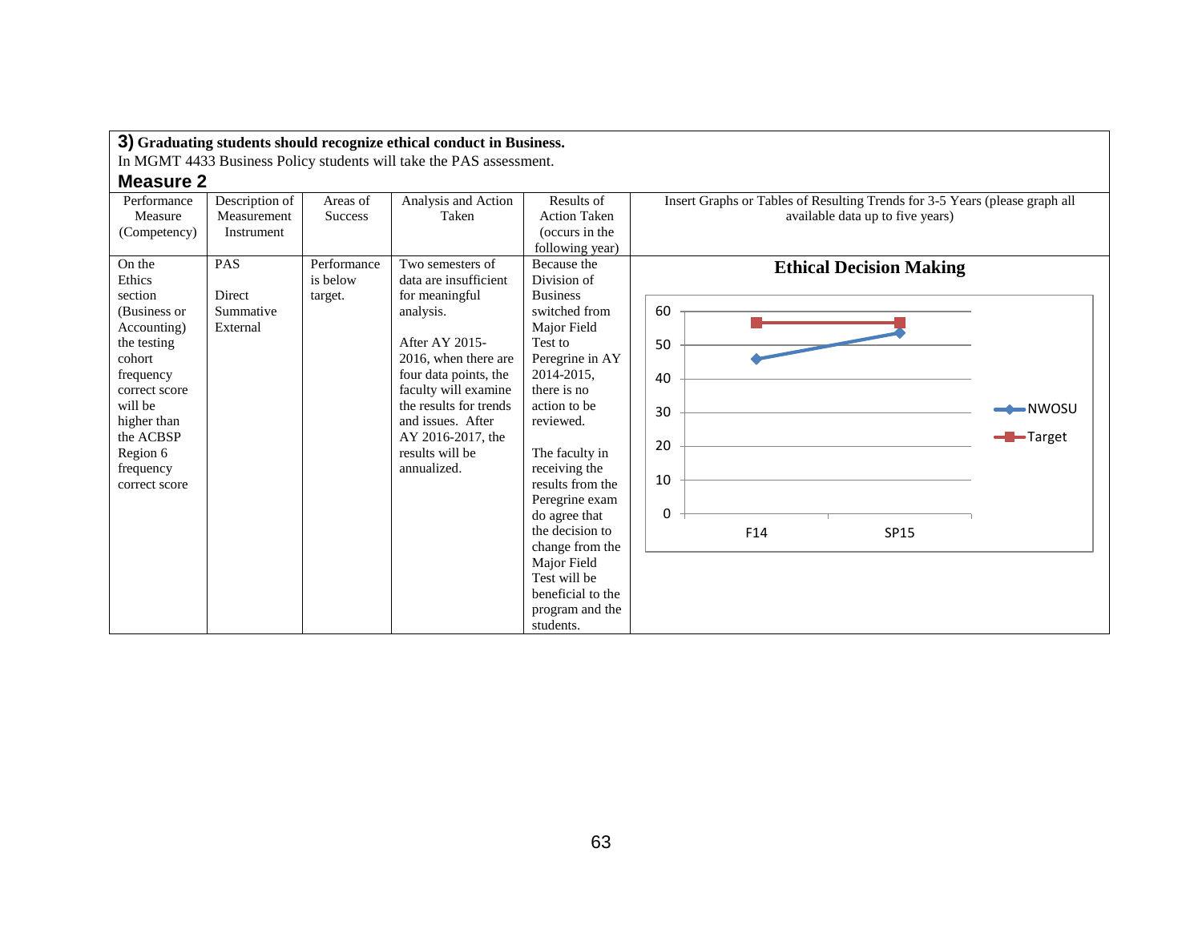**3) Graduating students should recognize ethical conduct in Business.**

In MGMT 4433 Business Policy students will take the PAS assessment.

## Measure 2

| Performance Measure (Competency) | Description of Measurement Instrument | Areas of Success | Analysis and Action Taken | Results of Action Taken (occurs in the following year) | Insert Graphs or Tables of Resulting Trends for 3-5 Years (please graph all available data up to five years) |
|---|---|---|---|---|---|
| On the Ethics section (Business or Accounting) the testing cohort frequency correct score will be higher than the ACBSP Region 6 frequency correct score | PAS<br><br>Direct Summative External | Performance is below target. | Two semesters of data are insufficient for meaningful analysis.<br><br>After AY 2015-2016, when there are four data points, the faculty will examine the results for trends and issues. After AY 2016-2017, the results will be annualized. | Because the Division of Business switched from Major Field Test to Peregrine in AY 2014-2015, there is no action to be reviewed.<br><br>The faculty in receiving the results from the Peregrine exam do agree that the decision to change from the Major Field Test will be beneficial to the program and the students. | **Ethical Decision Making**<br><br>Line chart (y-axis 0–60) comparing NWOSU and Target for F14 and SP15. |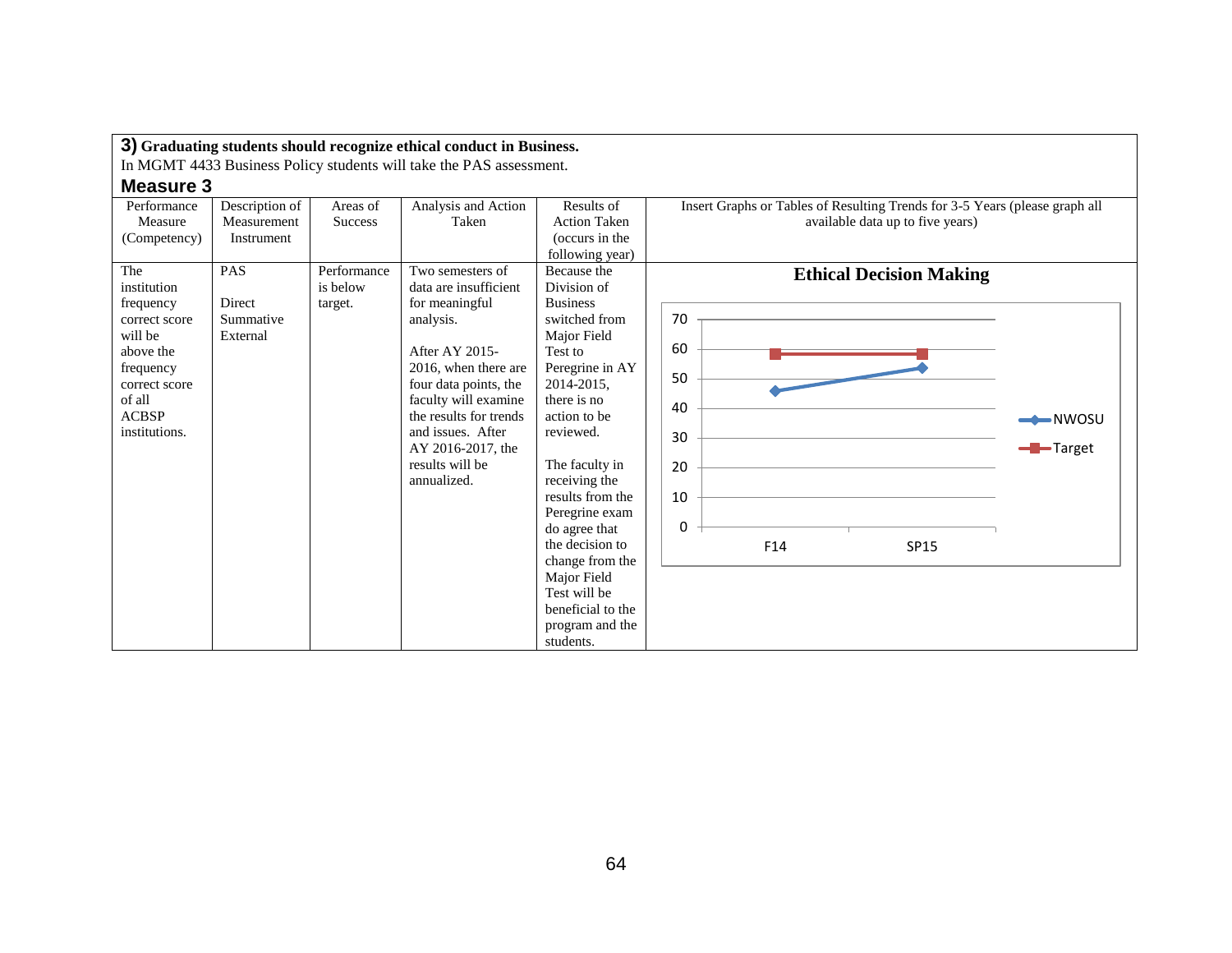**3) Graduating students should recognize ethical conduct in Business.**

In MGMT 4433 Business Policy students will take the PAS assessment.

## Measure 3

| Performance Measure (Competency) | Description of Measurement Instrument | Areas of Success | Analysis and Action Taken | Results of Action Taken (occurs in the following year) | Insert Graphs or Tables of Resulting Trends for 3-5 Years (please graph all available data up to five years) |
|---|---|---|---|---|---|
| The institution frequency correct score will be above the frequency correct score of all ACBSP institutions. | PAS<br><br>Direct Summative External | Performance is below target. | Two semesters of data are insufficient for meaningful analysis.<br><br>After AY 2015-2016, when there are four data points, the faculty will examine the results for trends and issues. After AY 2016-2017, the results will be annualized. | Because the Division of Business switched from Major Field Test to Peregrine in AY 2014-2015, there is no action to be reviewed.<br><br>The faculty in receiving the results from the Peregrine exam do agree that the decision to change from the Major Field Test will be beneficial to the program and the students. | **Ethical Decision Making**<br><br>Line chart: NWOSU and Target, y-axis 0–70, x-axis F14, SP15. |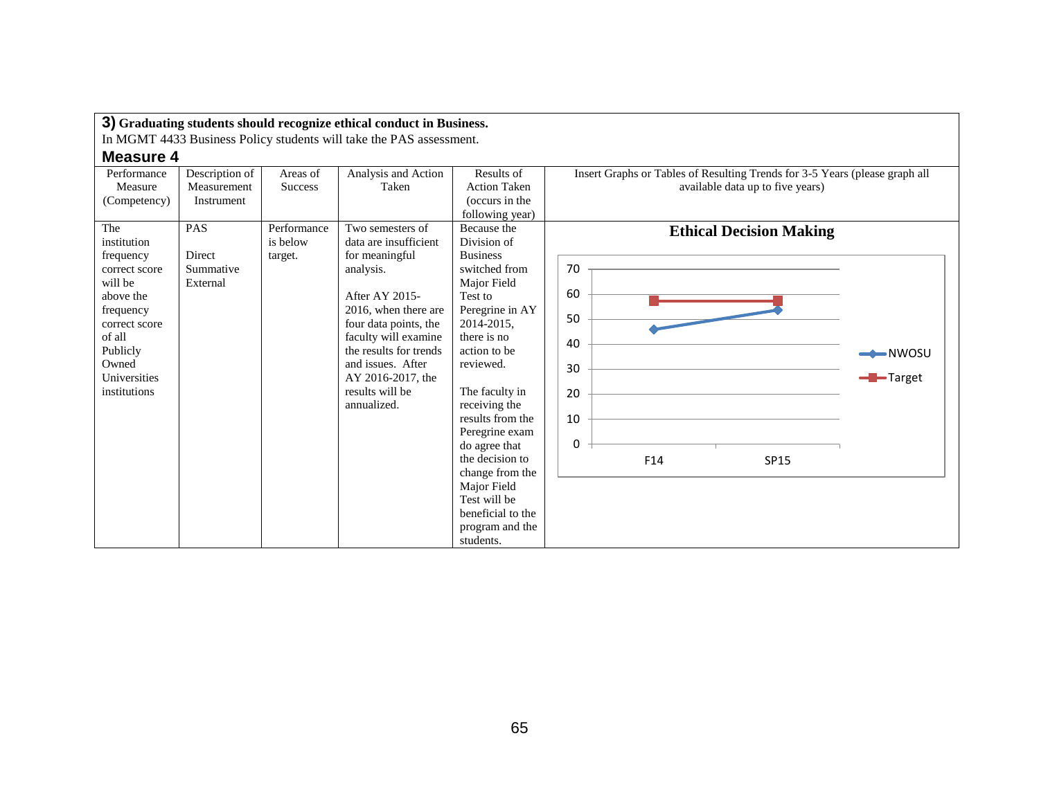**3) Graduating students should recognize ethical conduct in Business.**

In MGMT 4433 Business Policy students will take the PAS assessment.

## Measure 4

| Performance Measure (Competency) | Description of Measurement Instrument | Areas of Success | Analysis and Action Taken | Results of Action Taken (occurs in the following year) | Insert Graphs or Tables of Resulting Trends for 3-5 Years (please graph all available data up to five years) |
|---|---|---|---|---|---|
| The institution frequency correct score will be above the frequency correct score of all Publicly Owned Universities institutions | PAS<br><br>Direct Summative External | Performance is below target. | Two semesters of data are insufficient for meaningful analysis.<br><br>After AY 2015-2016, when there are four data points, the faculty will examine the results for trends and issues. After AY 2016-2017, the results will be annualized. | Because the Division of Business switched from Major Field Test to Peregrine in AY 2014-2015, there is no action to be reviewed.<br><br>The faculty in receiving the results from the Peregrine exam do agree that the decision to change from the Major Field Test will be beneficial to the program and the students. | **Ethical Decision Making**<br><br>Line chart, y-axis 0–70. Series: NWOSU (F14 ≈ 46, SP15 ≈ 54); Target (F14 ≈ 57, SP15 ≈ 57). X-axis: F14, SP15. |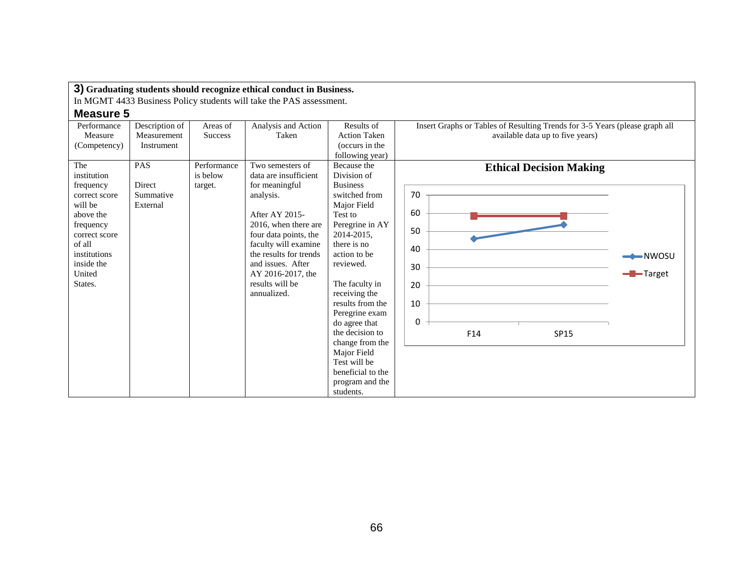**3) Graduating students should recognize ethical conduct in Business.**

In MGMT 4433 Business Policy students will take the PAS assessment.

## Measure 5

| Performance Measure (Competency) | Description of Measurement Instrument | Areas of Success | Analysis and Action Taken | Results of Action Taken (occurs in the following year) | Insert Graphs or Tables of Resulting Trends for 3-5 Years (please graph all available data up to five years) |
|---|---|---|---|---|---|
| The institution frequency correct score will be above the frequency correct score of all institutions inside the United States. | PAS<br><br>Direct Summative External | Performance is below target. | Two semesters of data are insufficient for meaningful analysis.<br><br>After AY 2015-2016, when there are four data points, the faculty will examine the results for trends and issues. After AY 2016-2017, the results will be annualized. | Because the Division of Business switched from Major Field Test to Peregrine in AY 2014-2015, there is no action to be reviewed.<br><br>The faculty in receiving the results from the Peregrine exam do agree that the decision to change from the Major Field Test will be beneficial to the program and the students. | **Ethical Decision Making**<br><br>Line chart (y-axis 0–70) for F14 and SP15: NWOSU approx. 46 (F14) and 54 (SP15); Target approx. 59 (F14) and 59 (SP15). |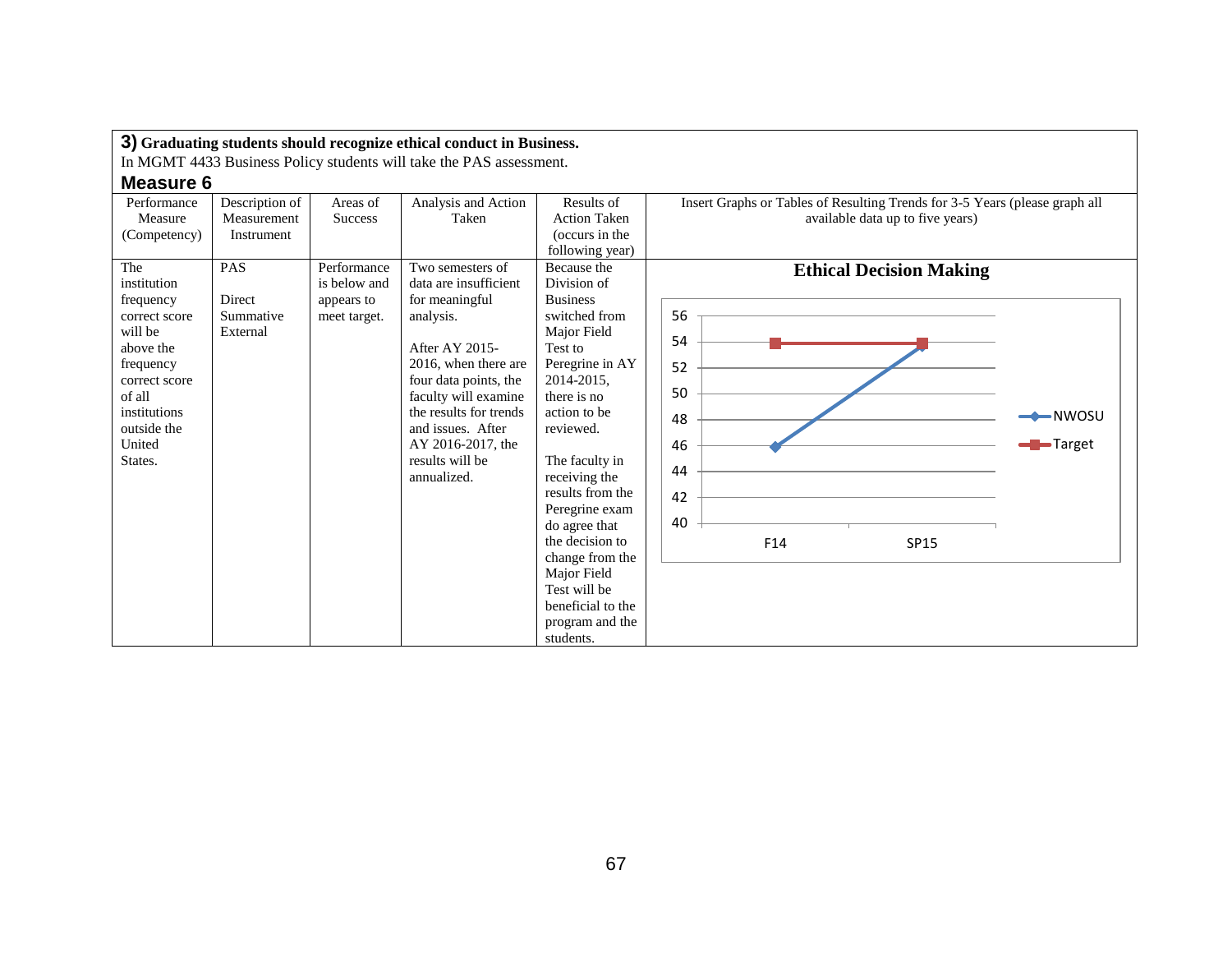**3) Graduating students should recognize ethical conduct in Business.**

In MGMT 4433 Business Policy students will take the PAS assessment.

**Measure 6**

| Performance Measure (Competency) | Description of Measurement Instrument | Areas of Success | Analysis and Action Taken | Results of Action Taken (occurs in the following year) | Insert Graphs or Tables of Resulting Trends for 3-5 Years (please graph all available data up to five years) |
|---|---|---|---|---|---|
| The institution frequency correct score will be above the frequency correct score of all institutions outside the United States. | PAS<br><br>Direct Summative External | Performance is below and appears to meet target. | Two semesters of data are insufficient for meaningful analysis.<br><br>After AY 2015-2016, when there are four data points, the faculty will examine the results for trends and issues. After AY 2016-2017, the results will be annualized. | Because the Division of Business switched from Major Field Test to Peregrine in AY 2014-2015, there is no action to be reviewed.<br><br>The faculty in receiving the results from the Peregrine exam do agree that the decision to change from the Major Field Test will be beneficial to the program and the students. | **Ethical Decision Making**<br><br>(Chart: NWOSU — F14: 46, SP15: 54; Target — F14: 54, SP15: 54) |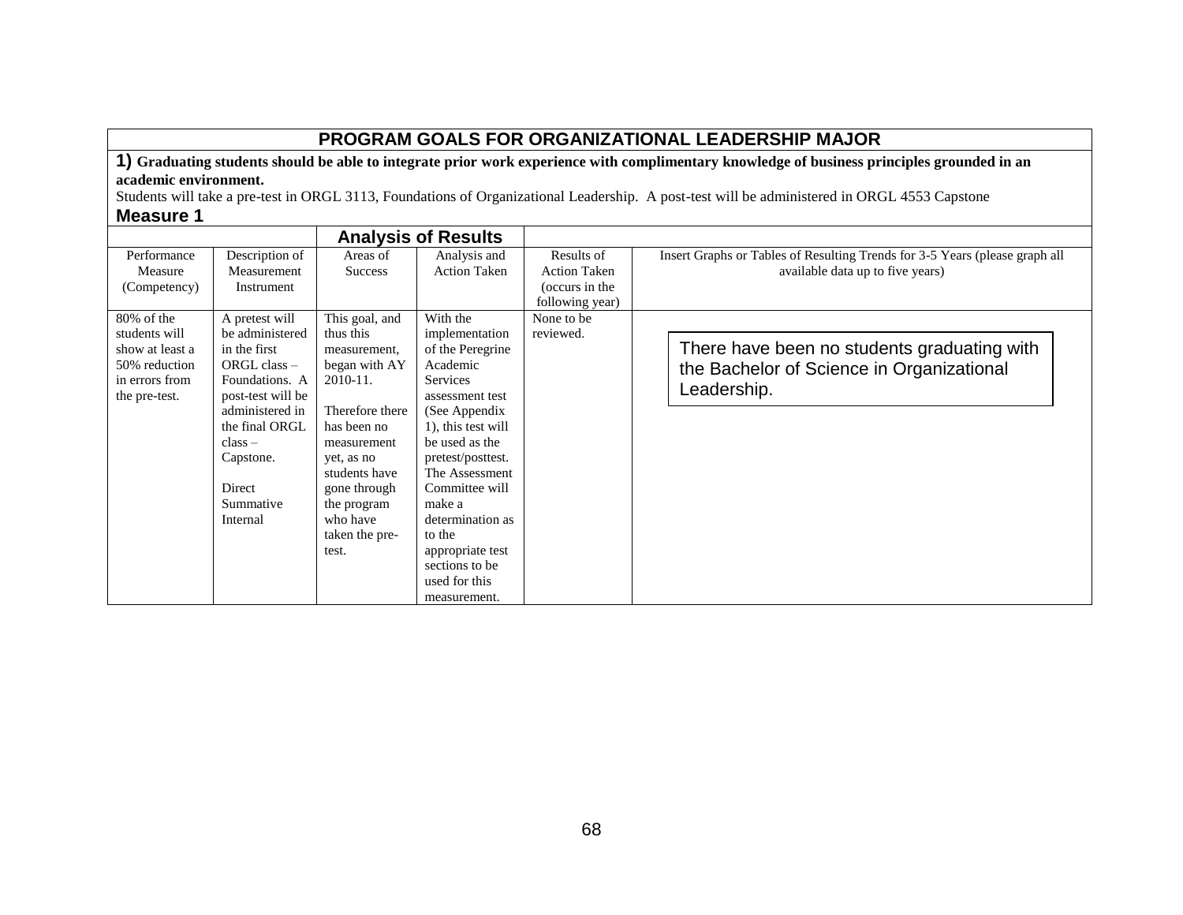## PROGRAM GOALS FOR ORGANIZATIONAL LEADERSHIP MAJOR

**1) Graduating students should be able to integrate prior work experience with complimentary knowledge of business principles grounded in an academic environment.**

Students will take a pre-test in ORGL 3113, Foundations of Organizational Leadership. A post-test will be administered in ORGL 4553 Capstone

### Measure 1

| | | Analysis of Results | | | |
|---|---|---|---|---|---|
| Performance Measure (Competency) | Description of Measurement Instrument | Areas of Success | Analysis and Action Taken | Results of Action Taken (occurs in the following year) | Insert Graphs or Tables of Resulting Trends for 3-5 Years (please graph all available data up to five years) |
| 80% of the students will show at least a 50% reduction in errors from the pre-test. | A pretest will be administered in the first ORGL class – Foundations. A post-test will be administered in the final ORGL class – Capstone.<br><br>Direct Summative Internal | This goal, and thus this measurement, began with AY 2010-11.<br><br>Therefore there has been no measurement yet, as no students have gone through the program who have taken the pre-test. | With the implementation of the Peregrine Academic Services assessment test (See Appendix 1), this test will be used as the pretest/posttest. The Assessment Committee will make a determination as to the appropriate test sections to be used for this measurement. | None to be reviewed. | There have been no students graduating with the Bachelor of Science in Organizational Leadership. |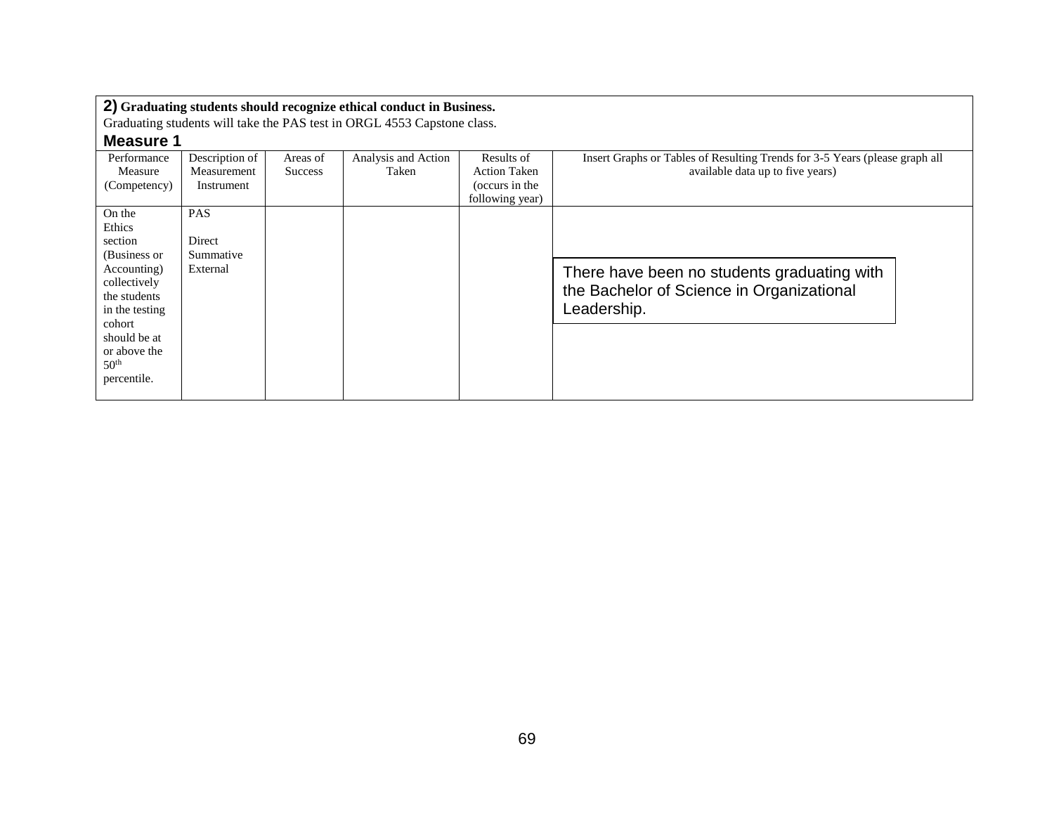**2) Graduating students should recognize ethical conduct in Business.**

Graduating students will take the PAS test in ORGL 4553 Capstone class.

### Measure 1

| Performance Measure (Competency) | Description of Measurement Instrument | Areas of Success | Analysis and Action Taken | Results of Action Taken (occurs in the following year) | Insert Graphs or Tables of Resulting Trends for 3-5 Years (please graph all available data up to five years) |
|---|---|---|---|---|---|
| On the Ethics section (Business or Accounting) collectively the students in the testing cohort should be at or above the 50th percentile. | PAS<br><br>Direct Summative External | | | | There have been no students graduating with the Bachelor of Science in Organizational Leadership. |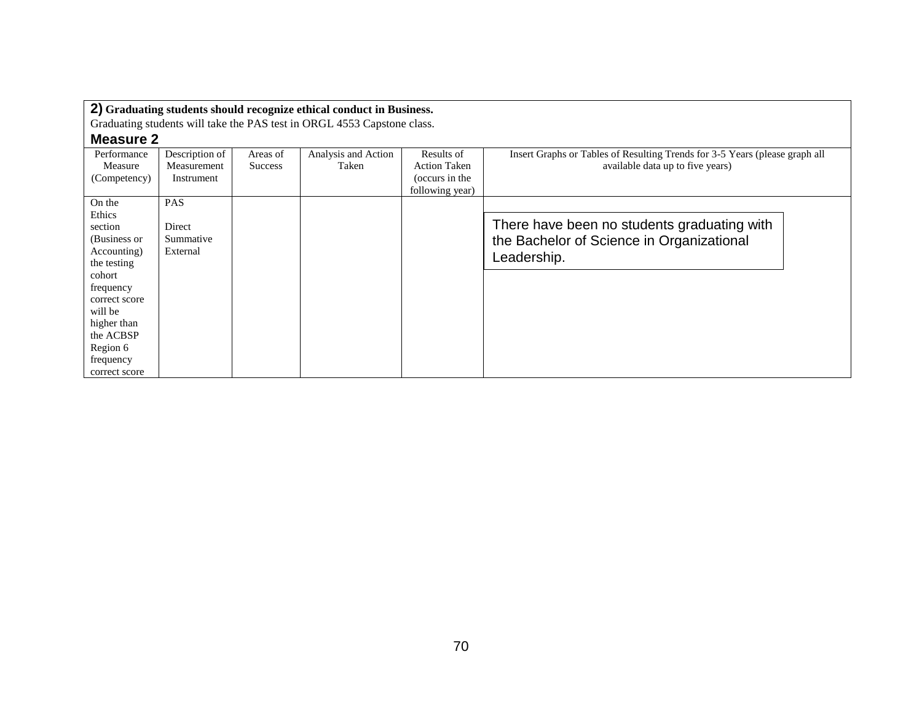**2) Graduating students should recognize ethical conduct in Business.**
Graduating students will take the PAS test in ORGL 4553 Capstone class.

### Measure 2

| Performance Measure (Competency) | Description of Measurement Instrument | Areas of Success | Analysis and Action Taken | Results of Action Taken (occurs in the following year) | Insert Graphs or Tables of Resulting Trends for 3-5 Years (please graph all available data up to five years) |
|---|---|---|---|---|---|
| On the Ethics section (Business or Accounting) the testing cohort frequency correct score will be higher than the ACBSP Region 6 frequency correct score | PAS<br><br>Direct Summative External | | | | There have been no students graduating with the Bachelor of Science in Organizational Leadership. |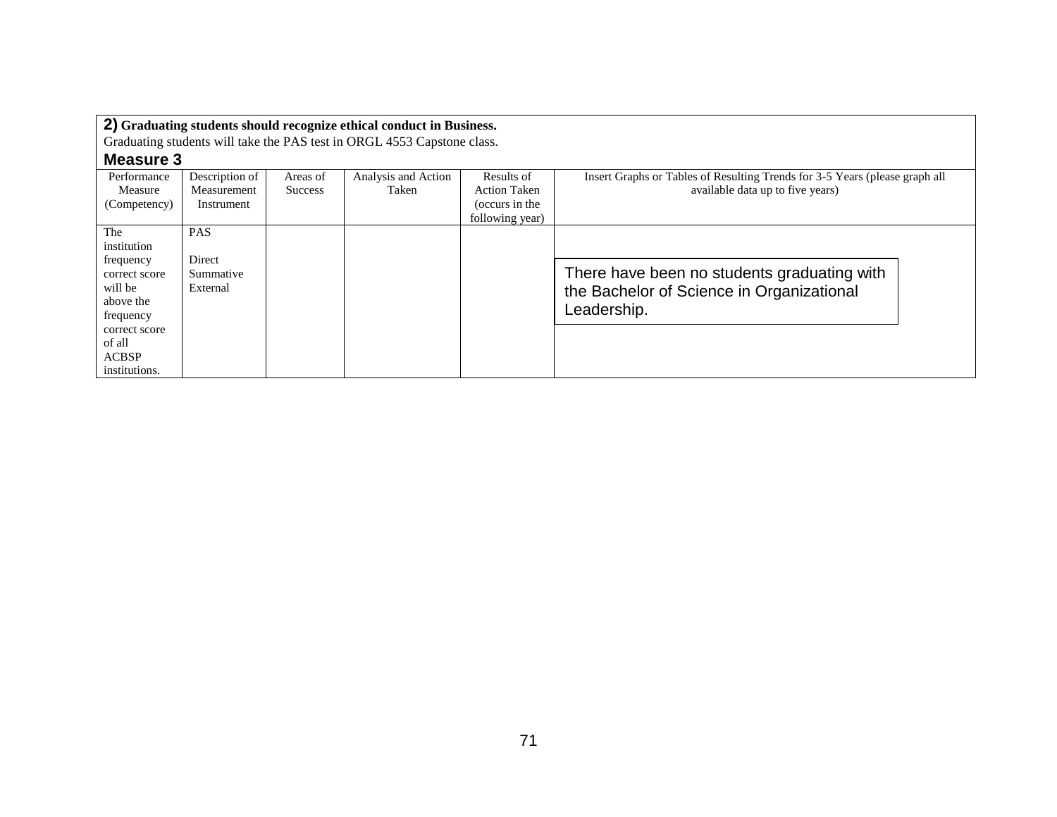**2) Graduating students should recognize ethical conduct in Business.**

Graduating students will take the PAS test in ORGL 4553 Capstone class.

### Measure 3

| Performance Measure (Competency) | Description of Measurement Instrument | Areas of Success | Analysis and Action Taken | Results of Action Taken (occurs in the following year) | Insert Graphs or Tables of Resulting Trends for 3-5 Years (please graph all available data up to five years) |
|---|---|---|---|---|---|
| The institution frequency correct score will be above the frequency correct score of all ACBSP institutions. | PAS<br><br>Direct Summative External | | | | There have been no students graduating with the Bachelor of Science in Organizational Leadership. |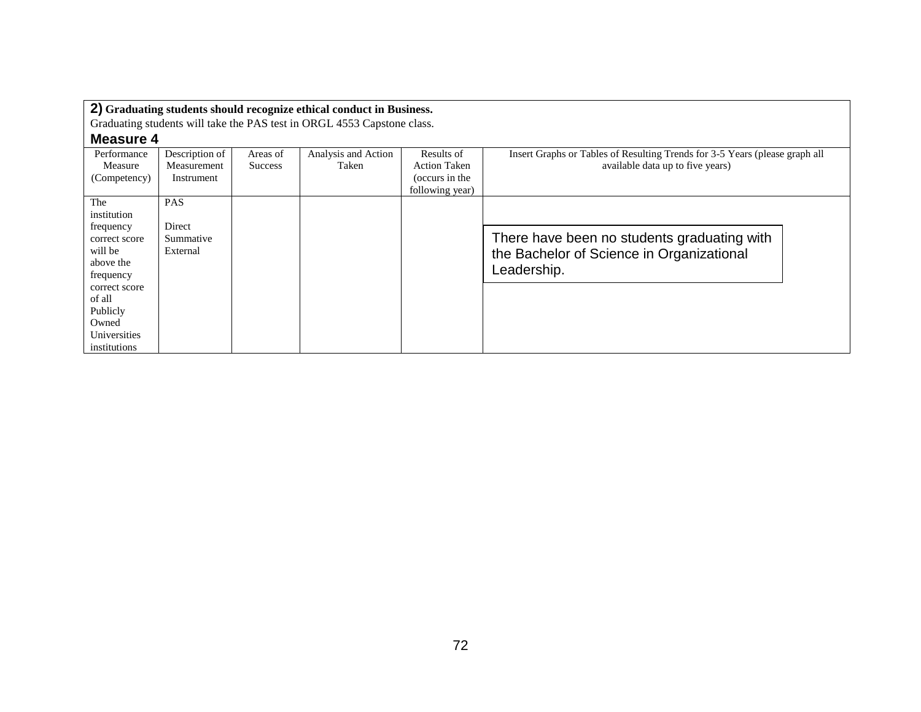**2) Graduating students should recognize ethical conduct in Business.**

Graduating students will take the PAS test in ORGL 4553 Capstone class.

**Measure 4**

| Performance Measure (Competency) | Description of Measurement Instrument | Areas of Success | Analysis and Action Taken | Results of Action Taken (occurs in the following year) | Insert Graphs or Tables of Resulting Trends for 3-5 Years (please graph all available data up to five years) |
|---|---|---|---|---|---|
| The institution frequency correct score will be above the frequency correct score of all Publicly Owned Universities institutions | PAS<br><br>Direct Summative External | | | | There have been no students graduating with the Bachelor of Science in Organizational Leadership. |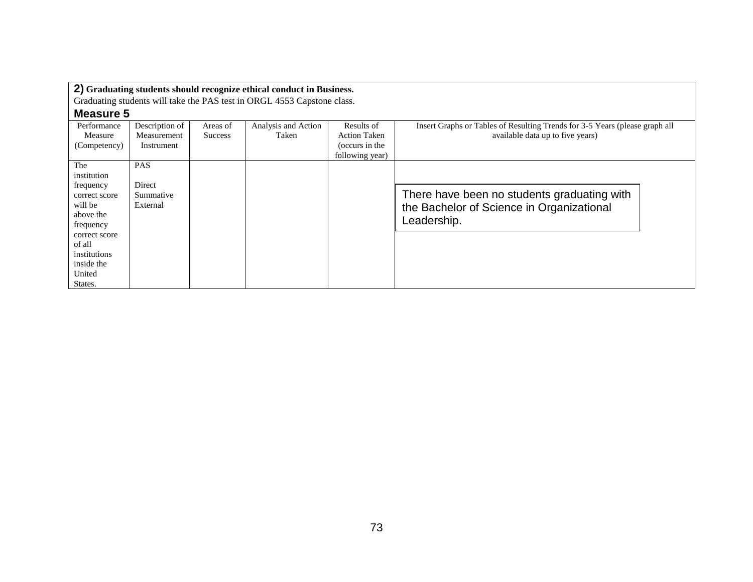**2) Graduating students should recognize ethical conduct in Business.**

Graduating students will take the PAS test in ORGL 4553 Capstone class.

## Measure 5

| Performance Measure (Competency) | Description of Measurement Instrument | Areas of Success | Analysis and Action Taken | Results of Action Taken (occurs in the following year) | Insert Graphs or Tables of Resulting Trends for 3-5 Years (please graph all available data up to five years) |
|---|---|---|---|---|---|
| The institution frequency correct score will be above the frequency correct score of all institutions inside the United States. | PAS<br><br>Direct Summative External | | | | There have been no students graduating with the Bachelor of Science in Organizational Leadership. |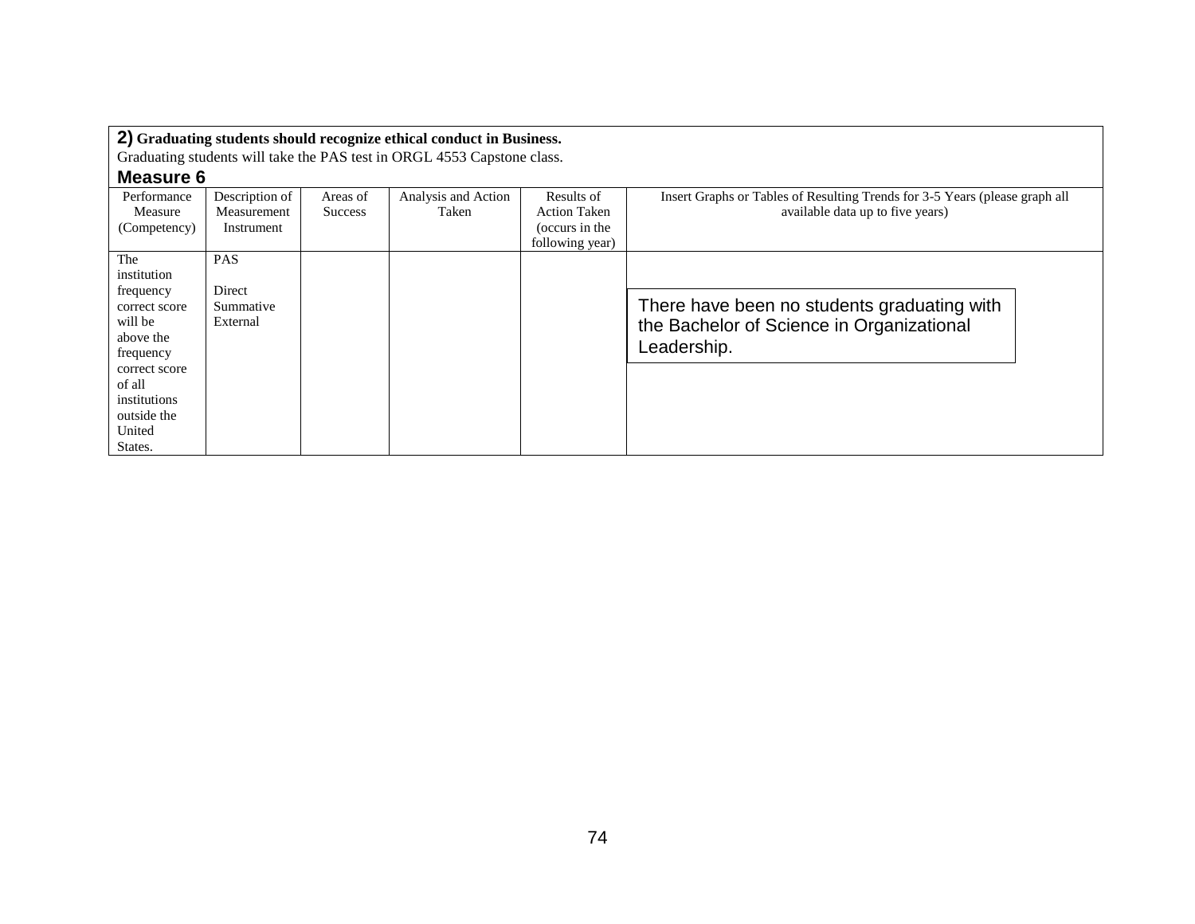**2) Graduating students should recognize ethical conduct in Business.**
Graduating students will take the PAS test in ORGL 4553 Capstone class.

**Measure 6**

| Performance Measure (Competency) | Description of Measurement Instrument | Areas of Success | Analysis and Action Taken | Results of Action Taken (occurs in the following year) | Insert Graphs or Tables of Resulting Trends for 3-5 Years (please graph all available data up to five years) |
|---|---|---|---|---|---|
| The institution frequency correct score will be above the frequency correct score of all institutions outside the United States. | PAS<br><br>Direct Summative External | | | | There have been no students graduating with the Bachelor of Science in Organizational Leadership. |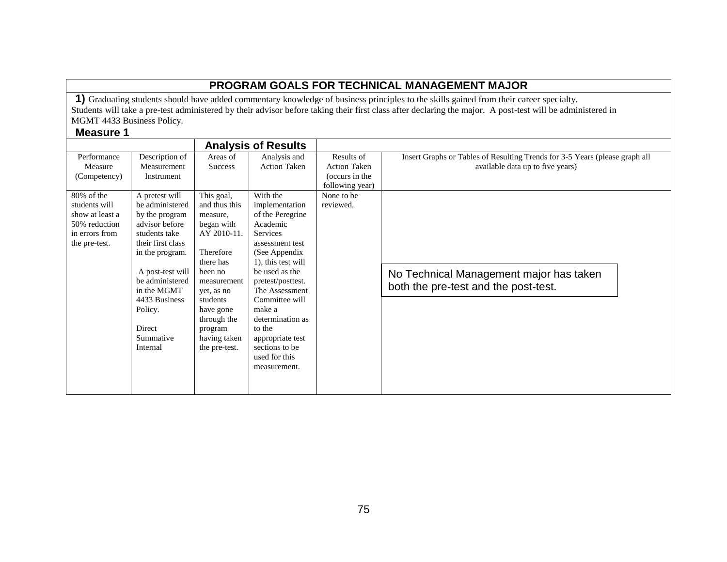## PROGRAM GOALS FOR TECHNICAL MANAGEMENT MAJOR

**1)** Graduating students should have added commentary knowledge of business principles to the skills gained from their career specialty.
Students will take a pre-test administered by their advisor before taking their first class after declaring the major. A post-test will be administered in MGMT 4433 Business Policy.

**Measure 1**

| | | Analysis of Results | | | |
|---|---|---|---|---|---|
| Performance Measure (Competency) | Description of Measurement Instrument | Areas of Success | Analysis and Action Taken | Results of Action Taken (occurs in the following year) | Insert Graphs or Tables of Resulting Trends for 3-5 Years (please graph all available data up to five years) |
| 80% of the students will show at least a 50% reduction in errors from the pre-test. | A pretest will be administered by the program advisor before students take their first class in the program.<br><br>A post-test will be administered in the MGMT 4433 Business Policy.<br><br>Direct Summative Internal | This goal, and thus this measure, began with AY 2010-11.<br><br>Therefore there has been no measurement yet, as no students have gone through the program having taken the pre-test. | With the implementation of the Peregrine Academic Services assessment test (See Appendix 1), this test will be used as the pretest/posttest. The Assessment Committee will make a determination as to the appropriate test sections to be used for this measurement. | None to be reviewed. | No Technical Management major has taken both the pre-test and the post-test. |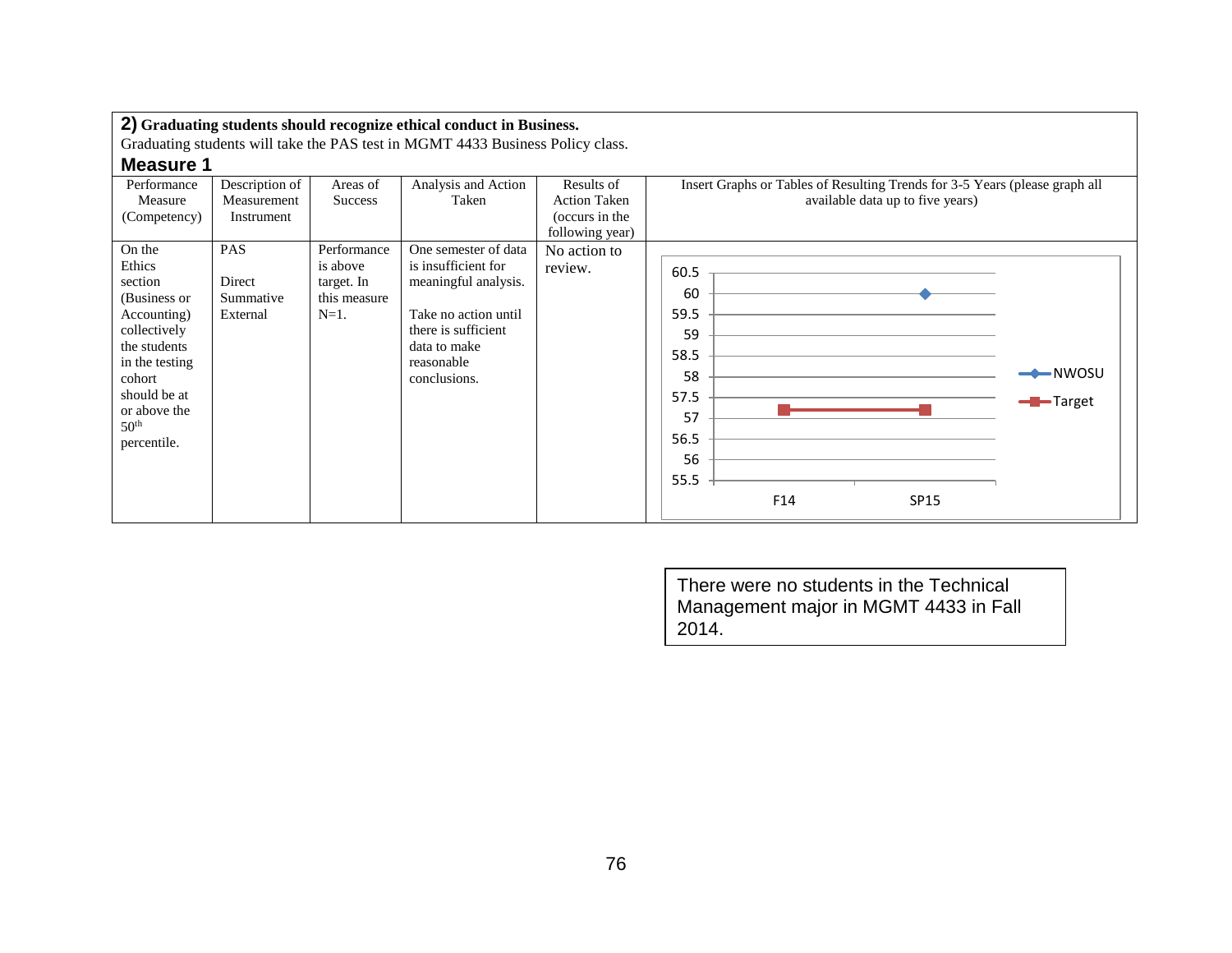**2) Graduating students should recognize ethical conduct in Business.**

Graduating students will take the PAS test in MGMT 4433 Business Policy class.

### Measure 1

| Performance Measure (Competency) | Description of Measurement Instrument | Areas of Success | Analysis and Action Taken | Results of Action Taken (occurs in the following year) | Insert Graphs or Tables of Resulting Trends for 3-5 Years (please graph all available data up to five years) |
|---|---|---|---|---|---|
| On the Ethics section (Business or Accounting) collectively the students in the testing cohort should be at or above the 50th percentile. | PAS<br><br>Direct Summative External | Performance is above target. In this measure N=1. | One semester of data is insufficient for meaningful analysis.<br><br>Take no action until there is sufficient data to make reasonable conclusions. | No action to review. | Chart: NWOSU (SP15: 60); Target (F14: 57.3, SP15: 57.3) |

There were no students in the Technical Management major in MGMT 4433 in Fall 2014.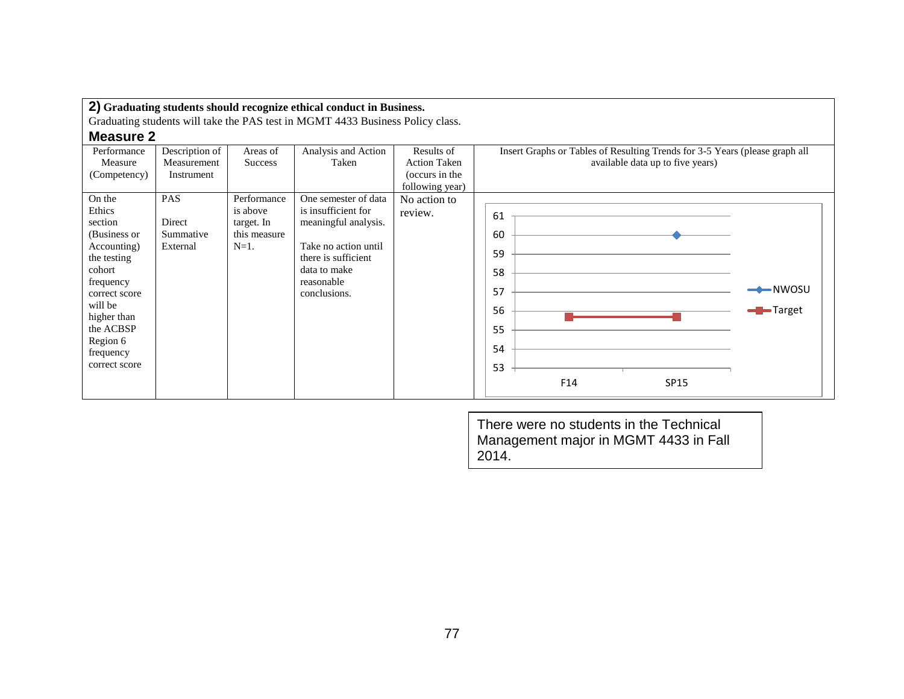**2) Graduating students should recognize ethical conduct in Business.**

Graduating students will take the PAS test in MGMT 4433 Business Policy class.

### Measure 2

| Performance Measure (Competency) | Description of Measurement Instrument | Areas of Success | Analysis and Action Taken | Results of Action Taken (occurs in the following year) | Insert Graphs or Tables of Resulting Trends for 3-5 Years (please graph all available data up to five years) |
|---|---|---|---|---|---|
| On the Ethics section (Business or Accounting) the testing cohort frequency correct score will be higher than the ACBSP Region 6 frequency correct score | PAS<br><br>Direct Summative External | Performance is above target. In this measure N=1. | One semester of data is insufficient for meaningful analysis.<br><br>Take no action until there is sufficient data to make reasonable conclusions. | No action to review. | Chart: y-axis 53–61; x-axis F14, SP15; series NWOSU (SP15: 60), Target (F14 and SP15: ~55.7) |

There were no students in the Technical Management major in MGMT 4433 in Fall 2014.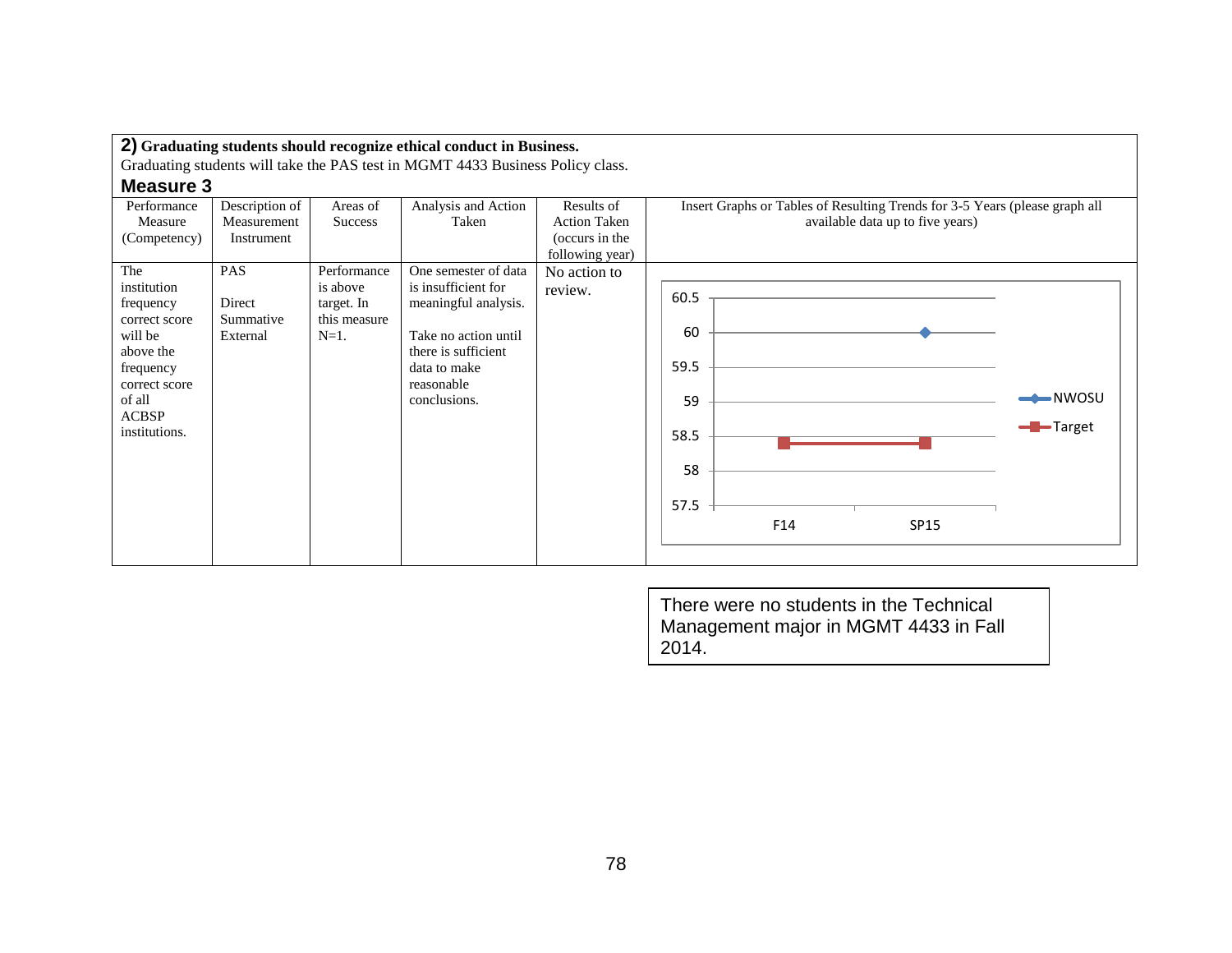**2) Graduating students should recognize ethical conduct in Business.**

Graduating students will take the PAS test in MGMT 4433 Business Policy class.

**Measure 3**

| Performance Measure (Competency) | Description of Measurement Instrument | Areas of Success | Analysis and Action Taken | Results of Action Taken (occurs in the following year) | Insert Graphs or Tables of Resulting Trends for 3-5 Years (please graph all available data up to five years) |
|---|---|---|---|---|---|
| The institution frequency correct score will be above the frequency correct score of all ACBSP institutions. | PAS<br><br>Direct Summative External | Performance is above target. In this measure N=1. | One semester of data is insufficient for meaningful analysis.<br><br>Take no action until there is sufficient data to make reasonable conclusions. | No action to review. | |

| | F14 | SP15 |
|---|---|---|
| NWOSU | | 60 |
| Target | 58.4 | 58.4 |

There were no students in the Technical Management major in MGMT 4433 in Fall 2014.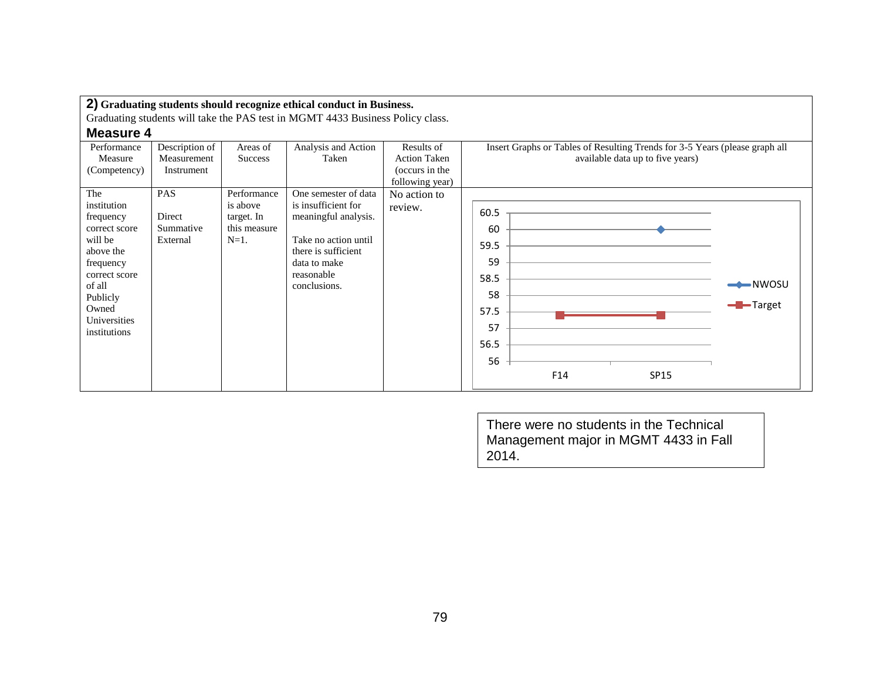**2) Graduating students should recognize ethical conduct in Business.**

Graduating students will take the PAS test in MGMT 4433 Business Policy class.

### Measure 4

| Performance Measure (Competency) | Description of Measurement Instrument | Areas of Success | Analysis and Action Taken | Results of Action Taken (occurs in the following year) | Insert Graphs or Tables of Resulting Trends for 3-5 Years (please graph all available data up to five years) |
|---|---|---|---|---|---|
| The institution frequency correct score will be above the frequency correct score of all Publicly Owned Universities institutions | PAS<br><br>Direct Summative External | Performance is above target. In this measure N=1. | One semester of data is insufficient for meaningful analysis.<br><br>Take no action until there is sufficient data to make reasonable conclusions. | No action to review. | |

| | F14 | SP15 |
|---|---|---|
| NWOSU | | 60 |
| Target | 57.4 | 57.4 |

There were no students in the Technical Management major in MGMT 4433 in Fall 2014.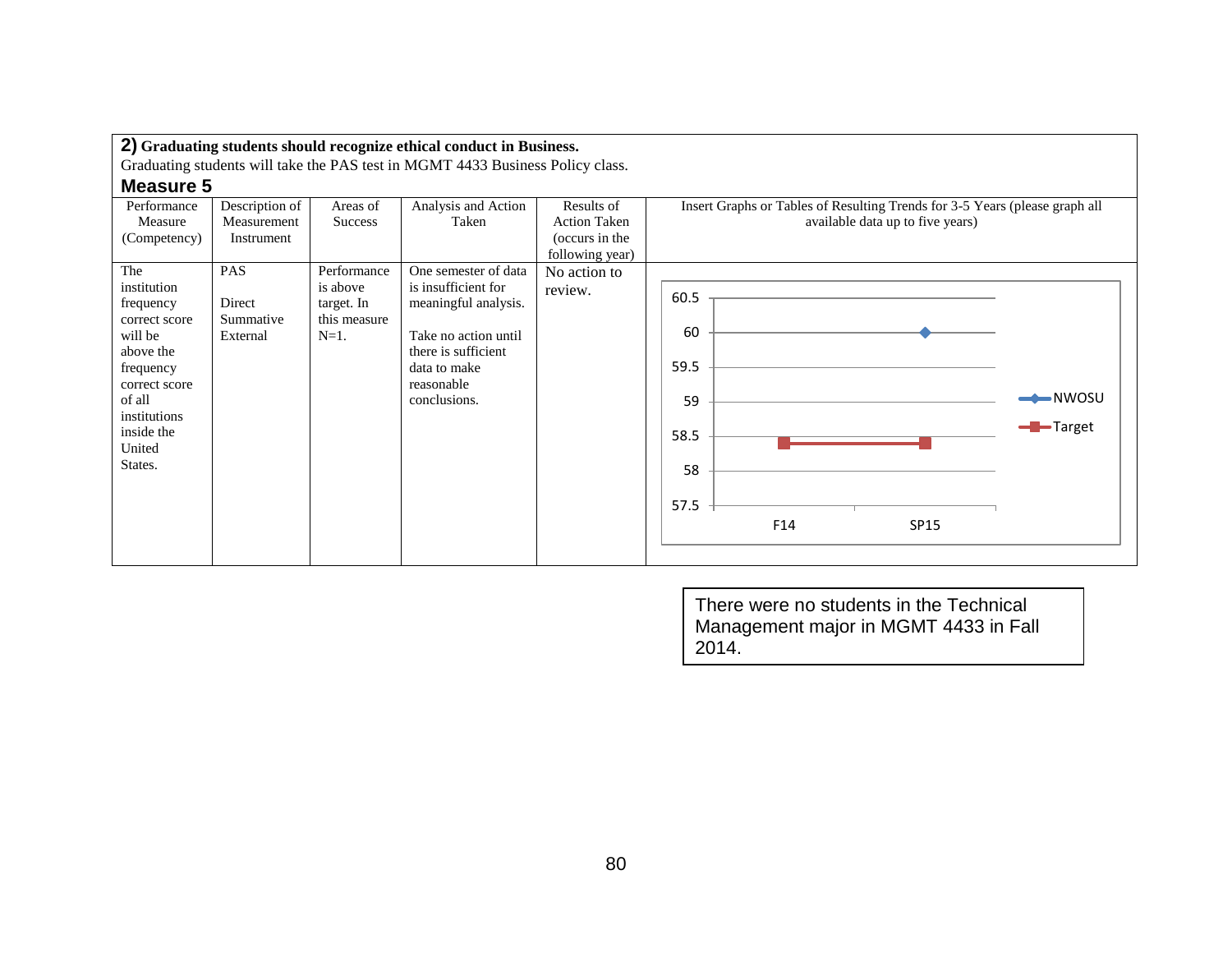**2) Graduating students should recognize ethical conduct in Business.**

Graduating students will take the PAS test in MGMT 4433 Business Policy class.

### Measure 5

| Performance Measure (Competency) | Description of Measurement Instrument | Areas of Success | Analysis and Action Taken | Results of Action Taken (occurs in the following year) | Insert Graphs or Tables of Resulting Trends for 3-5 Years (please graph all available data up to five years) |
|---|---|---|---|---|---|
| The institution frequency correct score will be above the frequency correct score of all institutions inside the United States. | PAS<br><br>Direct Summative External | Performance is above target. In this measure N=1. | One semester of data is insufficient for meaningful analysis.<br><br>Take no action until there is sufficient data to make reasonable conclusions. | No action to review. | |

| | F14 | SP15 |
|---|---|---|
| NWOSU | | 60 |
| Target | 58.4 | 58.4 |

There were no students in the Technical Management major in MGMT 4433 in Fall 2014.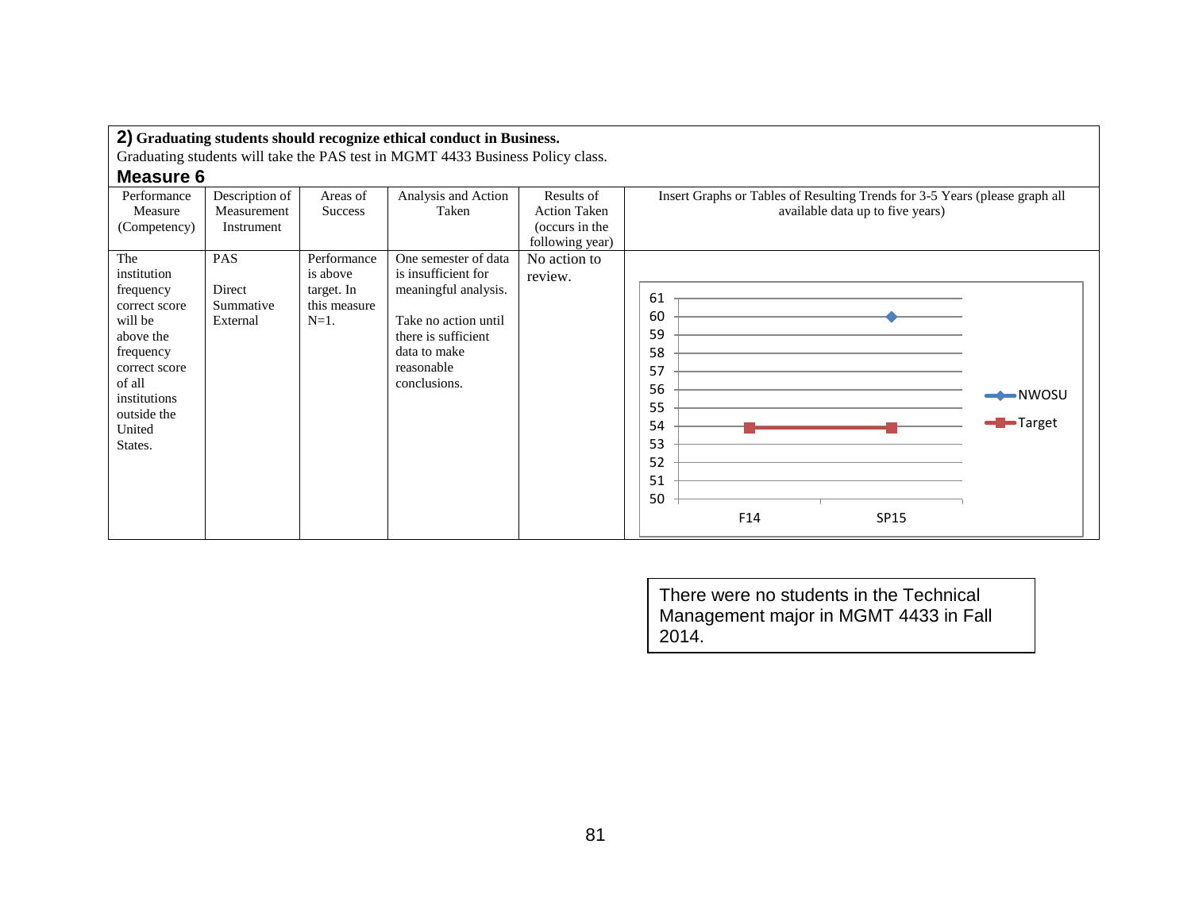**2) Graduating students should recognize ethical conduct in Business.**
Graduating students will take the PAS test in MGMT 4433 Business Policy class.

### Measure 6

| Performance Measure (Competency) | Description of Measurement Instrument | Areas of Success | Analysis and Action Taken | Results of Action Taken (occurs in the following year) | Insert Graphs or Tables of Resulting Trends for 3-5 Years (please graph all available data up to five years) |
|---|---|---|---|---|---|
| The institution frequency correct score will be above the frequency correct score of all institutions outside the United States. | PAS<br><br>Direct Summative External | Performance is above target. In this measure N=1. | One semester of data is insufficient for meaningful analysis.<br><br>Take no action until there is sufficient data to make reasonable conclusions. | No action to review. | |

| | F14 | SP15 |
|---|---|---|
| NWOSU | | 60 |
| Target | 54 | 54 |

There were no students in the Technical Management major in MGMT 4433 in Fall 2014.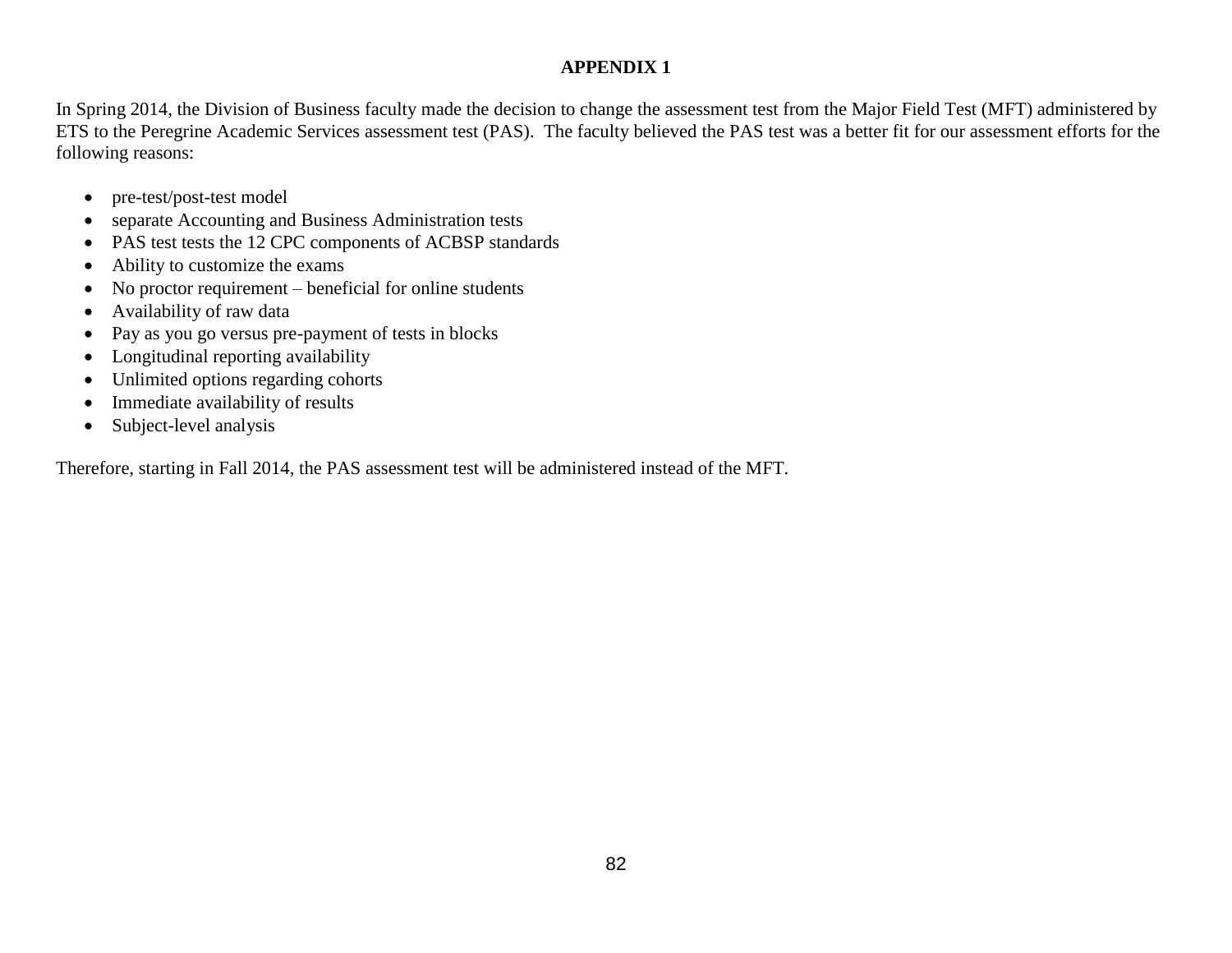# APPENDIX 1

In Spring 2014, the Division of Business faculty made the decision to change the assessment test from the Major Field Test (MFT) administered by ETS to the Peregrine Academic Services assessment test (PAS). The faculty believed the PAS test was a better fit for our assessment efforts for the following reasons:

- pre-test/post-test model
- separate Accounting and Business Administration tests
- PAS test tests the 12 CPC components of ACBSP standards
- Ability to customize the exams
- No proctor requirement – beneficial for online students
- Availability of raw data
- Pay as you go versus pre-payment of tests in blocks
- Longitudinal reporting availability
- Unlimited options regarding cohorts
- Immediate availability of results
- Subject-level analysis

Therefore, starting in Fall 2014, the PAS assessment test will be administered instead of the MFT.